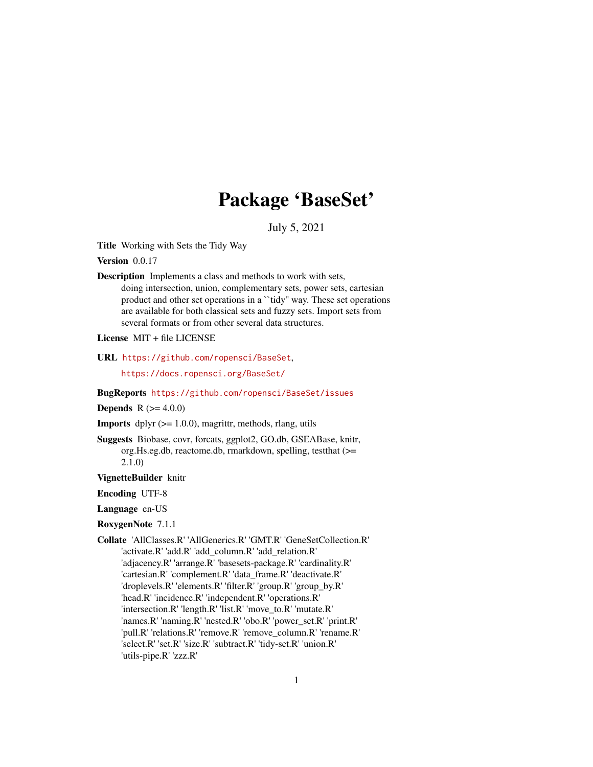# Package 'BaseSet'

July 5, 2021

**Title** Working with Sets the Tidy Way

**Version** 0.0.17

**Description** Implements a class and methods to work with sets, doing intersection, union, complementary sets, power sets, cartesian product and other set operations in a ``tidy'' way. These set operations are available for both classical sets and fuzzy sets. Import sets from several formats or from other several data structures.

**License** MIT + file LICENSE

**URL** https://github.com/ropensci/BaseSet, https://docs.ropensci.org/BaseSet/

**BugReports** https://github.com/ropensci/BaseSet/issues

**Depends** R (>= 4.0.0)

**Imports** dplyr (>= 1.0.0), magrittr, methods, rlang, utils

**Suggests** Biobase, covr, forcats, ggplot2, GO.db, GSEABase, knitr, org.Hs.eg.db, reactome.db, rmarkdown, spelling, testthat (>= 2.1.0)

**VignetteBuilder** knitr

**Encoding** UTF-8

**Language** en-US

**RoxygenNote** 7.1.1

**Collate** 'AllClasses.R' 'AllGenerics.R' 'GMT.R' 'GeneSetCollection.R' 'activate.R' 'add.R' 'add_column.R' 'add_relation.R' 'adjacency.R' 'arrange.R' 'basesets-package.R' 'cardinality.R' 'cartesian.R' 'complement.R' 'data_frame.R' 'deactivate.R' 'droplevels.R' 'elements.R' 'filter.R' 'group.R' 'group_by.R' 'head.R' 'incidence.R' 'independent.R' 'operations.R' 'intersection.R' 'length.R' 'list.R' 'move_to.R' 'mutate.R' 'names.R' 'naming.R' 'nested.R' 'obo.R' 'power_set.R' 'print.R' 'pull.R' 'relations.R' 'remove.R' 'remove_column.R' 'rename.R' 'select.R' 'set.R' 'size.R' 'subtract.R' 'tidy-set.R' 'union.R' 'utils-pipe.R' 'zzz.R'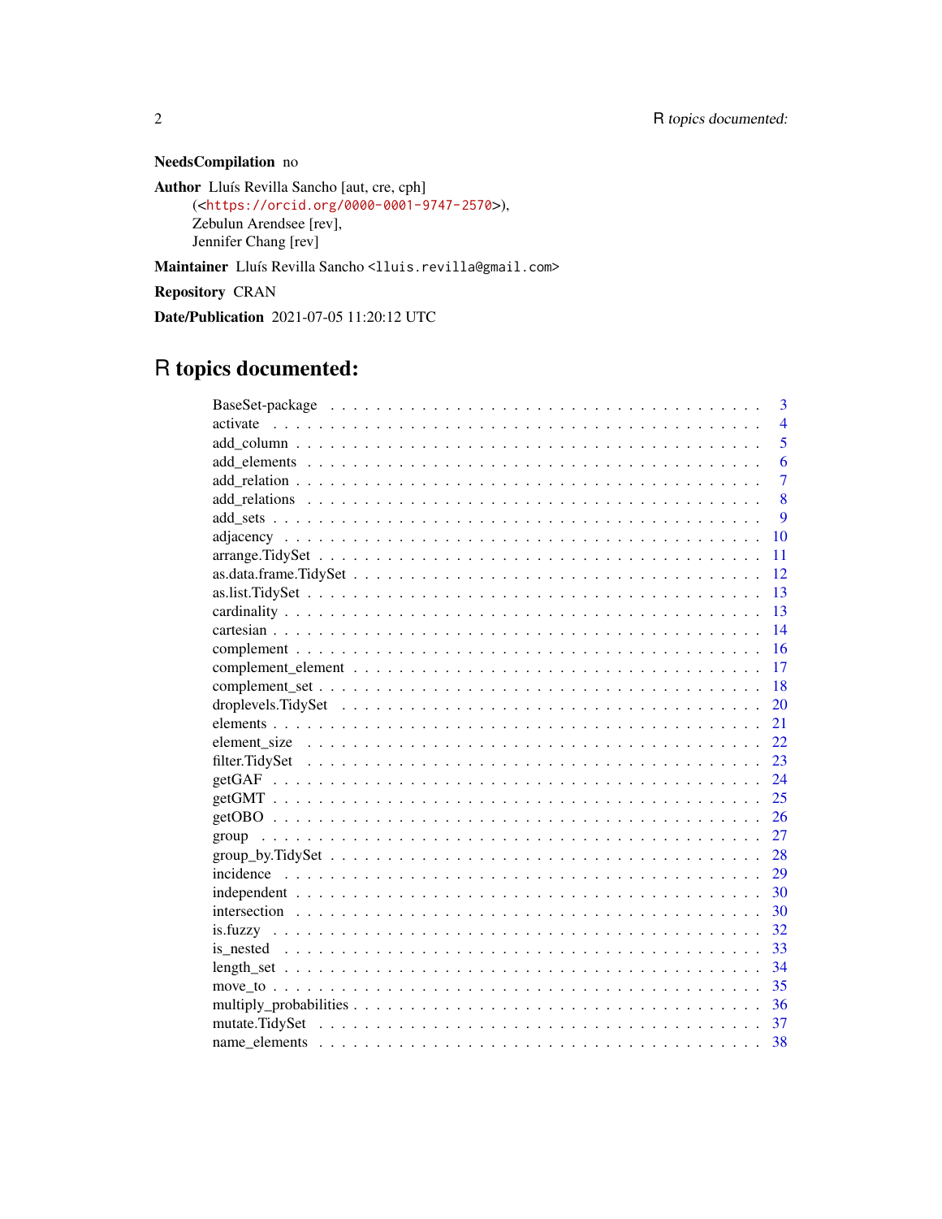**NeedsCompilation** no

**Author** Lluís Revilla Sancho [aut, cre, cph]
(<https://orcid.org/0000-0001-9747-2570>),
Zebulun Arendsee [rev],
Jennifer Chang [rev]

**Maintainer** Lluís Revilla Sancho <lluis.revilla@gmail.com>

**Repository** CRAN

**Date/Publication** 2021-07-05 11:20:12 UTC

# R topics documented:

| | |
|---|---|
| BaseSet-package | 3 |
| activate | 4 |
| add_column | 5 |
| add_elements | 6 |
| add_relation | 7 |
| add_relations | 8 |
| add_sets | 9 |
| adjacency | 10 |
| arrange.TidySet | 11 |
| as.data.frame.TidySet | 12 |
| as.list.TidySet | 13 |
| cardinality | 13 |
| cartesian | 14 |
| complement | 16 |
| complement_element | 17 |
| complement_set | 18 |
| droplevels.TidySet | 20 |
| elements | 21 |
| element_size | 22 |
| filter.TidySet | 23 |
| getGAF | 24 |
| getGMT | 25 |
| getOBO | 26 |
| group | 27 |
| group_by.TidySet | 28 |
| incidence | 29 |
| independent | 30 |
| intersection | 30 |
| is.fuzzy | 32 |
| is_nested | 33 |
| length_set | 34 |
| move_to | 35 |
| multiply_probabilities | 36 |
| mutate.TidySet | 37 |
| name_elements | 38 |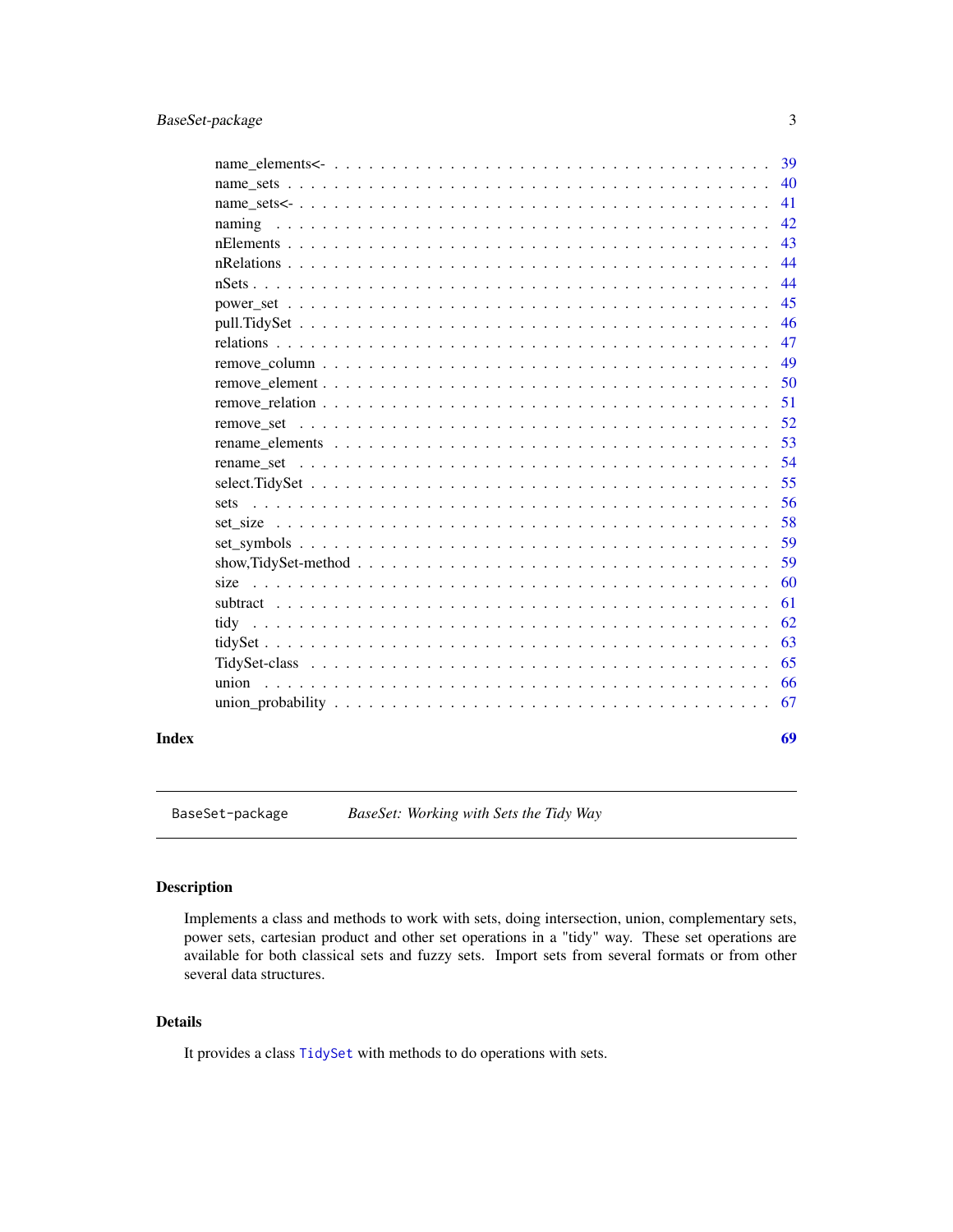name_elements<- . . . . . . . . . . . . . . . . . . . . . . . . . . . . . . . . . . . . 39
name_sets . . . . . . . . . . . . . . . . . . . . . . . . . . . . . . . . . . . . . . . 40
name_sets<- . . . . . . . . . . . . . . . . . . . . . . . . . . . . . . . . . . . . . . 41
naming . . . . . . . . . . . . . . . . . . . . . . . . . . . . . . . . . . . . . . . . . 42
nElements . . . . . . . . . . . . . . . . . . . . . . . . . . . . . . . . . . . . . . . 43
nRelations . . . . . . . . . . . . . . . . . . . . . . . . . . . . . . . . . . . . . . . 44
nSets . . . . . . . . . . . . . . . . . . . . . . . . . . . . . . . . . . . . . . . . . . 44
power_set . . . . . . . . . . . . . . . . . . . . . . . . . . . . . . . . . . . . . . . 45
pull.TidySet . . . . . . . . . . . . . . . . . . . . . . . . . . . . . . . . . . . . . . 46
relations . . . . . . . . . . . . . . . . . . . . . . . . . . . . . . . . . . . . . . . . 47
remove_column . . . . . . . . . . . . . . . . . . . . . . . . . . . . . . . . . . . . . 49
remove_element . . . . . . . . . . . . . . . . . . . . . . . . . . . . . . . . . . . . . 50
remove_relation . . . . . . . . . . . . . . . . . . . . . . . . . . . . . . . . . . . . 51
remove_set . . . . . . . . . . . . . . . . . . . . . . . . . . . . . . . . . . . . . . . 52
rename_elements . . . . . . . . . . . . . . . . . . . . . . . . . . . . . . . . . . . . 53
rename_set . . . . . . . . . . . . . . . . . . . . . . . . . . . . . . . . . . . . . . . 54
select.TidySet . . . . . . . . . . . . . . . . . . . . . . . . . . . . . . . . . . . . . 55
sets . . . . . . . . . . . . . . . . . . . . . . . . . . . . . . . . . . . . . . . . . . . 56
set_size . . . . . . . . . . . . . . . . . . . . . . . . . . . . . . . . . . . . . . . . 58
set_symbols . . . . . . . . . . . . . . . . . . . . . . . . . . . . . . . . . . . . . . 59
show,TidySet-method . . . . . . . . . . . . . . . . . . . . . . . . . . . . . . . . . 59
size . . . . . . . . . . . . . . . . . . . . . . . . . . . . . . . . . . . . . . . . . . . 60
subtract . . . . . . . . . . . . . . . . . . . . . . . . . . . . . . . . . . . . . . . . 61
tidy . . . . . . . . . . . . . . . . . . . . . . . . . . . . . . . . . . . . . . . . . . . 62
tidySet . . . . . . . . . . . . . . . . . . . . . . . . . . . . . . . . . . . . . . . . . 63
TidySet-class . . . . . . . . . . . . . . . . . . . . . . . . . . . . . . . . . . . . . . 65
union . . . . . . . . . . . . . . . . . . . . . . . . . . . . . . . . . . . . . . . . . . 66
union_probability . . . . . . . . . . . . . . . . . . . . . . . . . . . . . . . . . . . 67

**Index** **69**

---

`BaseSet-package` *BaseSet: Working with Sets the Tidy Way*

## Description

Implements a class and methods to work with sets, doing intersection, union, complementary sets, power sets, cartesian product and other set operations in a "tidy" way. These set operations are available for both classical sets and fuzzy sets. Import sets from several formats or from other several data structures.

## Details

It provides a class `TidySet` with methods to do operations with sets.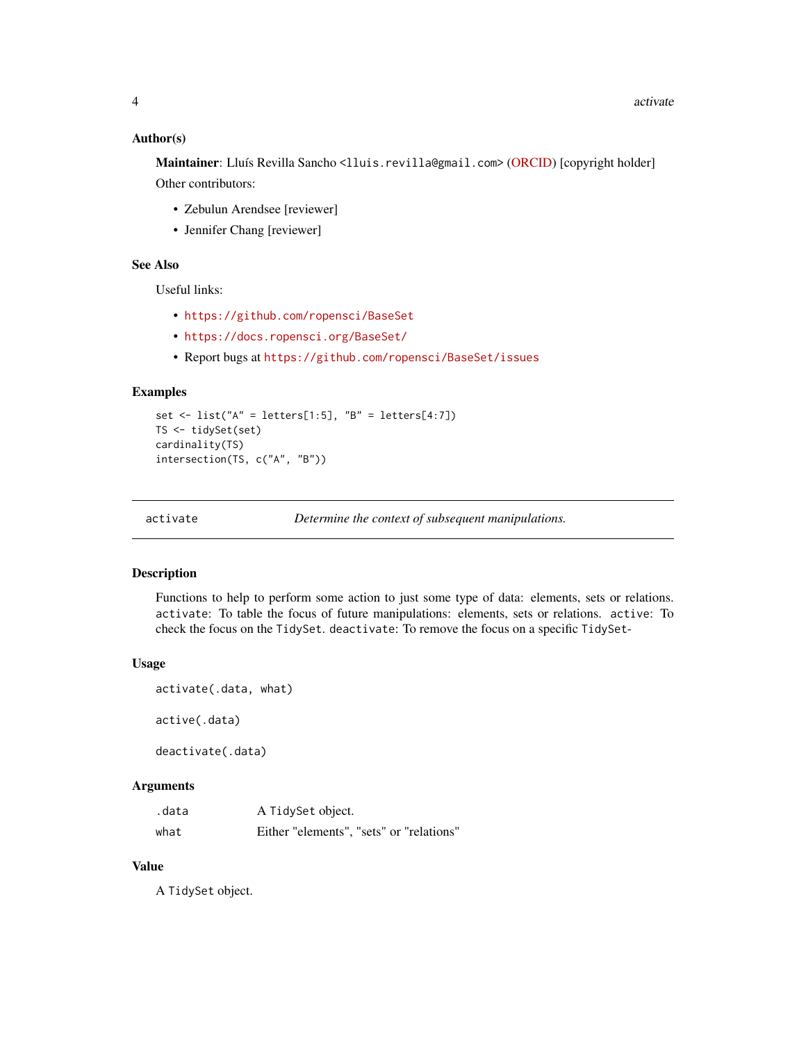### Author(s)

**Maintainer**: Lluís Revilla Sancho <lluis.revilla@gmail.com> (ORCID) [copyright holder]

Other contributors:

- Zebulun Arendsee [reviewer]
- Jennifer Chang [reviewer]

### See Also

Useful links:

- https://github.com/ropensci/BaseSet
- https://docs.ropensci.org/BaseSet/
- Report bugs at https://github.com/ropensci/BaseSet/issues

### Examples

```
set <- list("A" = letters[1:5], "B" = letters[4:7])
TS <- tidySet(set)
cardinality(TS)
intersection(TS, c("A", "B"))
```

---

## activate — *Determine the context of subsequent manipulations.*

---

### Description

Functions to help to perform some action to just some type of data: elements, sets or relations. `activate`: To table the focus of future manipulations: elements, sets or relations. `active`: To check the focus on the `TidySet`. `deactivate`: To remove the focus on a specific `TidySet`-

### Usage

```
activate(.data, what)

active(.data)

deactivate(.data)
```

### Arguments

| | |
|---|---|
| `.data` | A `TidySet` object. |
| `what` | Either "elements", "sets" or "relations" |

### Value

A `TidySet` object.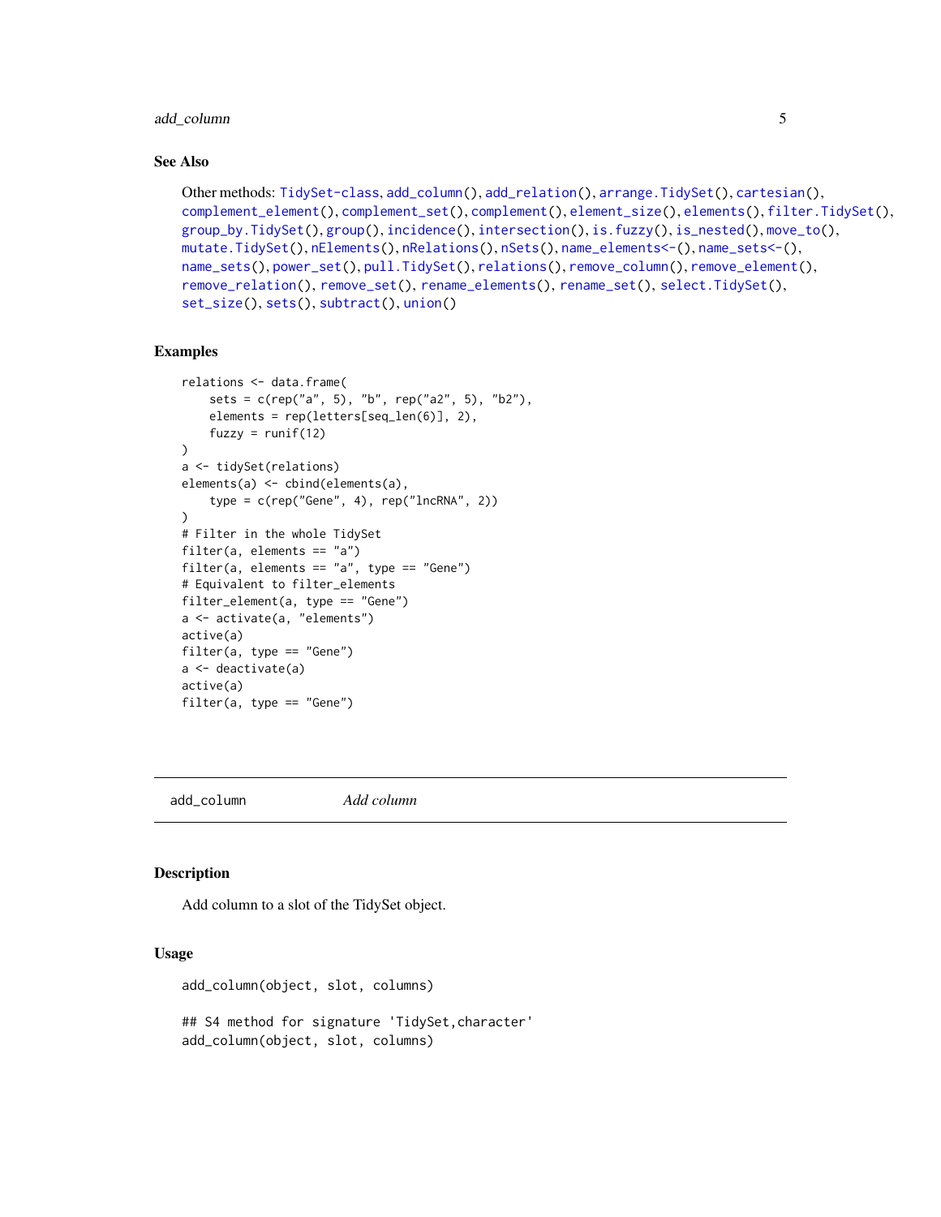### See Also

Other methods: TidySet-class, add_column(), add_relation(), arrange.TidySet(), cartesian(), complement_element(), complement_set(), complement(), element_size(), elements(), filter.TidySet(), group_by.TidySet(), group(), incidence(), intersection(), is.fuzzy(), is_nested(), move_to(), mutate.TidySet(), nElements(), nRelations(), nSets(), name_elements<-(), name_sets<-(), name_sets(), power_set(), pull.TidySet(), relations(), remove_column(), remove_element(), remove_relation(), remove_set(), rename_elements(), rename_set(), select.TidySet(), set_size(), sets(), subtract(), union()

### Examples

```
relations <- data.frame(
    sets = c(rep("a", 5), "b", rep("a2", 5), "b2"),
    elements = rep(letters[seq_len(6)], 2),
    fuzzy = runif(12)
)
a <- tidySet(relations)
elements(a) <- cbind(elements(a),
    type = c(rep("Gene", 4), rep("lncRNA", 2))
)
# Filter in the whole TidySet
filter(a, elements == "a")
filter(a, elements == "a", type == "Gene")
# Equivalent to filter_elements
filter_element(a, type == "Gene")
a <- activate(a, "elements")
active(a)
filter(a, type == "Gene")
a <- deactivate(a)
active(a)
filter(a, type == "Gene")
```

---

## add_column *Add column*

### Description

Add column to a slot of the TidySet object.

### Usage

```
add_column(object, slot, columns)

## S4 method for signature 'TidySet,character'
add_column(object, slot, columns)
```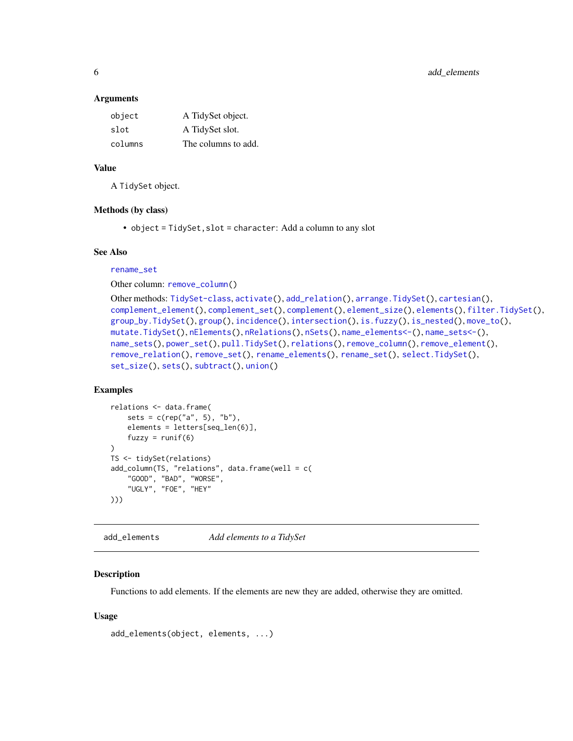### Arguments

| | |
|---|---|
| object | A TidySet object. |
| slot | A TidySet slot. |
| columns | The columns to add. |

### Value

A TidySet object.

### Methods (by class)

- object = TidySet, slot = character: Add a column to any slot

### See Also

rename_set

Other column: remove_column()

Other methods: TidySet-class, activate(), add_relation(), arrange.TidySet(), cartesian(), complement_element(), complement_set(), complement(), element_size(), elements(), filter.TidySet(), group_by.TidySet(), group(), incidence(), intersection(), is.fuzzy(), is_nested(), move_to(), mutate.TidySet(), nElements(), nRelations(), nSets(), name_elements<-(), name_sets<-(), name_sets(), power_set(), pull.TidySet(), relations(), remove_column(), remove_element(), remove_relation(), remove_set(), rename_elements(), rename_set(), select.TidySet(), set_size(), sets(), subtract(), union()

### Examples

```
relations <- data.frame(
    sets = c(rep("a", 5), "b"),
    elements = letters[seq_len(6)],
    fuzzy = runif(6)
)
TS <- tidySet(relations)
add_column(TS, "relations", data.frame(well = c(
    "GOOD", "BAD", "WORSE",
    "UGLY", "FOE", "HEY"
)))
```

---

## add_elements — *Add elements to a TidySet*

### Description

Functions to add elements. If the elements are new they are added, otherwise they are omitted.

### Usage

```
add_elements(object, elements, ...)
```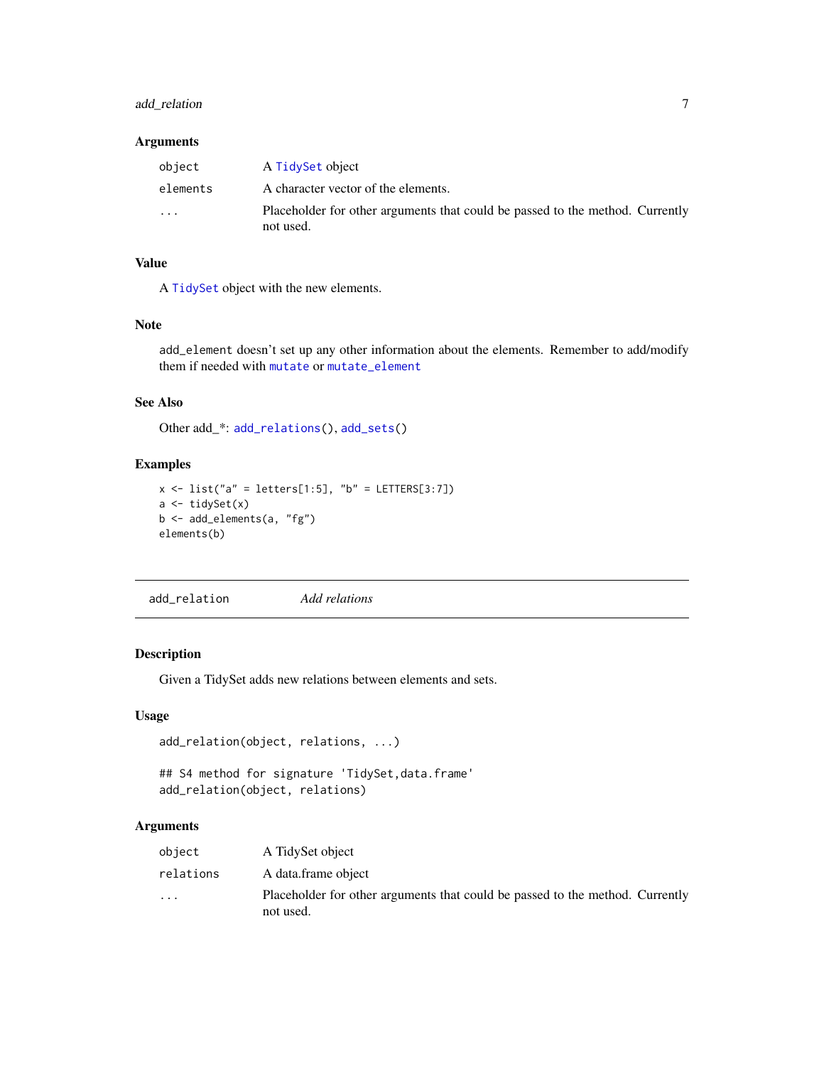### Arguments

| | |
|---|---|
| object | A TidySet object |
| elements | A character vector of the elements. |
| ... | Placeholder for other arguments that could be passed to the method. Currently not used. |

### Value

A TidySet object with the new elements.

### Note

add_element doesn't set up any other information about the elements. Remember to add/modify them if needed with mutate or mutate_element

### See Also

Other add_*: add_relations(), add_sets()

### Examples

```
x <- list("a" = letters[1:5], "b" = LETTERS[3:7])
a <- tidySet(x)
b <- add_elements(a, "fg")
elements(b)
```

---

## add_relation *Add relations*

### Description

Given a TidySet adds new relations between elements and sets.

### Usage

```
add_relation(object, relations, ...)

## S4 method for signature 'TidySet,data.frame'
add_relation(object, relations)
```

### Arguments

| | |
|---|---|
| object | A TidySet object |
| relations | A data.frame object |
| ... | Placeholder for other arguments that could be passed to the method. Currently not used. |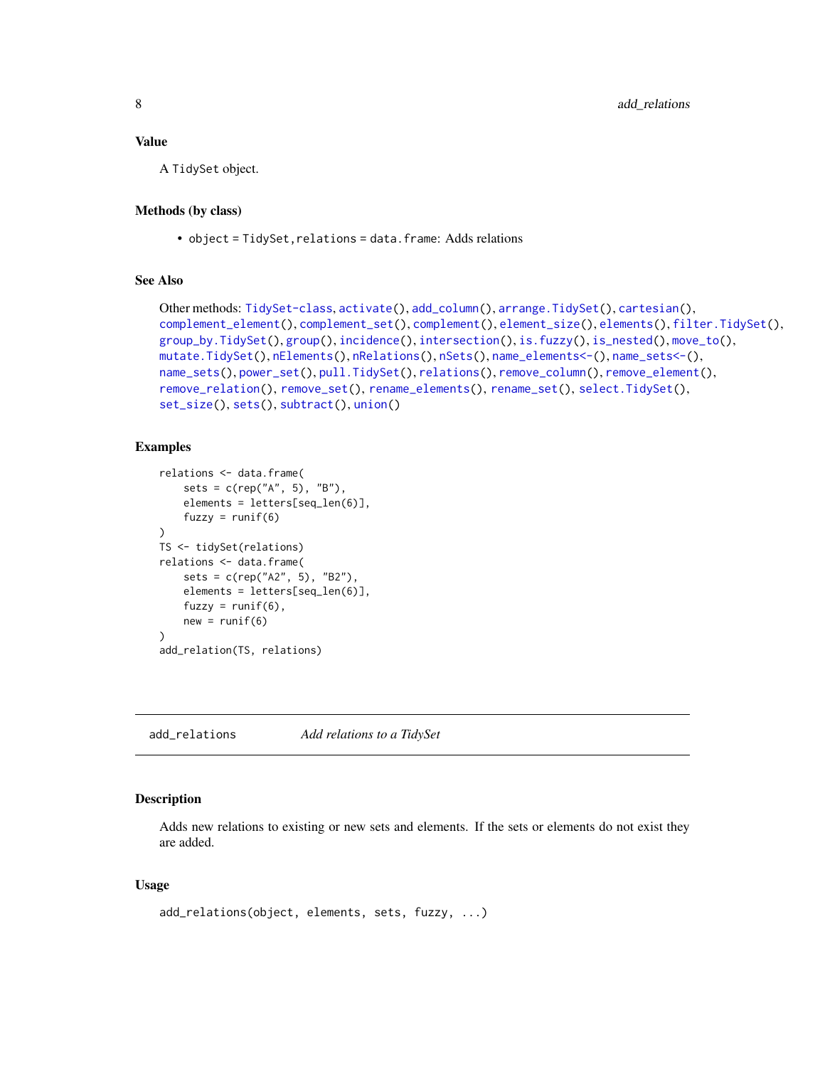### Value

A `TidySet` object.

### Methods (by class)

- `object = TidySet,relations = data.frame`: Adds relations

### See Also

Other methods: `TidySet-class`, `activate()`, `add_column()`, `arrange.TidySet()`, `cartesian()`, `complement_element()`, `complement_set()`, `complement()`, `element_size()`, `elements()`, `filter.TidySet()`, `group_by.TidySet()`, `group()`, `incidence()`, `intersection()`, `is.fuzzy()`, `is_nested()`, `move_to()`, `mutate.TidySet()`, `nElements()`, `nRelations()`, `nSets()`, `name_elements<-()`, `name_sets<-()`, `name_sets()`, `power_set()`, `pull.TidySet()`, `relations()`, `remove_column()`, `remove_element()`, `remove_relation()`, `remove_set()`, `rename_elements()`, `rename_set()`, `select.TidySet()`, `set_size()`, `sets()`, `subtract()`, `union()`

### Examples

```
relations <- data.frame(
    sets = c(rep("A", 5), "B"),
    elements = letters[seq_len(6)],
    fuzzy = runif(6)
)
TS <- tidySet(relations)
relations <- data.frame(
    sets = c(rep("A2", 5), "B2"),
    elements = letters[seq_len(6)],
    fuzzy = runif(6),
    new = runif(6)
)
add_relation(TS, relations)
```

---

## `add_relations` *Add relations to a TidySet*

### Description

Adds new relations to existing or new sets and elements. If the sets or elements do not exist they are added.

### Usage

```
add_relations(object, elements, sets, fuzzy, ...)
```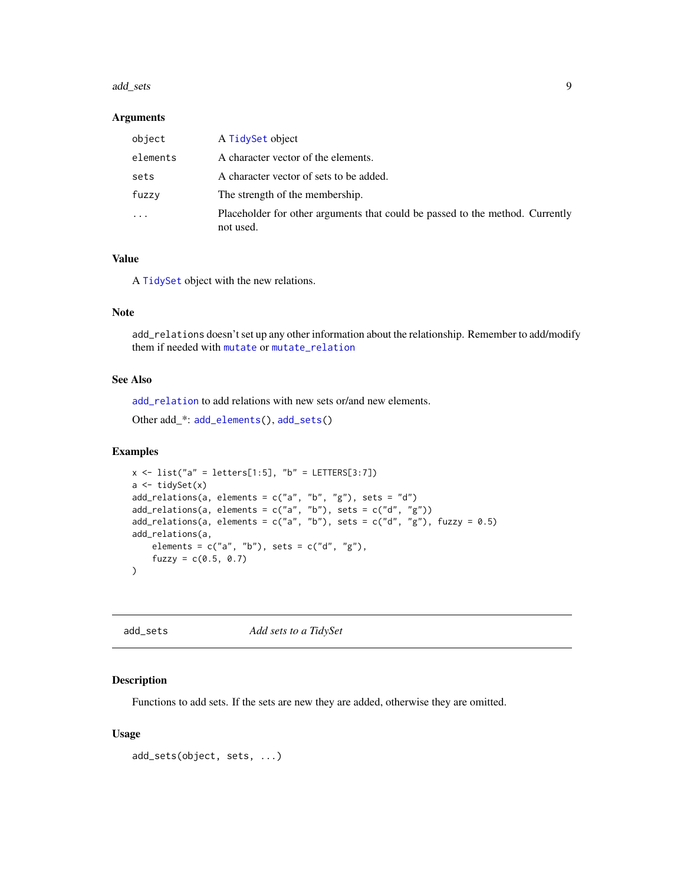## Arguments

| | |
|---|---|
| object | A TidySet object |
| elements | A character vector of the elements. |
| sets | A character vector of sets to be added. |
| fuzzy | The strength of the membership. |
| ... | Placeholder for other arguments that could be passed to the method. Currently not used. |

## Value

A TidySet object with the new relations.

## Note

add_relations doesn't set up any other information about the relationship. Remember to add/modify them if needed with mutate or mutate_relation

## See Also

add_relation to add relations with new sets or/and new elements.

Other add_*: add_elements(), add_sets()

## Examples

```
x <- list("a" = letters[1:5], "b" = LETTERS[3:7])
a <- tidySet(x)
add_relations(a, elements = c("a", "b", "g"), sets = "d")
add_relations(a, elements = c("a", "b"), sets = c("d", "g"))
add_relations(a, elements = c("a", "b"), sets = c("d", "g"), fuzzy = 0.5)
add_relations(a,
    elements = c("a", "b"), sets = c("d", "g"),
    fuzzy = c(0.5, 0.7)
)
```

---

# add_sets *Add sets to a TidySet*

## Description

Functions to add sets. If the sets are new they are added, otherwise they are omitted.

## Usage

```
add_sets(object, sets, ...)
```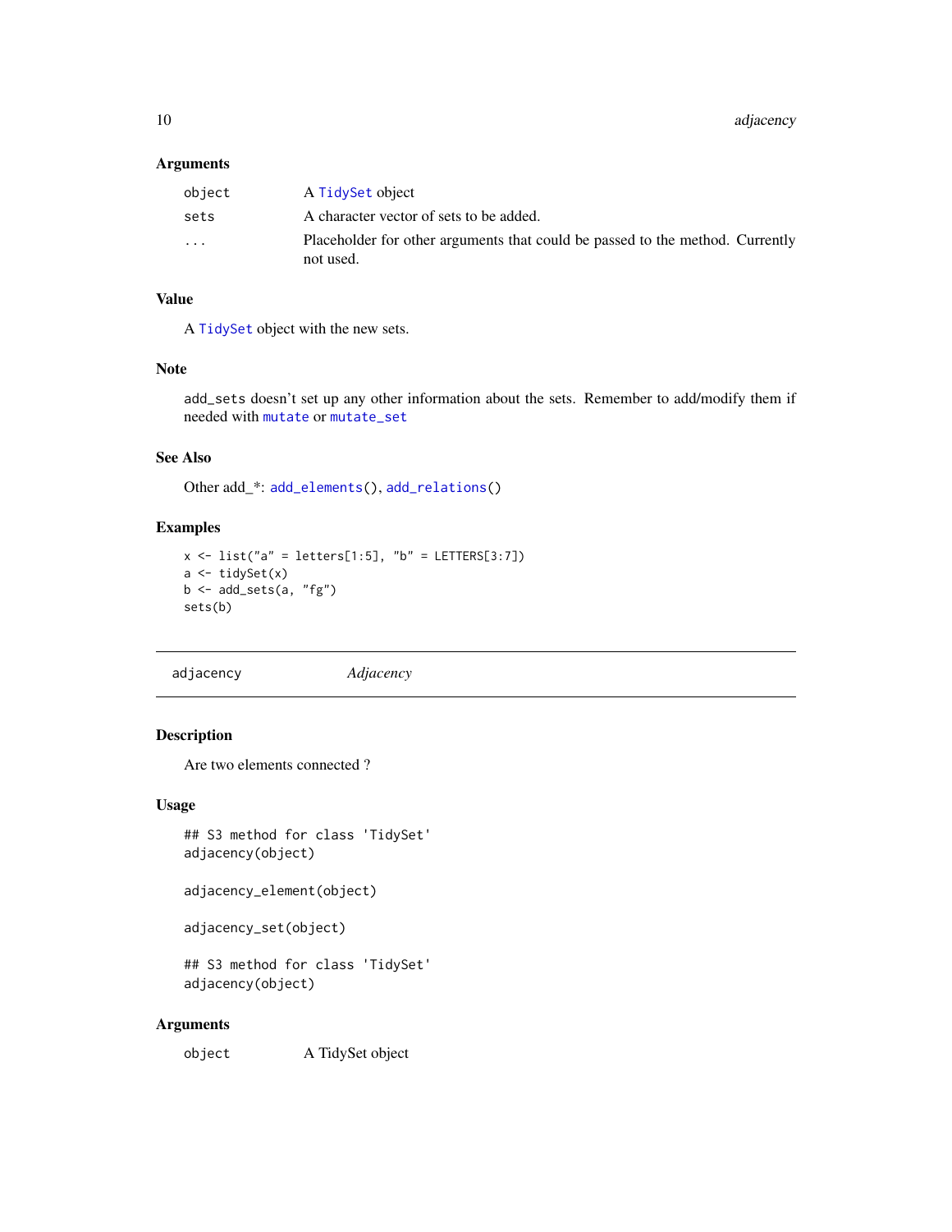### Arguments

| | |
|---|---|
| object | A TidySet object |
| sets | A character vector of sets to be added. |
| ... | Placeholder for other arguments that could be passed to the method. Currently not used. |

### Value

A TidySet object with the new sets.

### Note

add_sets doesn't set up any other information about the sets. Remember to add/modify them if needed with mutate or mutate_set

### See Also

Other add_*: add_elements(), add_relations()

### Examples

```
x <- list("a" = letters[1:5], "b" = LETTERS[3:7])
a <- tidySet(x)
b <- add_sets(a, "fg")
sets(b)
```

---

## adjacency — *Adjacency*

### Description

Are two elements connected ?

### Usage

```
## S3 method for class 'TidySet'
adjacency(object)

adjacency_element(object)

adjacency_set(object)

## S3 method for class 'TidySet'
adjacency(object)
```

### Arguments

| | |
|---|---|
| object | A TidySet object |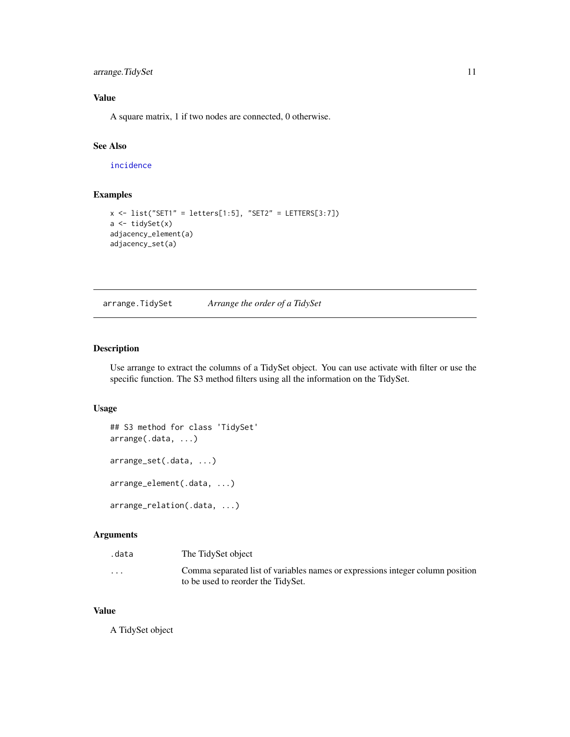## Value

A square matrix, 1 if two nodes are connected, 0 otherwise.

## See Also

incidence

## Examples

```
x <- list("SET1" = letters[1:5], "SET2" = LETTERS[3:7])
a <- tidySet(x)
adjacency_element(a)
adjacency_set(a)
```

---

# arrange.TidySet — *Arrange the order of a TidySet*

## Description

Use arrange to extract the columns of a TidySet object. You can use activate with filter or use the specific function. The S3 method filters using all the information on the TidySet.

## Usage

```
## S3 method for class 'TidySet'
arrange(.data, ...)

arrange_set(.data, ...)

arrange_element(.data, ...)

arrange_relation(.data, ...)
```

## Arguments

| | |
|---|---|
| `.data` | The TidySet object |
| `...` | Comma separated list of variables names or expressions integer column position to be used to reorder the TidySet. |

## Value

A TidySet object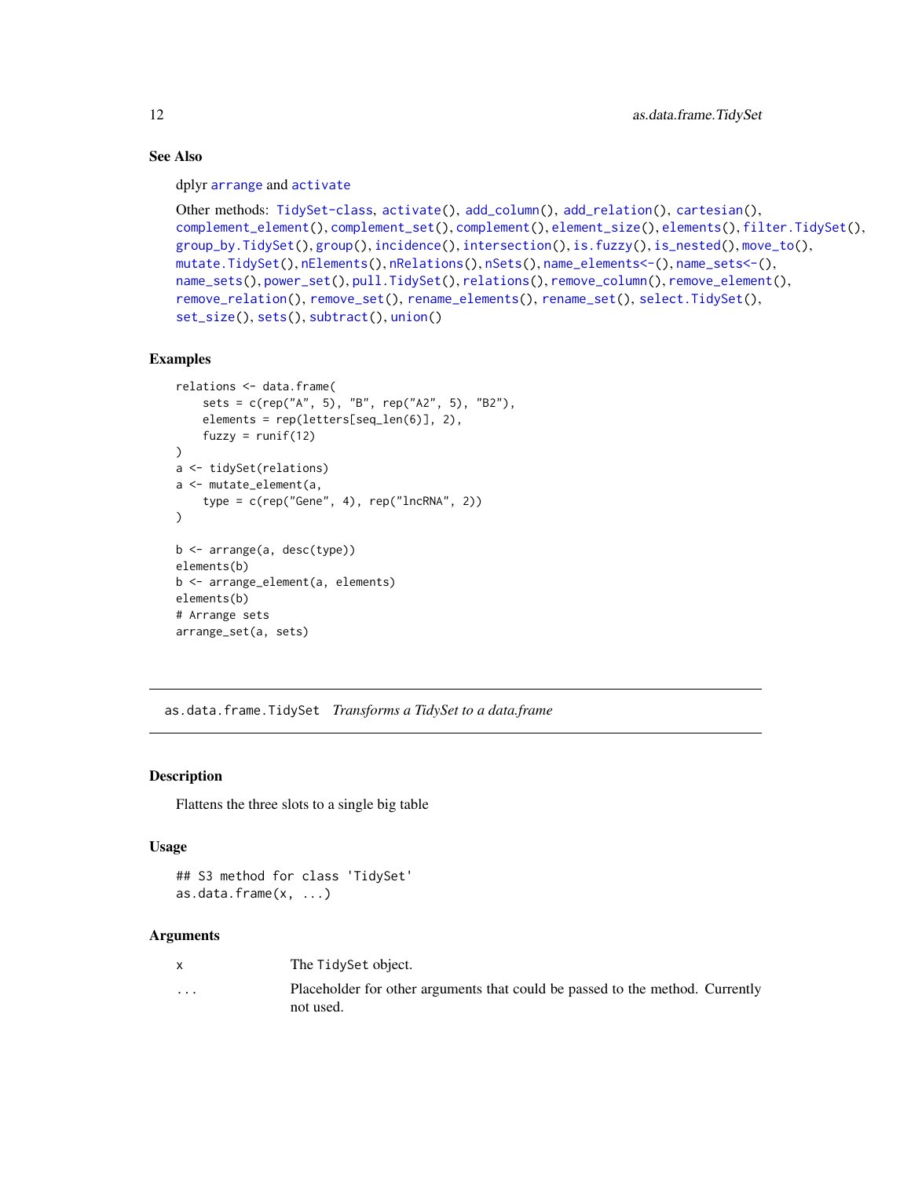### See Also

dplyr arrange and activate

Other methods: TidySet-class, activate(), add_column(), add_relation(), cartesian(), complement_element(), complement_set(), complement(), element_size(), elements(), filter.TidySet(), group_by.TidySet(), group(), incidence(), intersection(), is.fuzzy(), is_nested(), move_to(), mutate.TidySet(), nElements(), nRelations(), nSets(), name_elements<-(), name_sets<-(), name_sets(), power_set(), pull.TidySet(), relations(), remove_column(), remove_element(), remove_relation(), remove_set(), rename_elements(), rename_set(), select.TidySet(), set_size(), sets(), subtract(), union()

### Examples

```
relations <- data.frame(
    sets = c(rep("A", 5), "B", rep("A2", 5), "B2"),
    elements = rep(letters[seq_len(6)], 2),
    fuzzy = runif(12)
)
a <- tidySet(relations)
a <- mutate_element(a,
    type = c(rep("Gene", 4), rep("lncRNA", 2))
)

b <- arrange(a, desc(type))
elements(b)
b <- arrange_element(a, elements)
elements(b)
# Arrange sets
arrange_set(a, sets)
```

---

## as.data.frame.TidySet *Transforms a TidySet to a data.frame*

---

### Description

Flattens the three slots to a single big table

### Usage

```
## S3 method for class 'TidySet'
as.data.frame(x, ...)
```

### Arguments

| | |
|---|---|
| x | The TidySet object. |
| ... | Placeholder for other arguments that could be passed to the method. Currently not used. |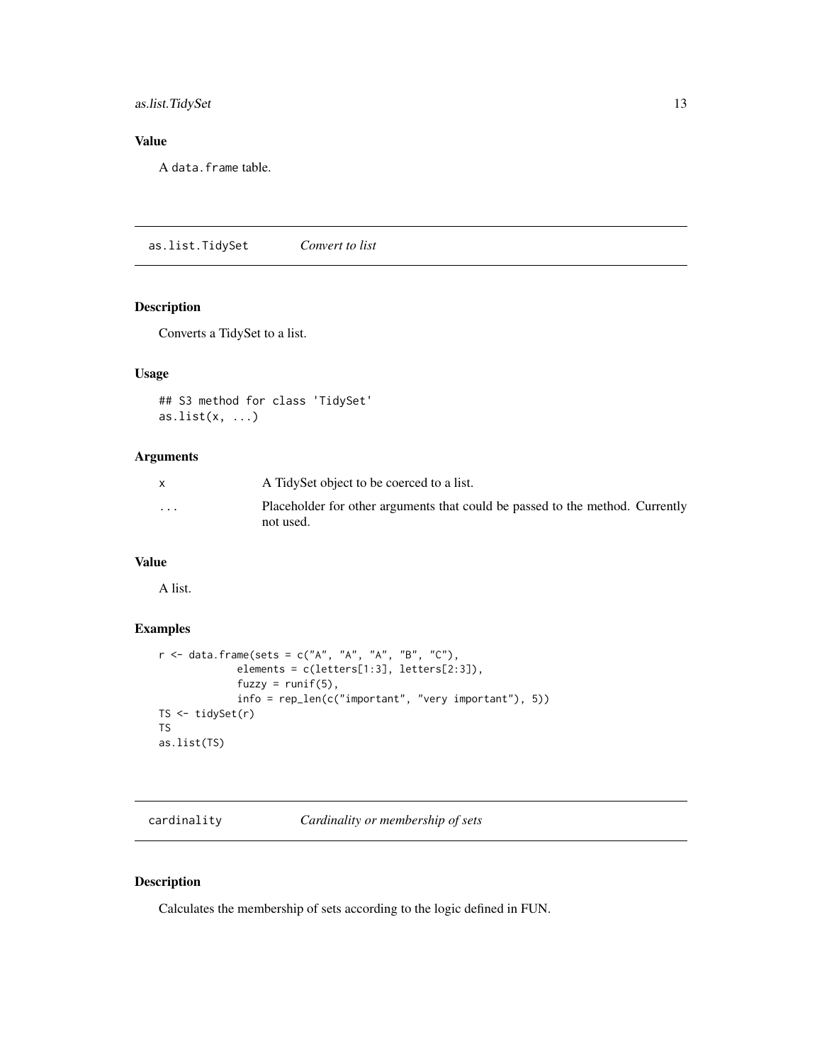## Value

A `data.frame` table.

---

`as.list.TidySet` *Convert to list*

---

### Description

Converts a TidySet to a list.

### Usage

```
## S3 method for class 'TidySet'
as.list(x, ...)
```

### Arguments

| | |
|---|---|
| x | A TidySet object to be coerced to a list. |
| ... | Placeholder for other arguments that could be passed to the method. Currently not used. |

### Value

A list.

### Examples

```
r <- data.frame(sets = c("A", "A", "A", "B", "C"),
             elements = c(letters[1:3], letters[2:3]),
             fuzzy = runif(5),
             info = rep_len(c("important", "very important"), 5))
TS <- tidySet(r)
TS
as.list(TS)
```

---

`cardinality` *Cardinality or membership of sets*

---

### Description

Calculates the membership of sets according to the logic defined in FUN.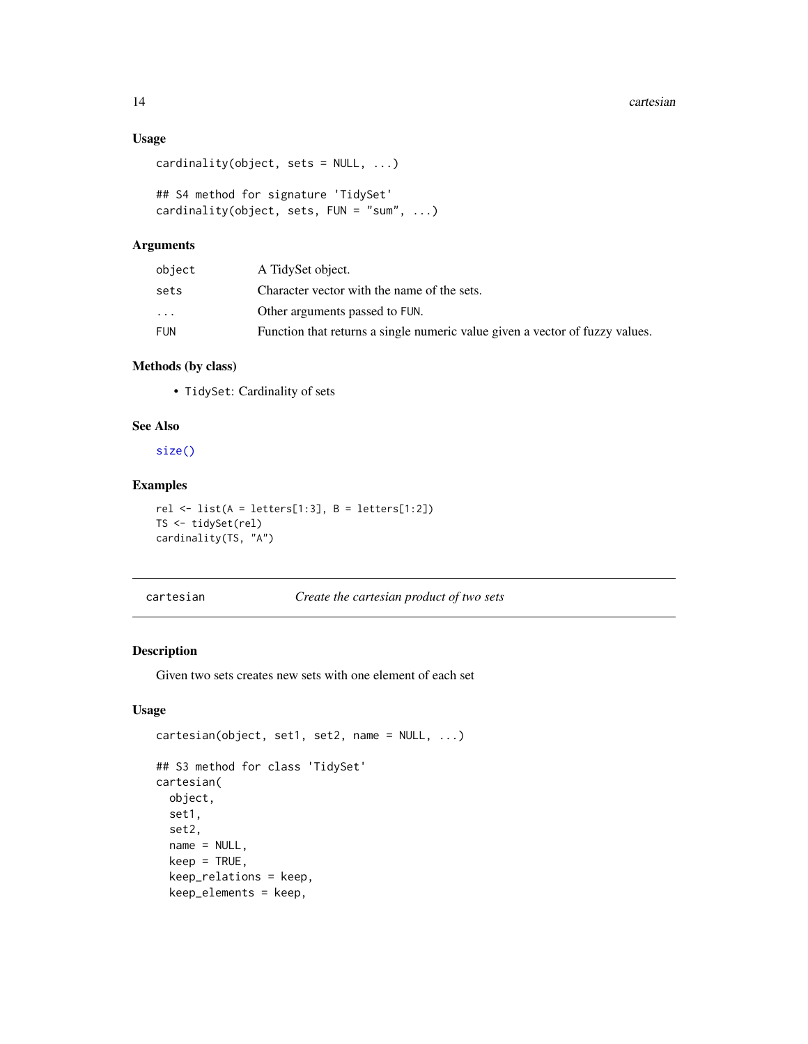### Usage

```
cardinality(object, sets = NULL, ...)

## S4 method for signature 'TidySet'
cardinality(object, sets, FUN = "sum", ...)
```

### Arguments

| | |
|---|---|
| `object` | A TidySet object. |
| `sets` | Character vector with the name of the sets. |
| `...` | Other arguments passed to FUN. |
| `FUN` | Function that returns a single numeric value given a vector of fuzzy values. |

### Methods (by class)

- `TidySet`: Cardinality of sets

### See Also

`size()`

### Examples

```
rel <- list(A = letters[1:3], B = letters[1:2])
TS <- tidySet(rel)
cardinality(TS, "A")
```

---

## cartesian — *Create the cartesian product of two sets*

---

### Description

Given two sets creates new sets with one element of each set

### Usage

```
cartesian(object, set1, set2, name = NULL, ...)

## S3 method for class 'TidySet'
cartesian(
  object,
  set1,
  set2,
  name = NULL,
  keep = TRUE,
  keep_relations = keep,
  keep_elements = keep,
```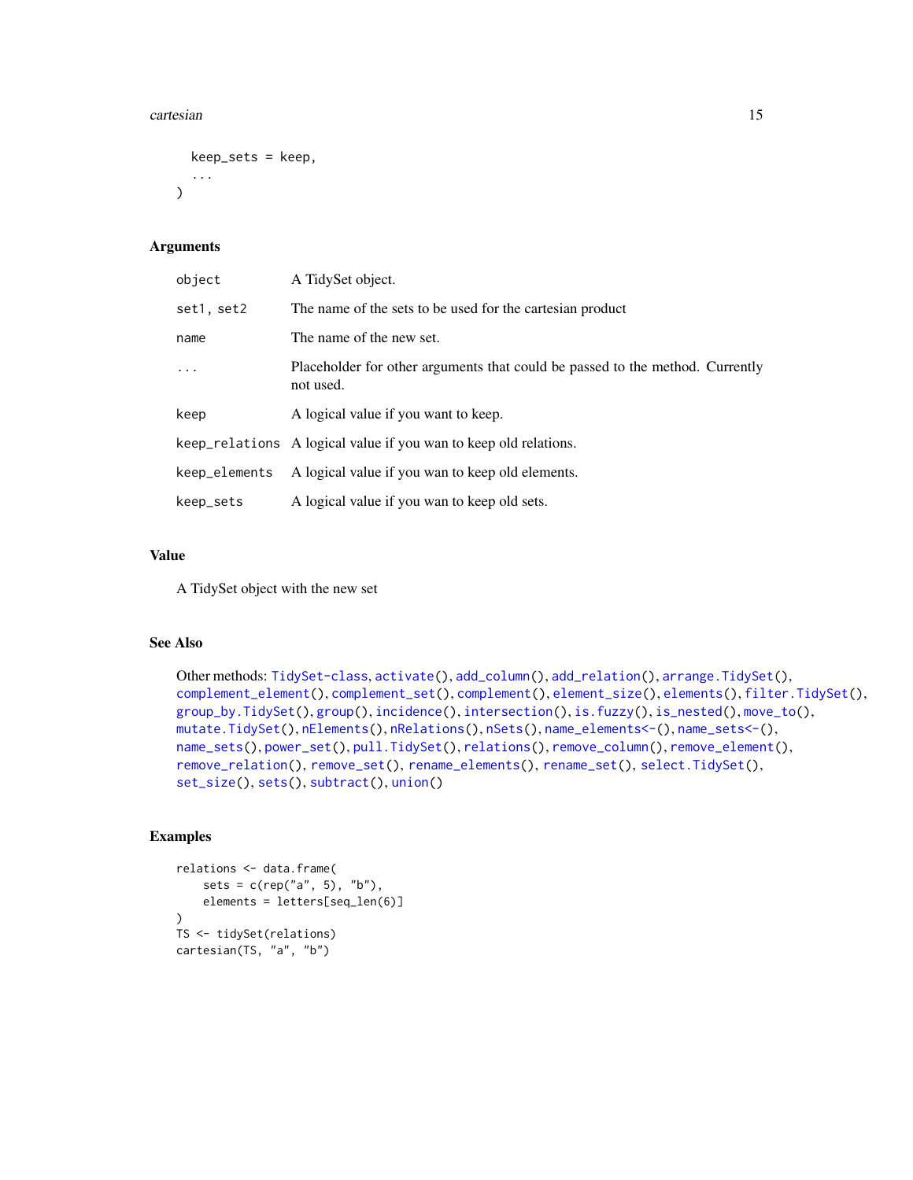```
  keep_sets = keep,
  ...
)
```

## Arguments

| | |
|---|---|
| object | A TidySet object. |
| set1, set2 | The name of the sets to be used for the cartesian product |
| name | The name of the new set. |
| ... | Placeholder for other arguments that could be passed to the method. Currently not used. |
| keep | A logical value if you want to keep. |
| keep_relations | A logical value if you wan to keep old relations. |
| keep_elements | A logical value if you wan to keep old elements. |
| keep_sets | A logical value if you wan to keep old sets. |

## Value

A TidySet object with the new set

## See Also

Other methods: TidySet-class, activate(), add_column(), add_relation(), arrange.TidySet(), complement_element(), complement_set(), complement(), element_size(), elements(), filter.TidySet(), group_by.TidySet(), group(), incidence(), intersection(), is.fuzzy(), is_nested(), move_to(), mutate.TidySet(), nElements(), nRelations(), nSets(), name_elements<-(), name_sets<-(), name_sets(), power_set(), pull.TidySet(), relations(), remove_column(), remove_element(), remove_relation(), remove_set(), rename_elements(), rename_set(), select.TidySet(), set_size(), sets(), subtract(), union()

## Examples

```
relations <- data.frame(
    sets = c(rep("a", 5), "b"),
    elements = letters[seq_len(6)]
)
TS <- tidySet(relations)
cartesian(TS, "a", "b")
```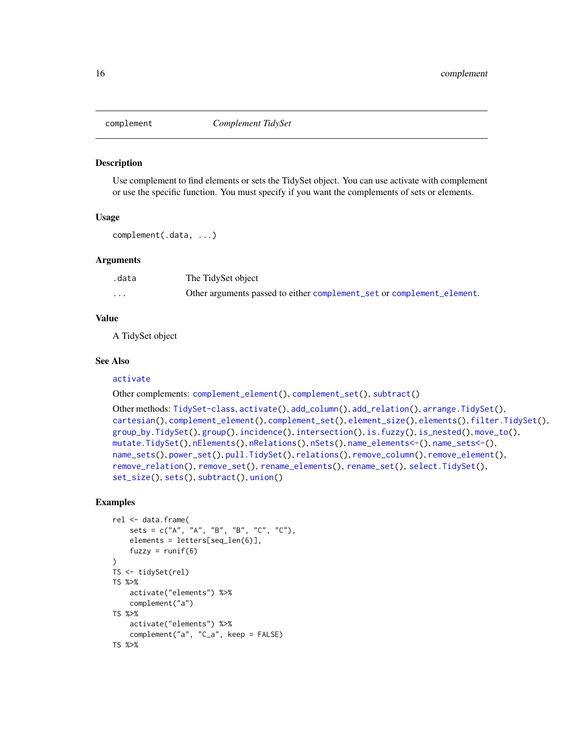complement — *Complement TidySet*

## Description

Use complement to find elements or sets the TidySet object. You can use activate with complement or use the specific function. You must specify if you want the complements of sets or elements.

## Usage

```
complement(.data, ...)
```

## Arguments

| | |
|---|---|
| `.data` | The TidySet object |
| `...` | Other arguments passed to either `complement_set` or `complement_element`. |

## Value

A TidySet object

## See Also

`activate`

Other complements: `complement_element()`, `complement_set()`, `subtract()`

Other methods: `TidySet-class`, `activate()`, `add_column()`, `add_relation()`, `arrange.TidySet()`, `cartesian()`, `complement_element()`, `complement_set()`, `element_size()`, `elements()`, `filter.TidySet()`, `group_by.TidySet()`, `group()`, `incidence()`, `intersection()`, `is.fuzzy()`, `is_nested()`, `move_to()`, `mutate.TidySet()`, `nElements()`, `nRelations()`, `nSets()`, `name_elements<-()`, `name_sets<-()`, `name_sets()`, `power_set()`, `pull.TidySet()`, `relations()`, `remove_column()`, `remove_element()`, `remove_relation()`, `remove_set()`, `rename_elements()`, `rename_set()`, `select.TidySet()`, `set_size()`, `sets()`, `subtract()`, `union()`

## Examples

```
rel <- data.frame(
    sets = c("A", "A", "B", "B", "C", "C"),
    elements = letters[seq_len(6)],
    fuzzy = runif(6)
)
TS <- tidySet(rel)
TS %>%
    activate("elements") %>%
    complement("a")
TS %>%
    activate("elements") %>%
    complement("a", "C_a", keep = FALSE)
TS %>%
```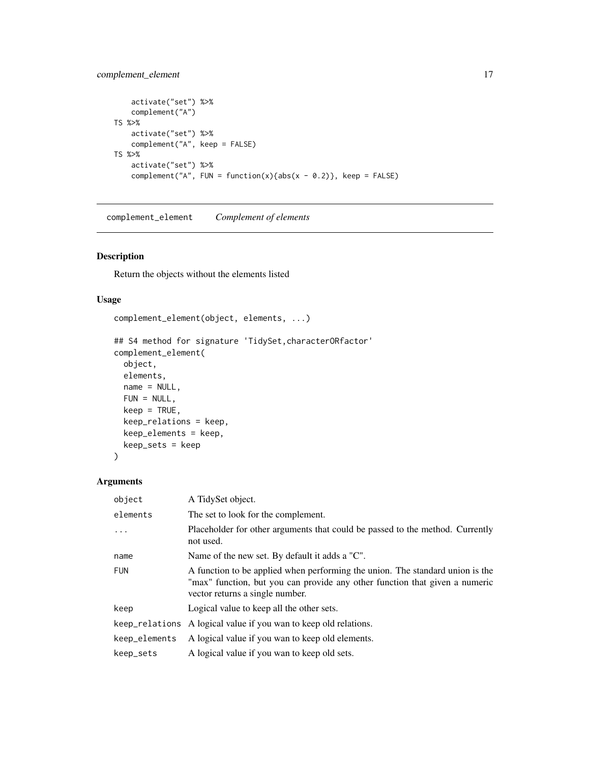```
    activate("set") %>%
    complement("A")
TS %>%
    activate("set") %>%
    complement("A", keep = FALSE)
TS %>%
    activate("set") %>%
    complement("A", FUN = function(x){abs(x - 0.2)}, keep = FALSE)
```

## complement_element *Complement of elements*

### Description

Return the objects without the elements listed

### Usage

```
complement_element(object, elements, ...)

## S4 method for signature 'TidySet,characterORfactor'
complement_element(
  object,
  elements,
  name = NULL,
  FUN = NULL,
  keep = TRUE,
  keep_relations = keep,
  keep_elements = keep,
  keep_sets = keep
)
```

### Arguments

| | |
|---|---|
| object | A TidySet object. |
| elements | The set to look for the complement. |
| ... | Placeholder for other arguments that could be passed to the method. Currently not used. |
| name | Name of the new set. By default it adds a "C". |
| FUN | A function to be applied when performing the union. The standard union is the "max" function, but you can provide any other function that given a numeric vector returns a single number. |
| keep | Logical value to keep all the other sets. |
| keep_relations | A logical value if you wan to keep old relations. |
| keep_elements | A logical value if you wan to keep old elements. |
| keep_sets | A logical value if you wan to keep old sets. |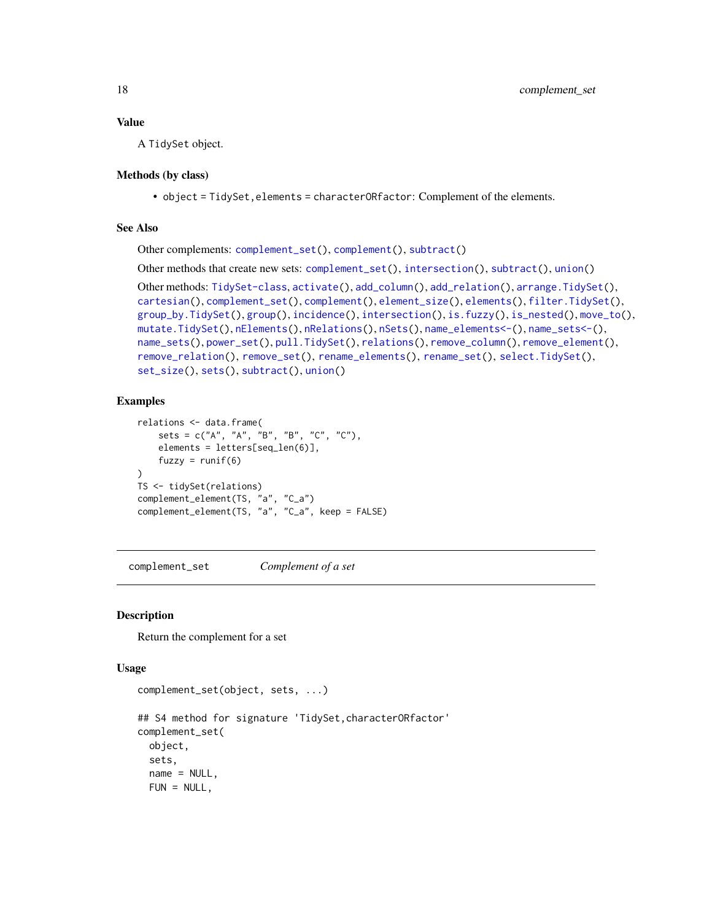### Value

A `TidySet` object.

### Methods (by class)

- `object = TidySet,elements = characterORfactor`: Complement of the elements.

### See Also

Other complements: `complement_set()`, `complement()`, `subtract()`

Other methods that create new sets: `complement_set()`, `intersection()`, `subtract()`, `union()`

Other methods: `TidySet-class`, `activate()`, `add_column()`, `add_relation()`, `arrange.TidySet()`, `cartesian()`, `complement_set()`, `complement()`, `element_size()`, `elements()`, `filter.TidySet()`, `group_by.TidySet()`, `group()`, `incidence()`, `intersection()`, `is.fuzzy()`, `is_nested()`, `move_to()`, `mutate.TidySet()`, `nElements()`, `nRelations()`, `nSets()`, `name_elements<-()`, `name_sets<-()`, `name_sets()`, `power_set()`, `pull.TidySet()`, `relations()`, `remove_column()`, `remove_element()`, `remove_relation()`, `remove_set()`, `rename_elements()`, `rename_set()`, `select.TidySet()`, `set_size()`, `sets()`, `subtract()`, `union()`

### Examples

```
relations <- data.frame(
    sets = c("A", "A", "B", "B", "C", "C"),
    elements = letters[seq_len(6)],
    fuzzy = runif(6)
)
TS <- tidySet(relations)
complement_element(TS, "a", "C_a")
complement_element(TS, "a", "C_a", keep = FALSE)
```

---

## complement_set — *Complement of a set*

---

### Description

Return the complement for a set

### Usage

```
complement_set(object, sets, ...)

## S4 method for signature 'TidySet,characterORfactor'
complement_set(
  object,
  sets,
  name = NULL,
  FUN = NULL,
```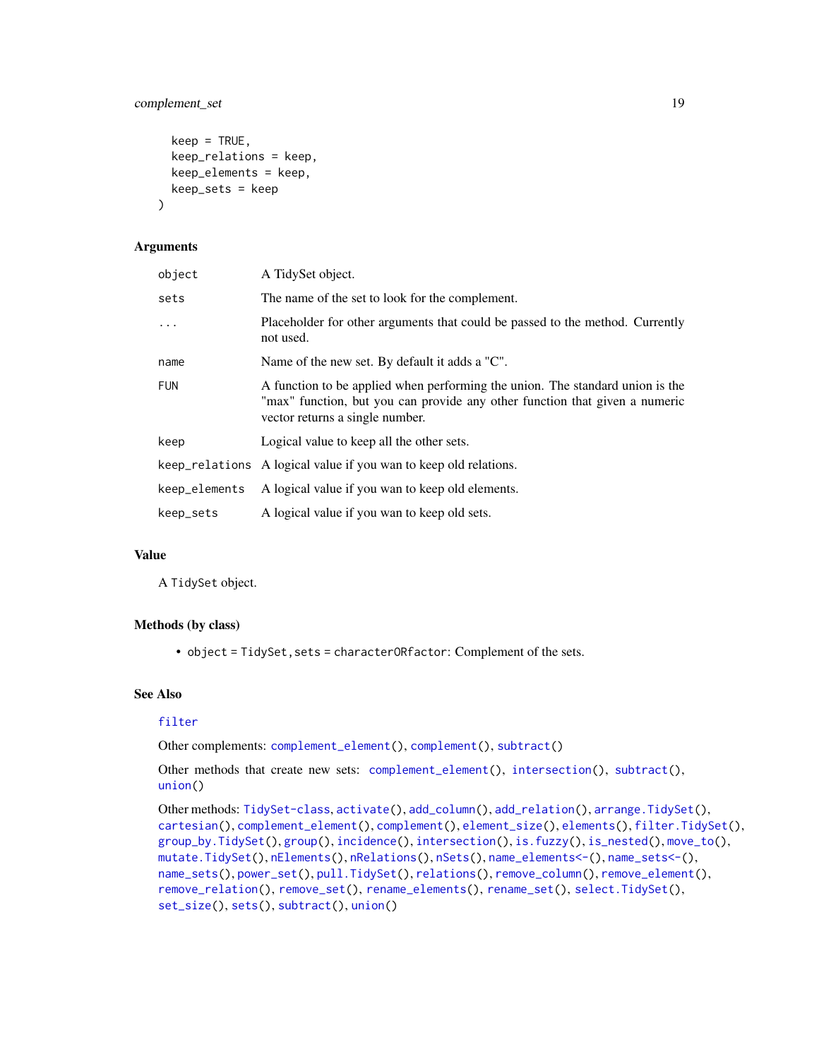```
  keep = TRUE,
  keep_relations = keep,
  keep_elements = keep,
  keep_sets = keep
)
```

### Arguments

| | |
|---|---|
| object | A TidySet object. |
| sets | The name of the set to look for the complement. |
| ... | Placeholder for other arguments that could be passed to the method. Currently not used. |
| name | Name of the new set. By default it adds a "C". |
| FUN | A function to be applied when performing the union. The standard union is the "max" function, but you can provide any other function that given a numeric vector returns a single number. |
| keep | Logical value to keep all the other sets. |
| keep_relations | A logical value if you wan to keep old relations. |
| keep_elements | A logical value if you wan to keep old elements. |
| keep_sets | A logical value if you wan to keep old sets. |

### Value

A TidySet object.

### Methods (by class)

- object = TidySet, sets = characterORfactor: Complement of the sets.

### See Also

filter

Other complements: complement_element(), complement(), subtract()

Other methods that create new sets: complement_element(), intersection(), subtract(), union()

Other methods: TidySet-class, activate(), add_column(), add_relation(), arrange.TidySet(), cartesian(), complement_element(), complement(), element_size(), elements(), filter.TidySet(), group_by.TidySet(), group(), incidence(), intersection(), is.fuzzy(), is_nested(), move_to(), mutate.TidySet(), nElements(), nRelations(), nSets(), name_elements<-(), name_sets<-(), name_sets(), power_set(), pull.TidySet(), relations(), remove_column(), remove_element(), remove_relation(), remove_set(), rename_elements(), rename_set(), select.TidySet(), set_size(), sets(), subtract(), union()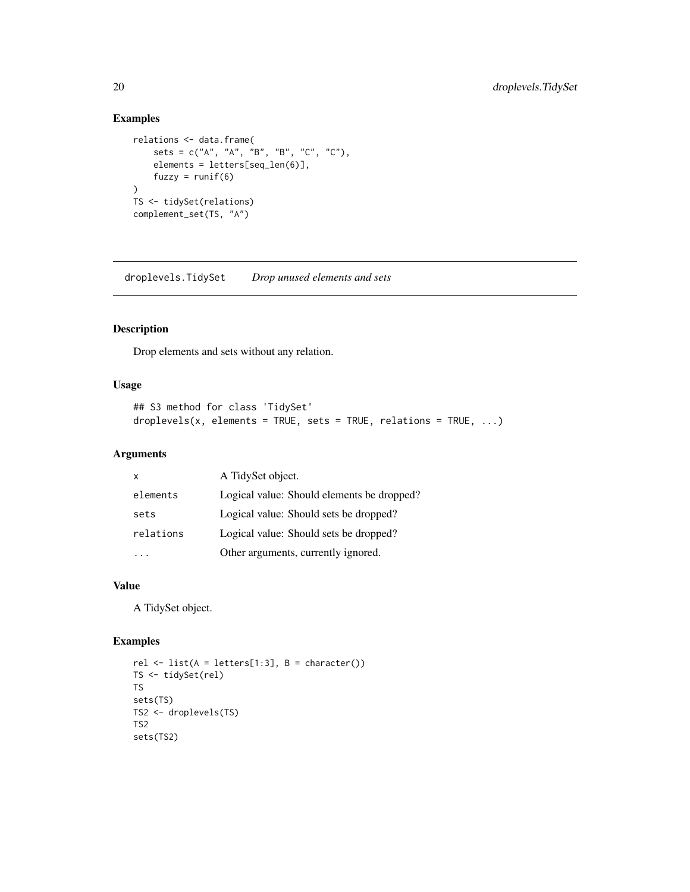## Examples

```
relations <- data.frame(
    sets = c("A", "A", "B", "B", "C", "C"),
    elements = letters[seq_len(6)],
    fuzzy = runif(6)
)
TS <- tidySet(relations)
complement_set(TS, "A")
```

---

## droplevels.TidySet    *Drop unused elements and sets*

### Description

Drop elements and sets without any relation.

### Usage

```
## S3 method for class 'TidySet'
droplevels(x, elements = TRUE, sets = TRUE, relations = TRUE, ...)
```

### Arguments

| | |
|---|---|
| x | A TidySet object. |
| elements | Logical value: Should elements be dropped? |
| sets | Logical value: Should sets be dropped? |
| relations | Logical value: Should sets be dropped? |
| ... | Other arguments, currently ignored. |

### Value

A TidySet object.

### Examples

```
rel <- list(A = letters[1:3], B = character())
TS <- tidySet(rel)
TS
sets(TS)
TS2 <- droplevels(TS)
TS2
sets(TS2)
```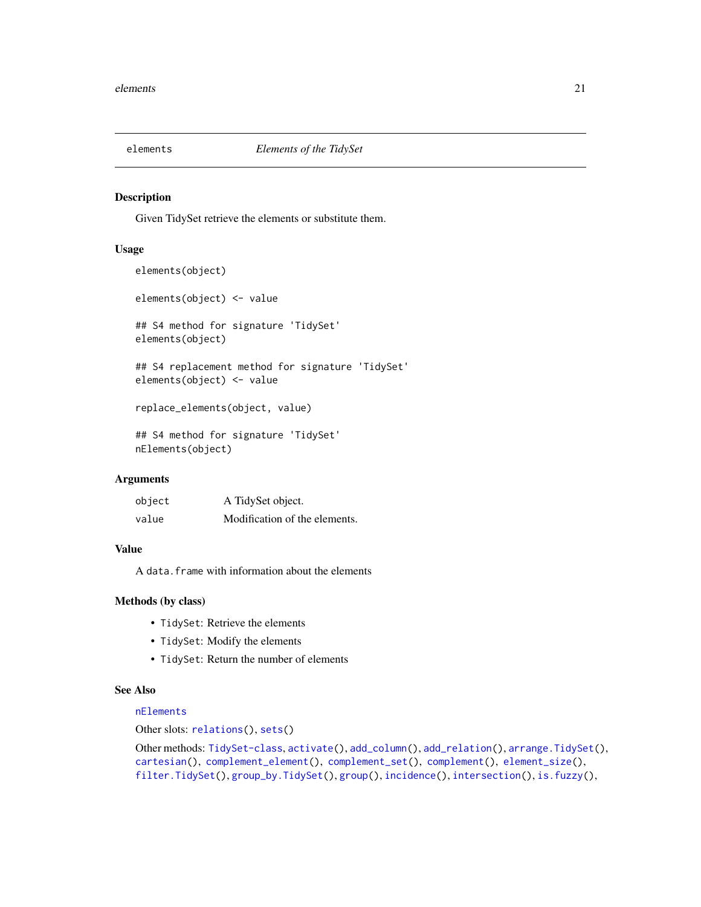## elements — *Elements of the TidySet*

### Description

Given TidySet retrieve the elements or substitute them.

### Usage

```
elements(object)

elements(object) <- value

## S4 method for signature 'TidySet'
elements(object)

## S4 replacement method for signature 'TidySet'
elements(object) <- value

replace_elements(object, value)

## S4 method for signature 'TidySet'
nElements(object)
```

### Arguments

| | |
|---|---|
| `object` | A TidySet object. |
| `value` | Modification of the elements. |

### Value

A `data.frame` with information about the elements

### Methods (by class)

- `TidySet`: Retrieve the elements
- `TidySet`: Modify the elements
- `TidySet`: Return the number of elements

### See Also

`nElements`

Other slots: `relations()`, `sets()`

Other methods: `TidySet-class`, `activate()`, `add_column()`, `add_relation()`, `arrange.TidySet()`, `cartesian()`, `complement_element()`, `complement_set()`, `complement()`, `element_size()`, `filter.TidySet()`, `group_by.TidySet()`, `group()`, `incidence()`, `intersection()`, `is.fuzzy()`,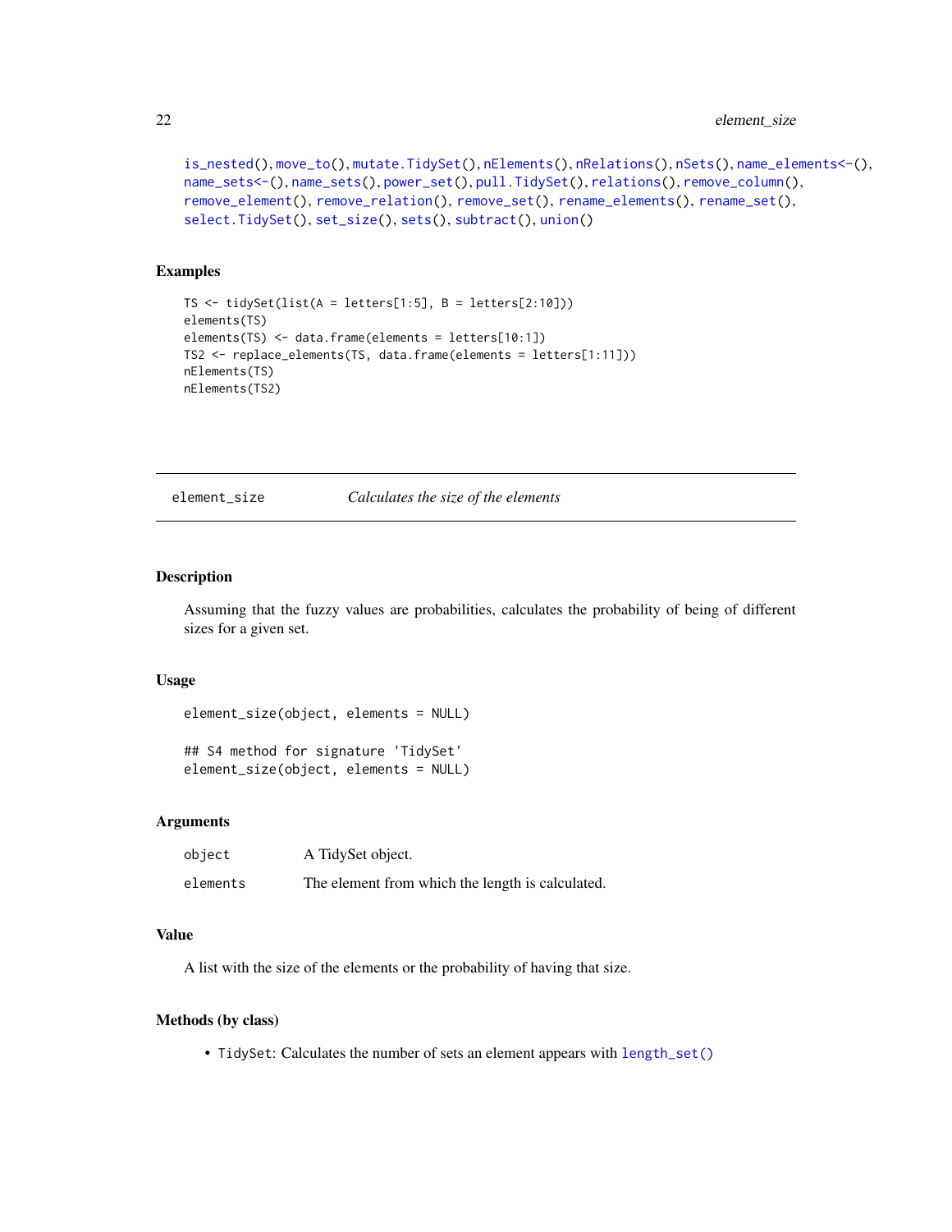is_nested(), move_to(), mutate.TidySet(), nElements(), nRelations(), nSets(), name_elements<-(), name_sets<-(), name_sets(), power_set(), pull.TidySet(), relations(), remove_column(), remove_element(), remove_relation(), remove_set(), rename_elements(), rename_set(), select.TidySet(), set_size(), sets(), subtract(), union()

### Examples

```
TS <- tidySet(list(A = letters[1:5], B = letters[2:10]))
elements(TS)
elements(TS) <- data.frame(elements = letters[10:1])
TS2 <- replace_elements(TS, data.frame(elements = letters[1:11]))
nElements(TS)
nElements(TS2)
```

---

## element_size — *Calculates the size of the elements*

### Description

Assuming that the fuzzy values are probabilities, calculates the probability of being of different sizes for a given set.

### Usage

```
element_size(object, elements = NULL)

## S4 method for signature 'TidySet'
element_size(object, elements = NULL)
```

### Arguments

| | |
|---|---|
| object | A TidySet object. |
| elements | The element from which the length is calculated. |

### Value

A list with the size of the elements or the probability of having that size.

### Methods (by class)

- TidySet: Calculates the number of sets an element appears with length_set()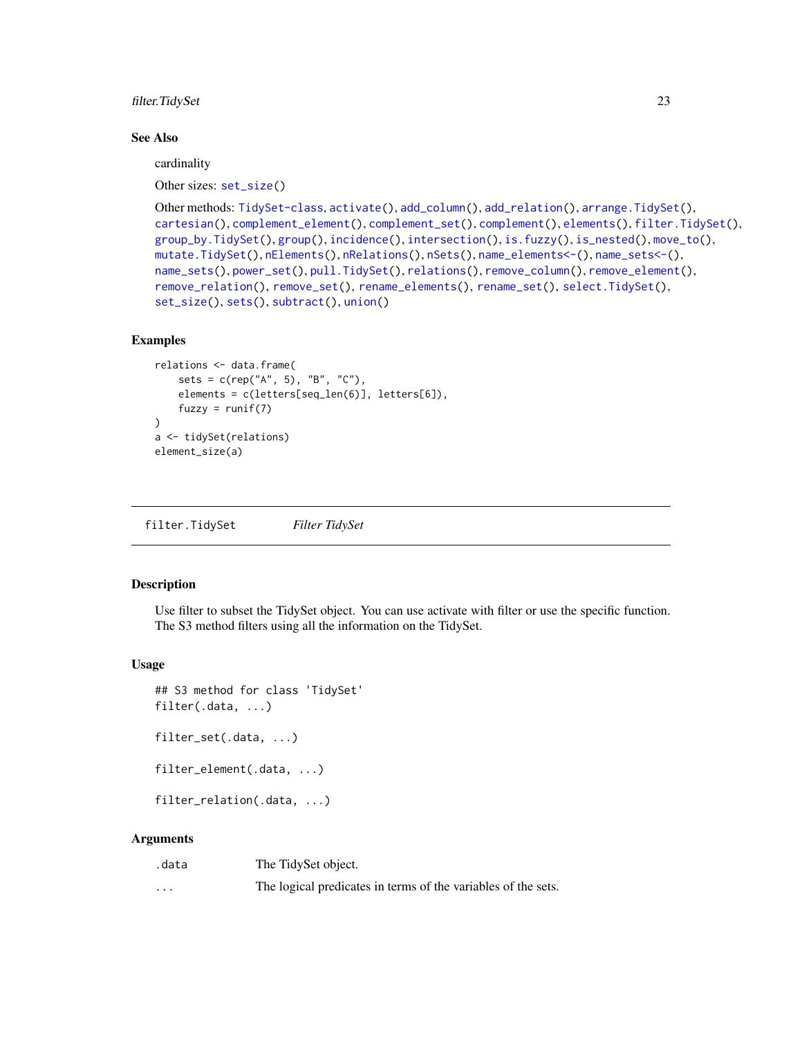## See Also

cardinality

Other sizes: `set_size()`

Other methods: `TidySet-class`, `activate()`, `add_column()`, `add_relation()`, `arrange.TidySet()`, `cartesian()`, `complement_element()`, `complement_set()`, `complement()`, `elements()`, `filter.TidySet()`, `group_by.TidySet()`, `group()`, `incidence()`, `intersection()`, `is.fuzzy()`, `is_nested()`, `move_to()`, `mutate.TidySet()`, `nElements()`, `nRelations()`, `nSets()`, `name_elements<-()`, `name_sets<-()`, `name_sets()`, `power_set()`, `pull.TidySet()`, `relations()`, `remove_column()`, `remove_element()`, `remove_relation()`, `remove_set()`, `rename_elements()`, `rename_set()`, `select.TidySet()`, `set_size()`, `sets()`, `subtract()`, `union()`

## Examples

```
relations <- data.frame(
    sets = c(rep("A", 5), "B", "C"),
    elements = c(letters[seq_len(6)], letters[6]),
    fuzzy = runif(7)
)
a <- tidySet(relations)
element_size(a)
```

---

# filter.TidySet    *Filter TidySet*

---

## Description

Use filter to subset the TidySet object. You can use activate with filter or use the specific function. The S3 method filters using all the information on the TidySet.

## Usage

```
## S3 method for class 'TidySet'
filter(.data, ...)

filter_set(.data, ...)

filter_element(.data, ...)

filter_relation(.data, ...)
```

## Arguments

| | |
|---|---|
| `.data` | The TidySet object. |
| `...` | The logical predicates in terms of the variables of the sets. |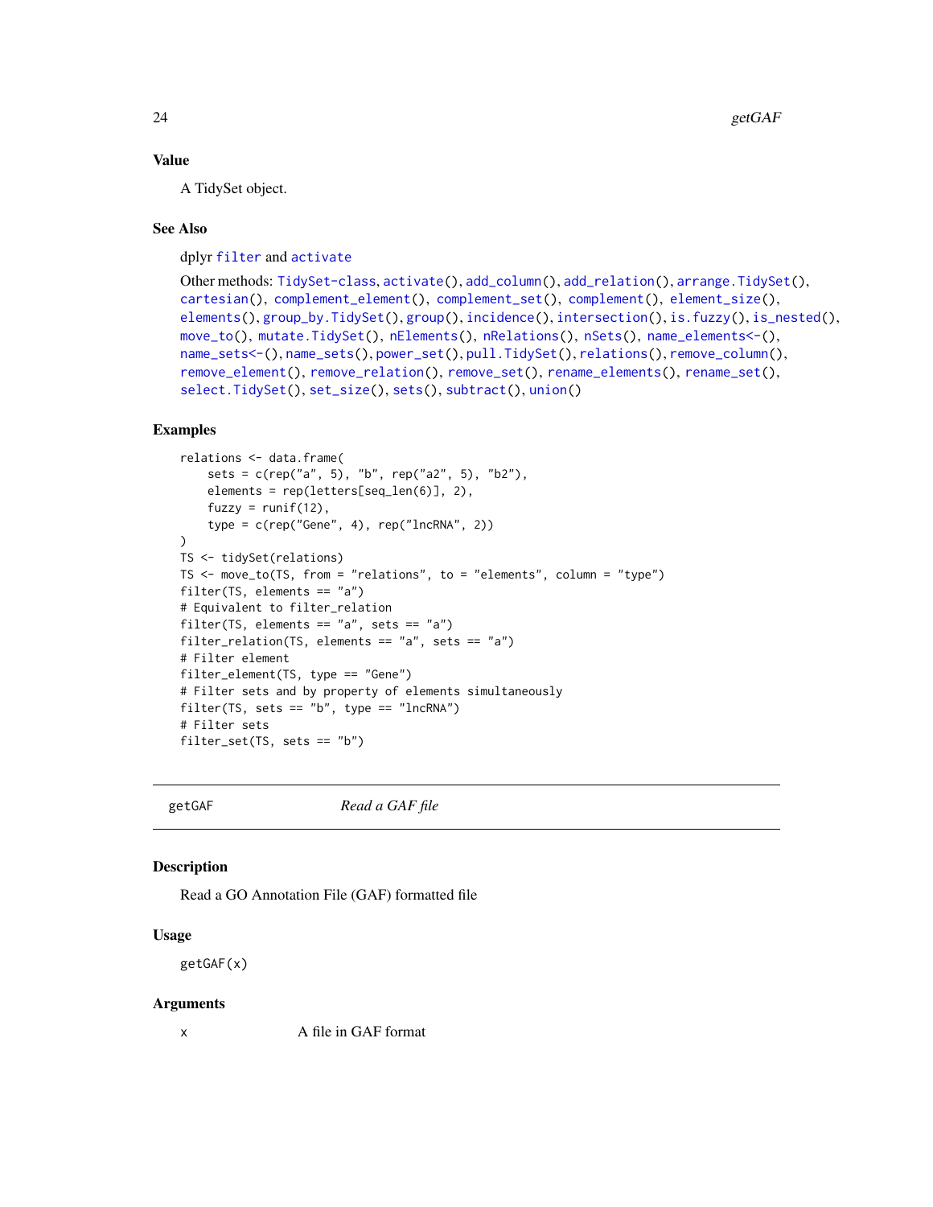## Value

A TidySet object.

## See Also

dplyr `filter` and `activate`

Other methods: `TidySet-class`, `activate()`, `add_column()`, `add_relation()`, `arrange.TidySet()`, `cartesian()`, `complement_element()`, `complement_set()`, `complement()`, `element_size()`, `elements()`, `group_by.TidySet()`, `group()`, `incidence()`, `intersection()`, `is.fuzzy()`, `is_nested()`, `move_to()`, `mutate.TidySet()`, `nElements()`, `nRelations()`, `nSets()`, `name_elements<-()`, `name_sets<-()`, `name_sets()`, `power_set()`, `pull.TidySet()`, `relations()`, `remove_column()`, `remove_element()`, `remove_relation()`, `remove_set()`, `rename_elements()`, `rename_set()`, `select.TidySet()`, `set_size()`, `sets()`, `subtract()`, `union()`

## Examples

```
relations <- data.frame(
    sets = c(rep("a", 5), "b", rep("a2", 5), "b2"),
    elements = rep(letters[seq_len(6)], 2),
    fuzzy = runif(12),
    type = c(rep("Gene", 4), rep("lncRNA", 2))
)
TS <- tidySet(relations)
TS <- move_to(TS, from = "relations", to = "elements", column = "type")
filter(TS, elements == "a")
# Equivalent to filter_relation
filter(TS, elements == "a", sets == "a")
filter_relation(TS, elements == "a", sets == "a")
# Filter element
filter_element(TS, type == "Gene")
# Filter sets and by property of elements simultaneously
filter(TS, sets == "b", type == "lncRNA")
# Filter sets
filter_set(TS, sets == "b")
```

---

# getGAF *Read a GAF file*

---

## Description

Read a GO Annotation File (GAF) formatted file

## Usage

```
getGAF(x)
```

## Arguments

| | |
|---|---|
| x | A file in GAF format |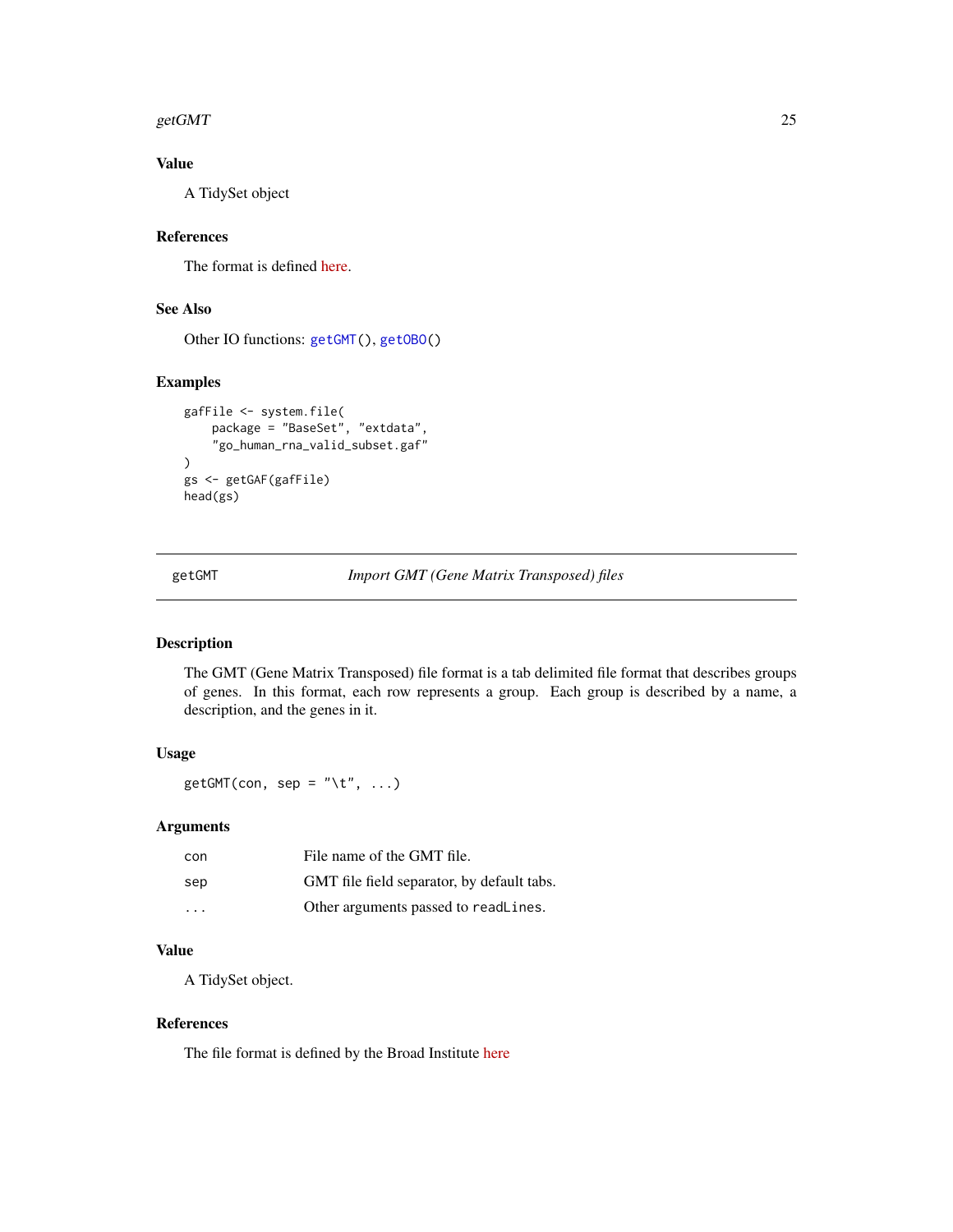## Value

A TidySet object

## References

The format is defined here.

## See Also

Other IO functions: `getGMT()`, `getOBO()`

## Examples

```
gafFile <- system.file(
    package = "BaseSet", "extdata",
    "go_human_rna_valid_subset.gaf"
)
gs <- getGAF(gafFile)
head(gs)
```

---

# getGMT — *Import GMT (Gene Matrix Transposed) files*

---

## Description

The GMT (Gene Matrix Transposed) file format is a tab delimited file format that describes groups of genes. In this format, each row represents a group. Each group is described by a name, a description, and the genes in it.

## Usage

```
getGMT(con, sep = "\t", ...)
```

## Arguments

| | |
|---|---|
| `con` | File name of the GMT file. |
| `sep` | GMT file field separator, by default tabs. |
| `...` | Other arguments passed to `readLines`. |

## Value

A TidySet object.

## References

The file format is defined by the Broad Institute here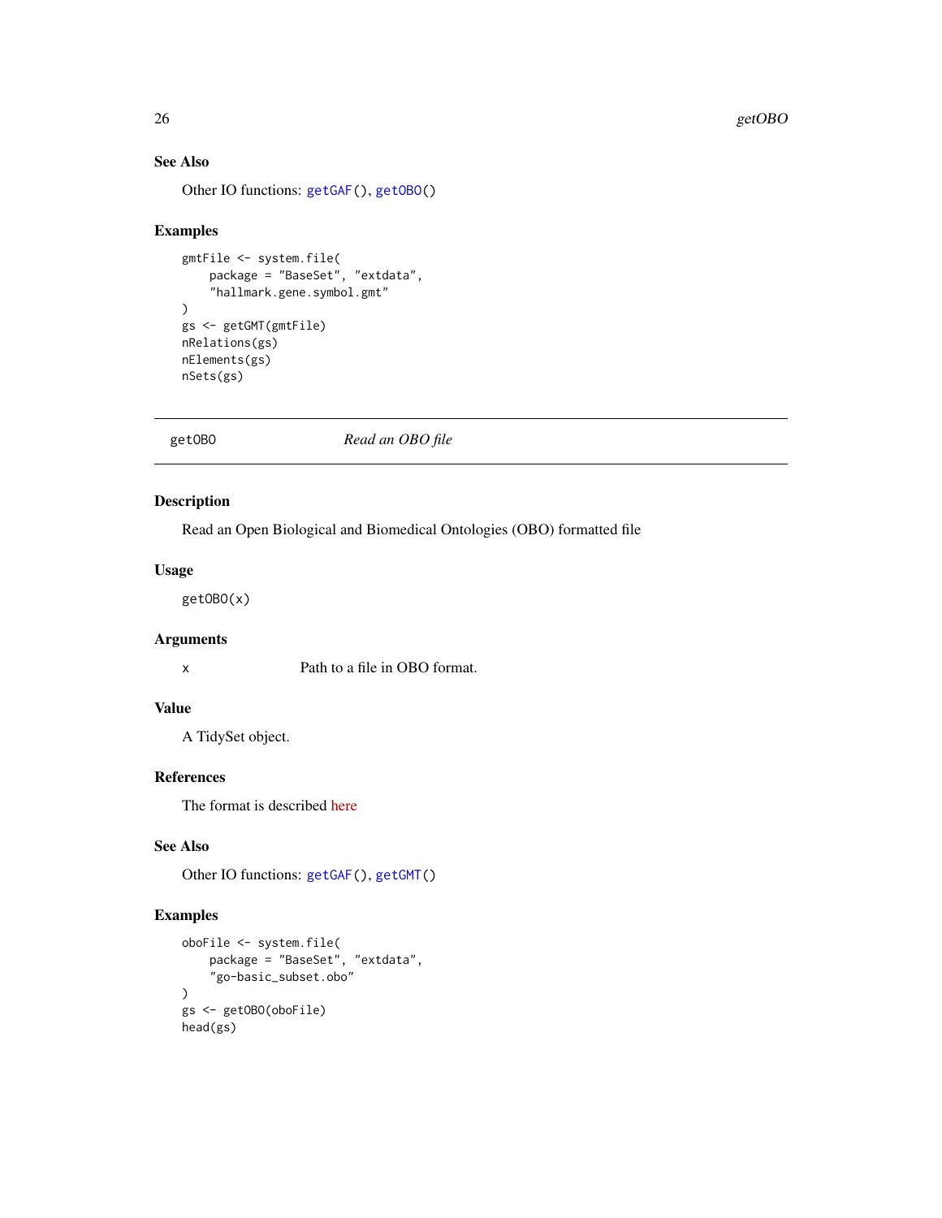### See Also

Other IO functions: getGAF(), getOBO()

### Examples

```
gmtFile <- system.file(
    package = "BaseSet", "extdata",
    "hallmark.gene.symbol.gmt"
)
gs <- getGMT(gmtFile)
nRelations(gs)
nElements(gs)
nSets(gs)
```

---

## getOBO *Read an OBO file*

---

### Description

Read an Open Biological and Biomedical Ontologies (OBO) formatted file

### Usage

```
getOBO(x)
```

### Arguments

| | |
|---|---|
| x | Path to a file in OBO format. |

### Value

A TidySet object.

### References

The format is described here

### See Also

Other IO functions: getGAF(), getGMT()

### Examples

```
oboFile <- system.file(
    package = "BaseSet", "extdata",
    "go-basic_subset.obo"
)
gs <- getOBO(oboFile)
head(gs)
```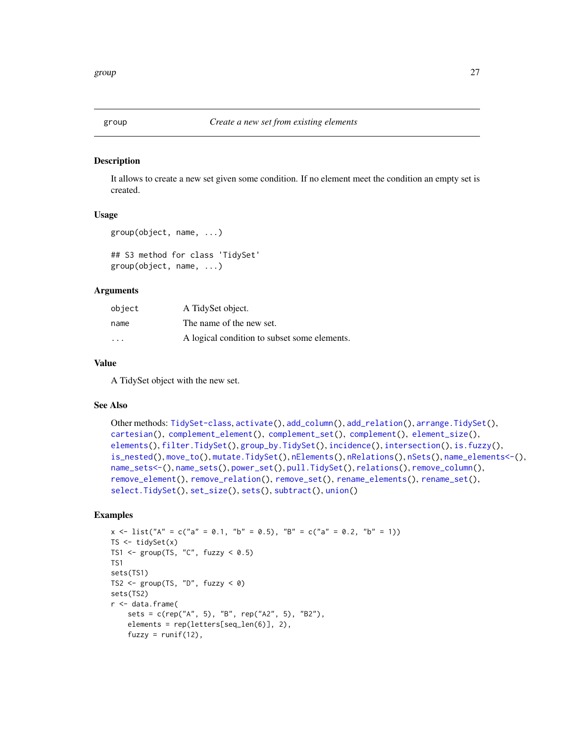## group *Create a new set from existing elements*

### Description

It allows to create a new set given some condition. If no element meet the condition an empty set is created.

### Usage

```
group(object, name, ...)

## S3 method for class 'TidySet'
group(object, name, ...)
```

### Arguments

| | |
|---|---|
| object | A TidySet object. |
| name | The name of the new set. |
| ... | A logical condition to subset some elements. |

### Value

A TidySet object with the new set.

### See Also

Other methods: TidySet-class, activate(), add_column(), add_relation(), arrange.TidySet(), cartesian(), complement_element(), complement_set(), complement(), element_size(), elements(), filter.TidySet(), group_by.TidySet(), incidence(), intersection(), is.fuzzy(), is_nested(), move_to(), mutate.TidySet(), nElements(), nRelations(), nSets(), name_elements<-(), name_sets<-(), name_sets(), power_set(), pull.TidySet(), relations(), remove_column(), remove_element(), remove_relation(), remove_set(), rename_elements(), rename_set(), select.TidySet(), set_size(), sets(), subtract(), union()

### Examples

```
x <- list("A" = c("a" = 0.1, "b" = 0.5), "B" = c("a" = 0.2, "b" = 1))
TS <- tidySet(x)
TS1 <- group(TS, "C", fuzzy < 0.5)
TS1
sets(TS1)
TS2 <- group(TS, "D", fuzzy < 0)
sets(TS2)
r <- data.frame(
    sets = c(rep("A", 5), "B", rep("A2", 5), "B2"),
    elements = rep(letters[seq_len(6)], 2),
    fuzzy = runif(12),
```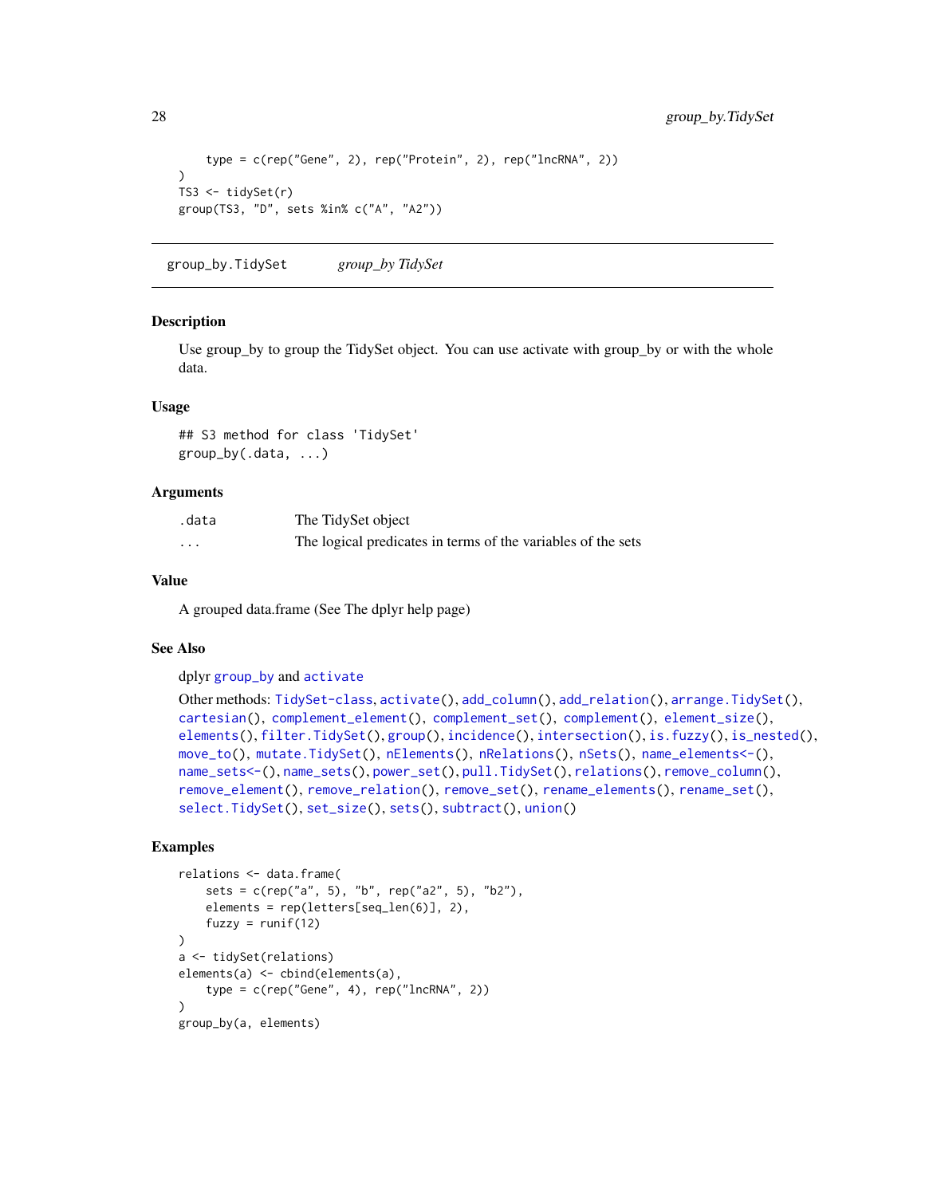```
    type = c(rep("Gene", 2), rep("Protein", 2), rep("lncRNA", 2))
)
TS3 <- tidySet(r)
group(TS3, "D", sets %in% c("A", "A2"))
```

---

## group_by.TidySet    *group_by TidySet*

### Description

Use group_by to group the TidySet object. You can use activate with group_by or with the whole data.

### Usage

```
## S3 method for class 'TidySet'
group_by(.data, ...)
```

### Arguments

| | |
|---|---|
| .data | The TidySet object |
| ... | The logical predicates in terms of the variables of the sets |

### Value

A grouped data.frame (See The dplyr help page)

### See Also

dplyr group_by and activate

Other methods: TidySet-class, activate(), add_column(), add_relation(), arrange.TidySet(), cartesian(), complement_element(), complement_set(), complement(), element_size(), elements(), filter.TidySet(), group(), incidence(), intersection(), is.fuzzy(), is_nested(), move_to(), mutate.TidySet(), nElements(), nRelations(), nSets(), name_elements<-(), name_sets<-(), name_sets(), power_set(), pull.TidySet(), relations(), remove_column(), remove_element(), remove_relation(), remove_set(), rename_elements(), rename_set(), select.TidySet(), set_size(), sets(), subtract(), union()

### Examples

```
relations <- data.frame(
    sets = c(rep("a", 5), "b", rep("a2", 5), "b2"),
    elements = rep(letters[seq_len(6)], 2),
    fuzzy = runif(12)
)
a <- tidySet(relations)
elements(a) <- cbind(elements(a),
    type = c(rep("Gene", 4), rep("lncRNA", 2))
)
group_by(a, elements)
```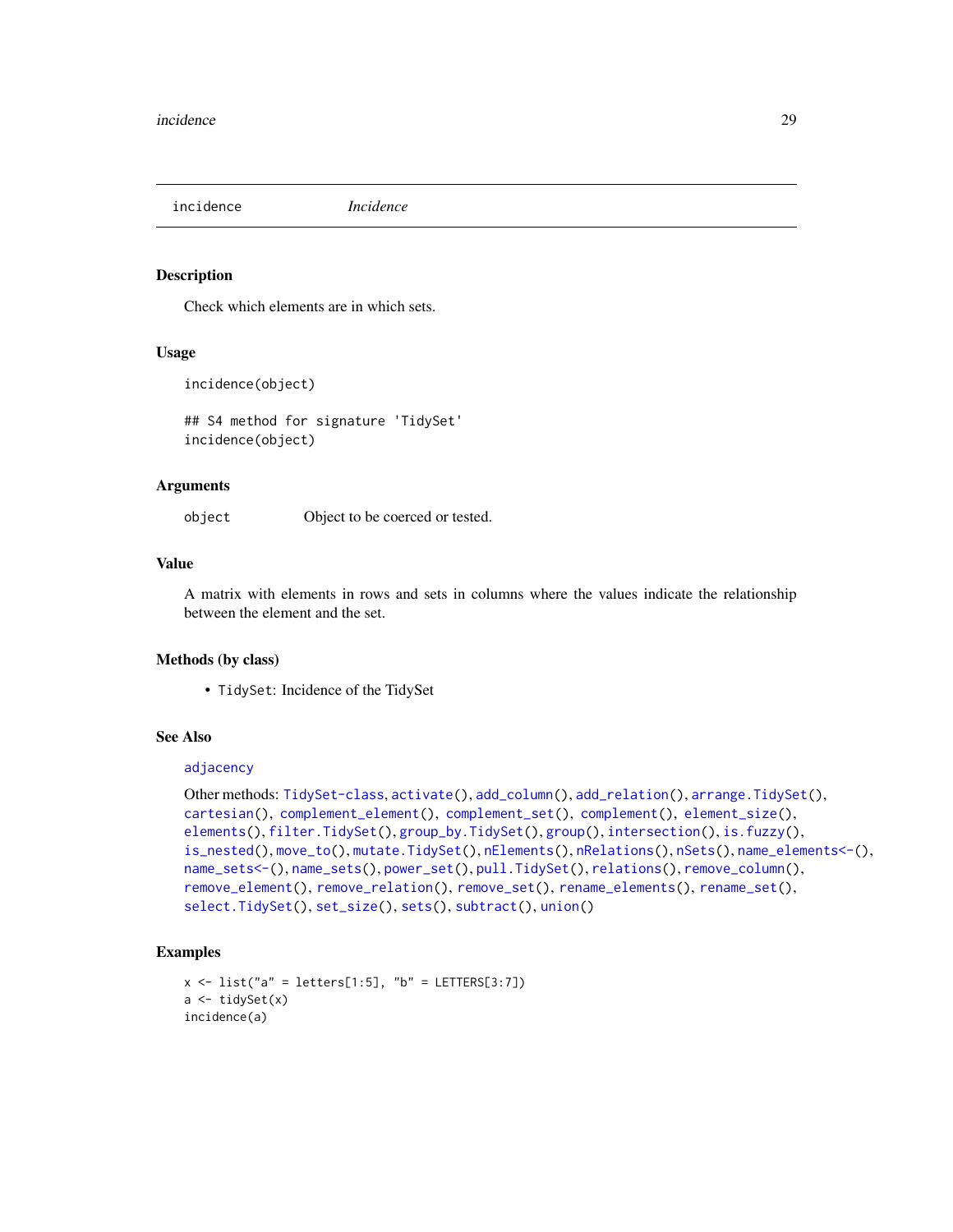# incidence *Incidence*

## Description

Check which elements are in which sets.

## Usage

```
incidence(object)

## S4 method for signature 'TidySet'
incidence(object)
```

## Arguments

| | |
|---|---|
| object | Object to be coerced or tested. |

## Value

A matrix with elements in rows and sets in columns where the values indicate the relationship between the element and the set.

## Methods (by class)

- `TidySet`: Incidence of the TidySet

## See Also

adjacency

Other methods: TidySet-class, activate(), add_column(), add_relation(), arrange.TidySet(), cartesian(), complement_element(), complement_set(), complement(), element_size(), elements(), filter.TidySet(), group_by.TidySet(), group(), intersection(), is.fuzzy(), is_nested(), move_to(), mutate.TidySet(), nElements(), nRelations(), nSets(), name_elements<-(), name_sets<-(), name_sets(), power_set(), pull.TidySet(), relations(), remove_column(), remove_element(), remove_relation(), remove_set(), rename_elements(), rename_set(), select.TidySet(), set_size(), sets(), subtract(), union()

## Examples

```
x <- list("a" = letters[1:5], "b" = LETTERS[3:7])
a <- tidySet(x)
incidence(a)
```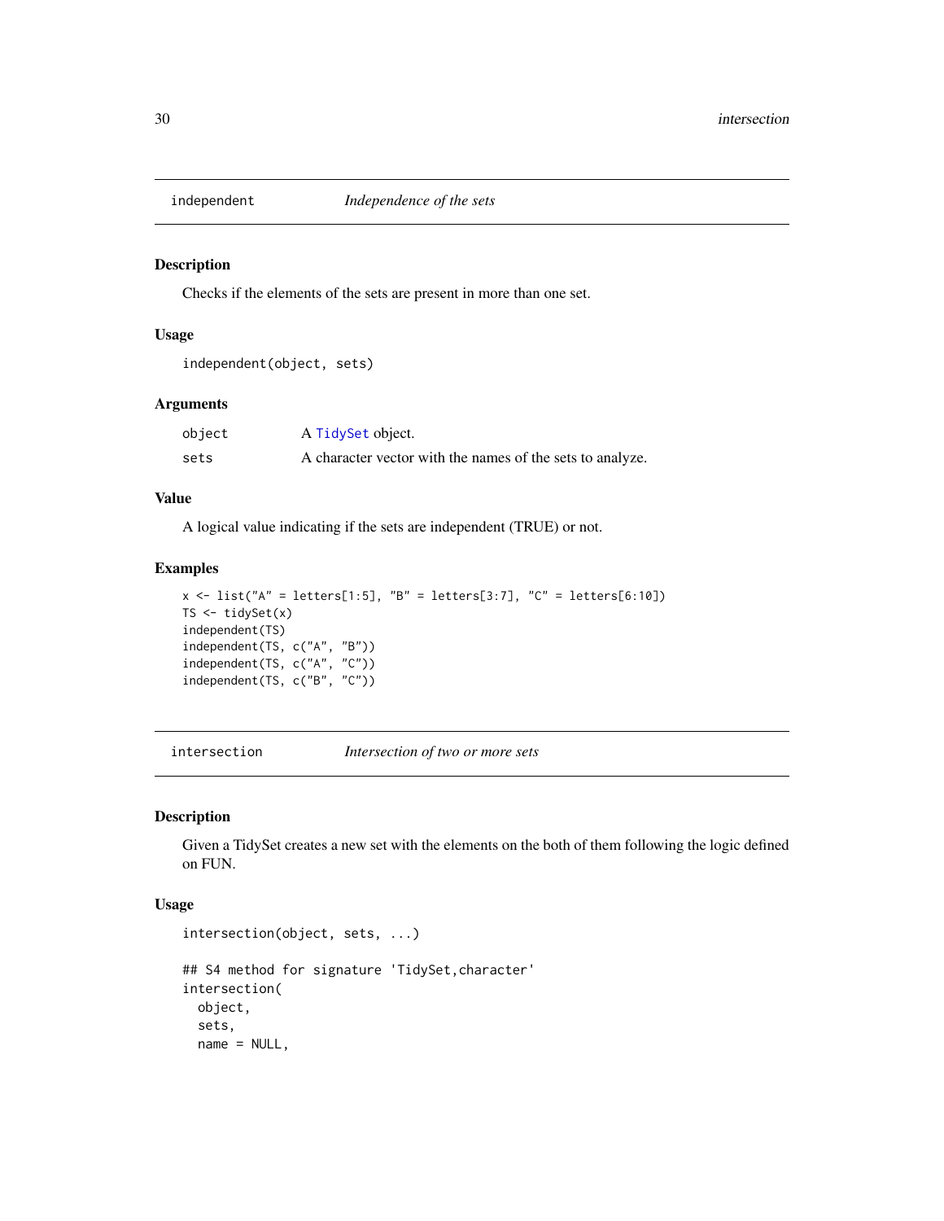## independent — *Independence of the sets*

### Description

Checks if the elements of the sets are present in more than one set.

### Usage

```
independent(object, sets)
```

### Arguments

| | |
|---|---|
| object | A TidySet object. |
| sets | A character vector with the names of the sets to analyze. |

### Value

A logical value indicating if the sets are independent (TRUE) or not.

### Examples

```
x <- list("A" = letters[1:5], "B" = letters[3:7], "C" = letters[6:10])
TS <- tidySet(x)
independent(TS)
independent(TS, c("A", "B"))
independent(TS, c("A", "C"))
independent(TS, c("B", "C"))
```

## intersection — *Intersection of two or more sets*

### Description

Given a TidySet creates a new set with the elements on the both of them following the logic defined on FUN.

### Usage

```
intersection(object, sets, ...)

## S4 method for signature 'TidySet,character'
intersection(
  object,
  sets,
  name = NULL,
```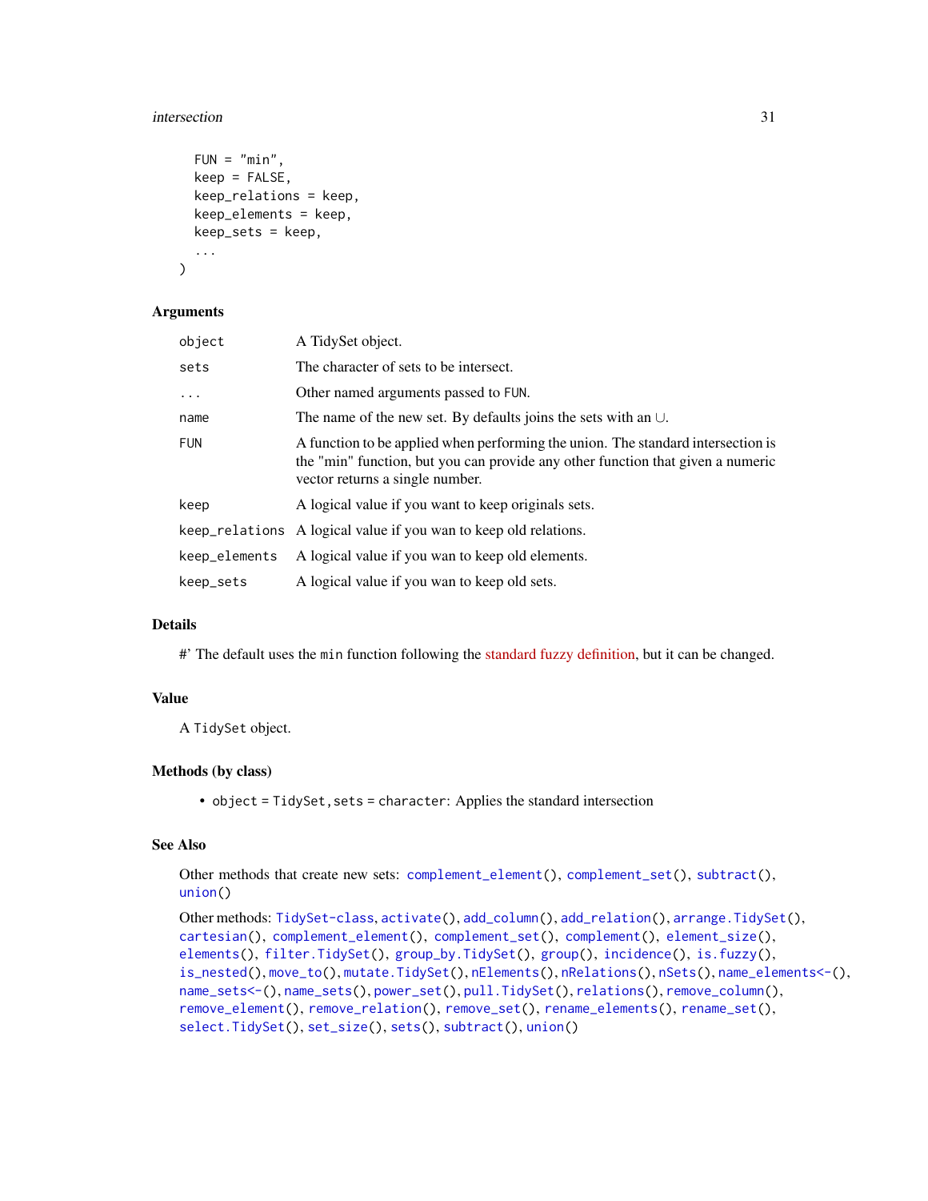```
  FUN = "min",
  keep = FALSE,
  keep_relations = keep,
  keep_elements = keep,
  keep_sets = keep,
  ...
)
```

### Arguments

| | |
|---|---|
| object | A TidySet object. |
| sets | The character of sets to be intersect. |
| ... | Other named arguments passed to FUN. |
| name | The name of the new set. By defaults joins the sets with an ∪. |
| FUN | A function to be applied when performing the union. The standard intersection is the "min" function, but you can provide any other function that given a numeric vector returns a single number. |
| keep | A logical value if you want to keep originals sets. |
| keep_relations | A logical value if you wan to keep old relations. |
| keep_elements | A logical value if you wan to keep old elements. |
| keep_sets | A logical value if you wan to keep old sets. |

### Details

#' The default uses the `min` function following the standard fuzzy definition, but it can be changed.

### Value

A `TidySet` object.

### Methods (by class)

- `object = TidySet, sets = character`: Applies the standard intersection

### See Also

Other methods that create new sets: `complement_element()`, `complement_set()`, `subtract()`, `union()`

Other methods: `TidySet-class`, `activate()`, `add_column()`, `add_relation()`, `arrange.TidySet()`, `cartesian()`, `complement_element()`, `complement_set()`, `complement()`, `element_size()`, `elements()`, `filter.TidySet()`, `group_by.TidySet()`, `group()`, `incidence()`, `is.fuzzy()`, `is_nested()`, `move_to()`, `mutate.TidySet()`, `nElements()`, `nRelations()`, `nSets()`, `name_elements<-()`, `name_sets<-()`, `name_sets()`, `power_set()`, `pull.TidySet()`, `relations()`, `remove_column()`, `remove_element()`, `remove_relation()`, `remove_set()`, `rename_elements()`, `rename_set()`, `select.TidySet()`, `set_size()`, `sets()`, `subtract()`, `union()`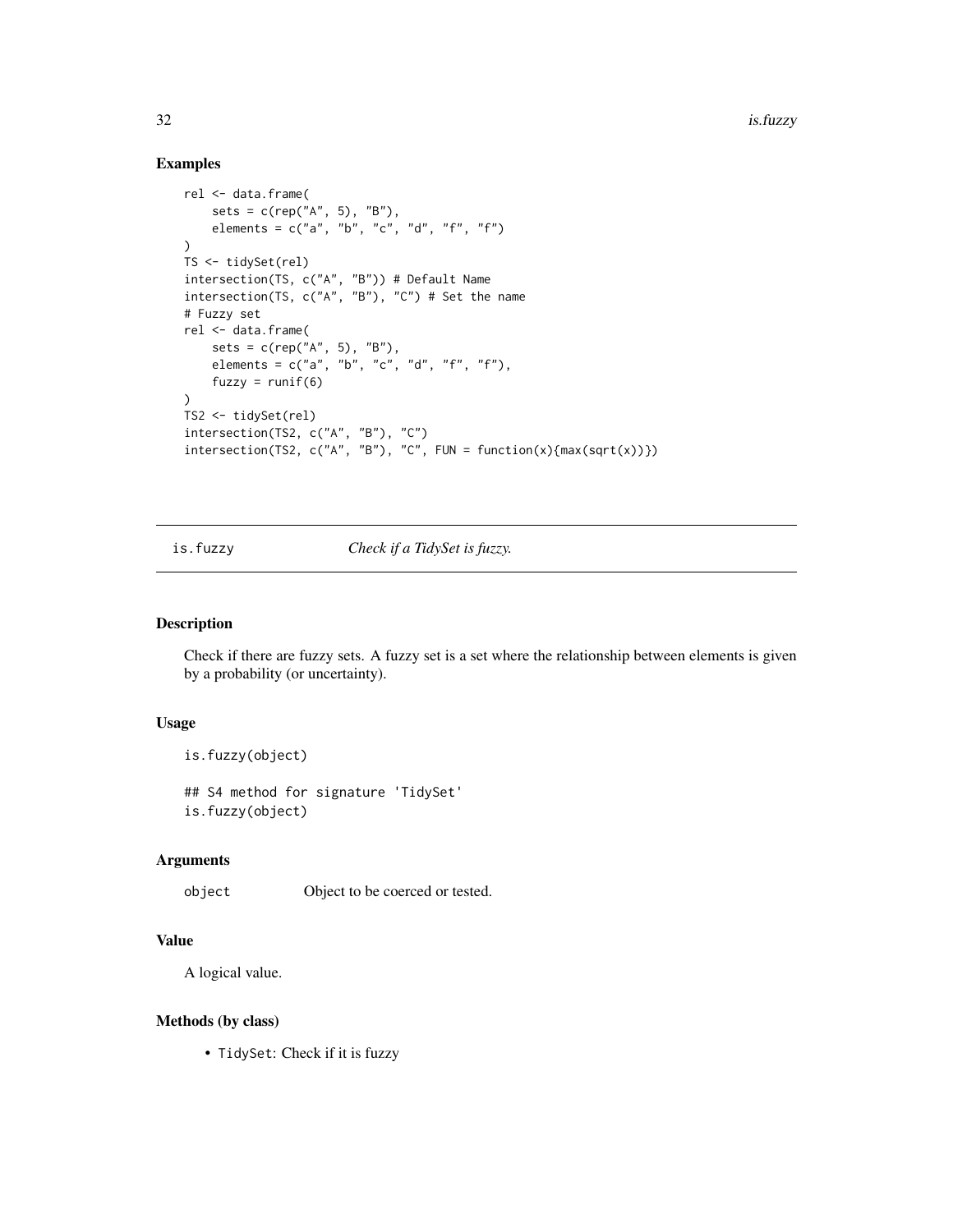## Examples

```
rel <- data.frame(
    sets = c(rep("A", 5), "B"),
    elements = c("a", "b", "c", "d", "f", "f")
)
TS <- tidySet(rel)
intersection(TS, c("A", "B")) # Default Name
intersection(TS, c("A", "B"), "C") # Set the name
# Fuzzy set
rel <- data.frame(
    sets = c(rep("A", 5), "B"),
    elements = c("a", "b", "c", "d", "f", "f"),
    fuzzy = runif(6)
)
TS2 <- tidySet(rel)
intersection(TS2, c("A", "B"), "C")
intersection(TS2, c("A", "B"), "C", FUN = function(x){max(sqrt(x))})
```

---

# is.fuzzy — *Check if a TidySet is fuzzy.*

---

## Description

Check if there are fuzzy sets. A fuzzy set is a set where the relationship between elements is given by a probability (or uncertainty).

## Usage

```
is.fuzzy(object)

## S4 method for signature 'TidySet'
is.fuzzy(object)
```

## Arguments

| | |
|---|---|
| `object` | Object to be coerced or tested. |

## Value

A logical value.

## Methods (by class)

- `TidySet`: Check if it is fuzzy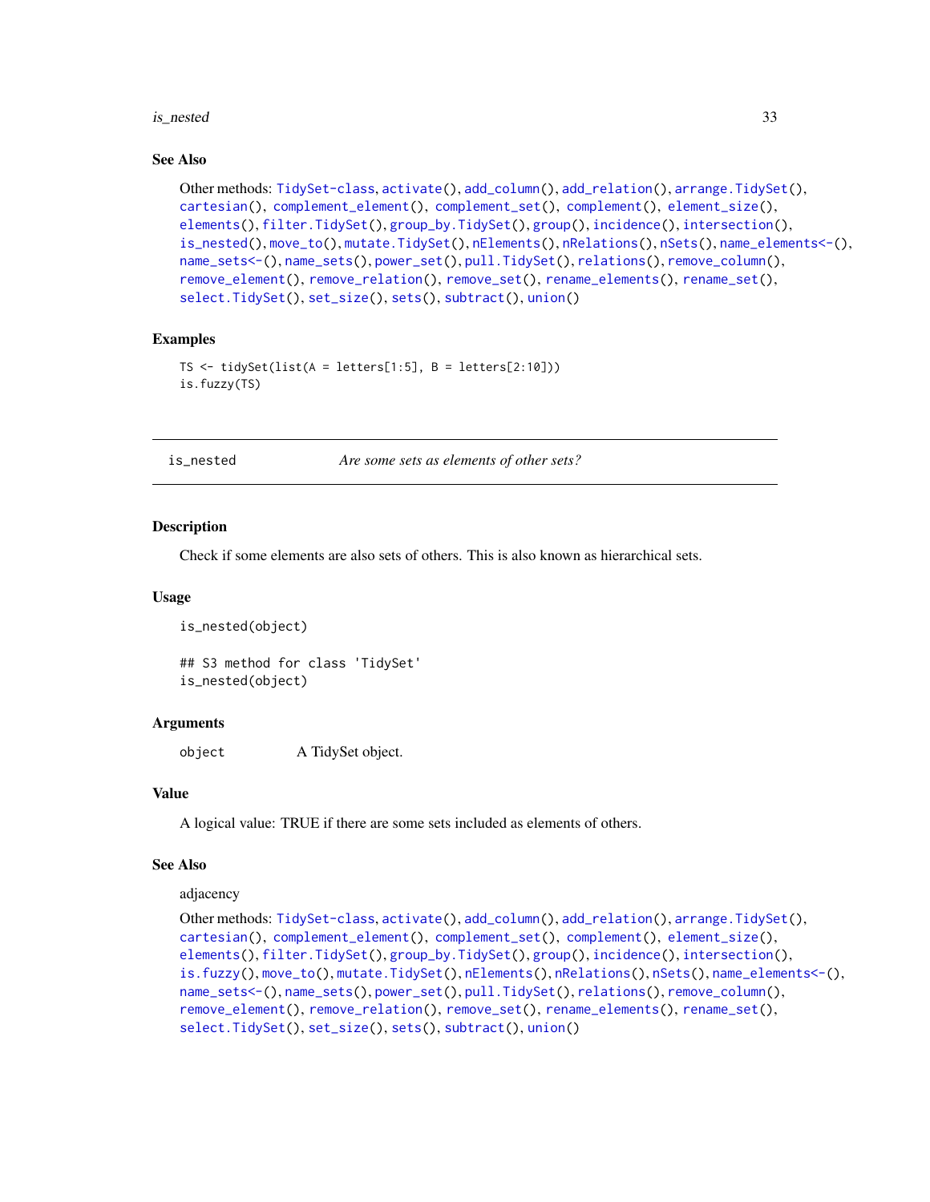### See Also

Other methods: TidySet-class, activate(), add_column(), add_relation(), arrange.TidySet(), cartesian(), complement_element(), complement_set(), complement(), element_size(), elements(), filter.TidySet(), group_by.TidySet(), group(), incidence(), intersection(), is_nested(), move_to(), mutate.TidySet(), nElements(), nRelations(), nSets(), name_elements<-(), name_sets<-(), name_sets(), power_set(), pull.TidySet(), relations(), remove_column(), remove_element(), remove_relation(), remove_set(), rename_elements(), rename_set(), select.TidySet(), set_size(), sets(), subtract(), union()

### Examples

```
TS <- tidySet(list(A = letters[1:5], B = letters[2:10]))
is.fuzzy(TS)
```

---

## is_nested *Are some sets as elements of other sets?*

---

### Description

Check if some elements are also sets of others. This is also known as hierarchical sets.

### Usage

```
is_nested(object)

## S3 method for class 'TidySet'
is_nested(object)
```

### Arguments

object A TidySet object.

### Value

A logical value: TRUE if there are some sets included as elements of others.

### See Also

adjacency

Other methods: TidySet-class, activate(), add_column(), add_relation(), arrange.TidySet(), cartesian(), complement_element(), complement_set(), complement(), element_size(), elements(), filter.TidySet(), group_by.TidySet(), group(), incidence(), intersection(), is.fuzzy(), move_to(), mutate.TidySet(), nElements(), nRelations(), nSets(), name_elements<-(), name_sets<-(), name_sets(), power_set(), pull.TidySet(), relations(), remove_column(), remove_element(), remove_relation(), remove_set(), rename_elements(), rename_set(), select.TidySet(), set_size(), sets(), subtract(), union()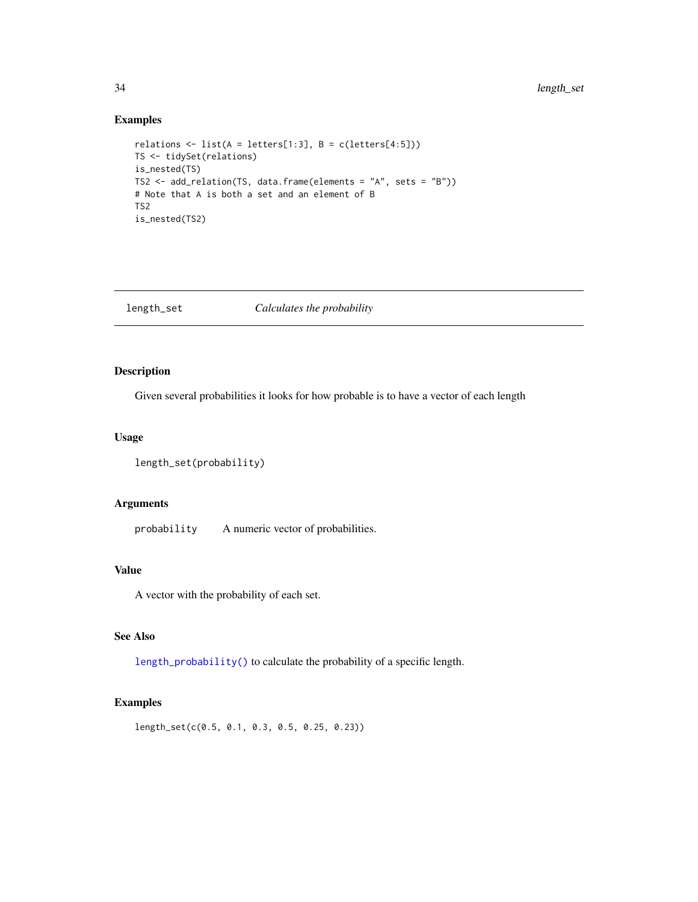## Examples

```
relations <- list(A = letters[1:3], B = c(letters[4:5]))
TS <- tidySet(relations)
is_nested(TS)
TS2 <- add_relation(TS, data.frame(elements = "A", sets = "B"))
# Note that A is both a set and an element of B
TS2
is_nested(TS2)
```

---

# length_set — *Calculates the probability*

---

## Description

Given several probabilities it looks for how probable is to have a vector of each length

## Usage

```
length_set(probability)
```

## Arguments

| | |
|---|---|
| `probability` | A numeric vector of probabilities. |

## Value

A vector with the probability of each set.

## See Also

`length_probability()` to calculate the probability of a specific length.

## Examples

```
length_set(c(0.5, 0.1, 0.3, 0.5, 0.25, 0.23))
```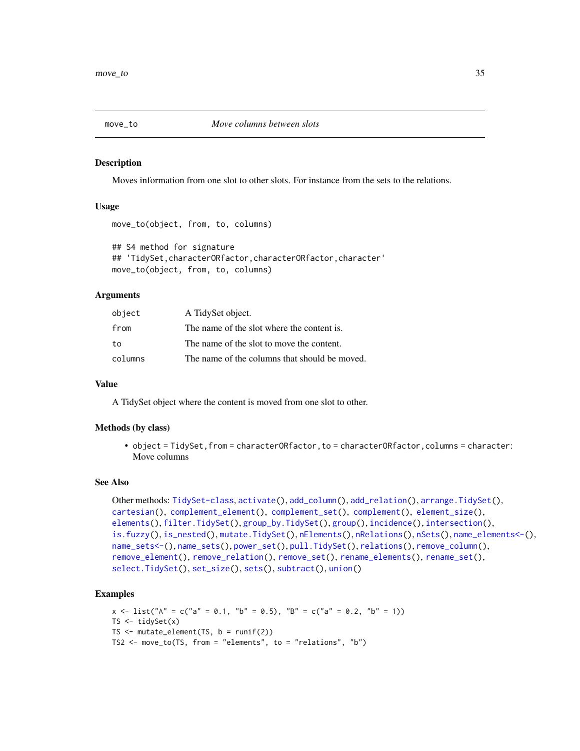# move_to    *Move columns between slots*

## Description

Moves information from one slot to other slots. For instance from the sets to the relations.

## Usage

```
move_to(object, from, to, columns)

## S4 method for signature
## 'TidySet,characterORfactor,characterORfactor,character'
move_to(object, from, to, columns)
```

## Arguments

| | |
|---|---|
| `object` | A TidySet object. |
| `from` | The name of the slot where the content is. |
| `to` | The name of the slot to move the content. |
| `columns` | The name of the columns that should be moved. |

## Value

A TidySet object where the content is moved from one slot to other.

## Methods (by class)

- `object = TidySet,from = characterORfactor,to = characterORfactor,columns = character`: Move columns

## See Also

Other methods: `TidySet-class`, `activate()`, `add_column()`, `add_relation()`, `arrange.TidySet()`, `cartesian()`, `complement_element()`, `complement_set()`, `complement()`, `element_size()`, `elements()`, `filter.TidySet()`, `group_by.TidySet()`, `group()`, `incidence()`, `intersection()`, `is.fuzzy()`, `is_nested()`, `mutate.TidySet()`, `nElements()`, `nRelations()`, `nSets()`, `name_elements<-()`, `name_sets<-()`, `name_sets()`, `power_set()`, `pull.TidySet()`, `relations()`, `remove_column()`, `remove_element()`, `remove_relation()`, `remove_set()`, `rename_elements()`, `rename_set()`, `select.TidySet()`, `set_size()`, `sets()`, `subtract()`, `union()`

## Examples

```
x <- list("A" = c("a" = 0.1, "b" = 0.5), "B" = c("a" = 0.2, "b" = 1))
TS <- tidySet(x)
TS <- mutate_element(TS, b = runif(2))
TS2 <- move_to(TS, from = "elements", to = "relations", "b")
```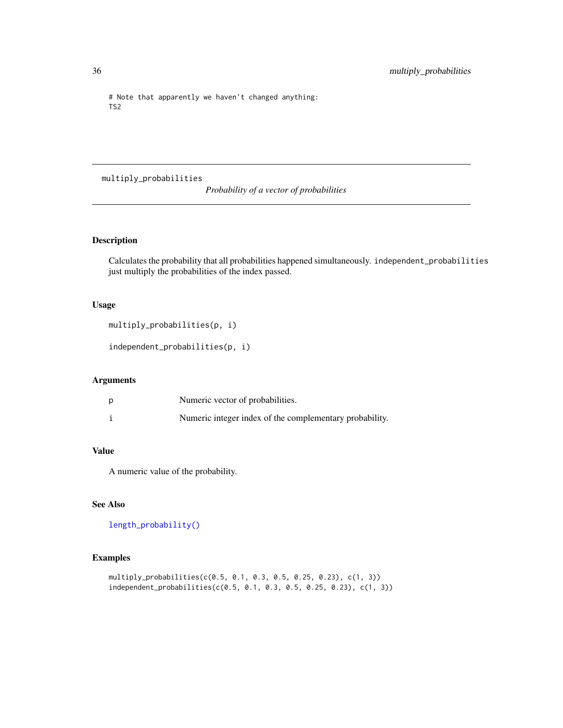```
# Note that apparently we haven't changed anything:
TS2
```

---

## multply_probabilities — *Probability of a vector of probabilities*

multiply_probabilities

*Probability of a vector of probabilities*

---

### Description

Calculates the probability that all probabilities happened simultaneously. `independent_probabilities` just multiply the probabilities of the index passed.

### Usage

```
multiply_probabilities(p, i)

independent_probabilities(p, i)
```

### Arguments

| | |
|---|---|
| p | Numeric vector of probabilities. |
| i | Numeric integer index of the complementary probability. |

### Value

A numeric value of the probability.

### See Also

`length_probability()`

### Examples

```
multiply_probabilities(c(0.5, 0.1, 0.3, 0.5, 0.25, 0.23), c(1, 3))
independent_probabilities(c(0.5, 0.1, 0.3, 0.5, 0.25, 0.23), c(1, 3))
```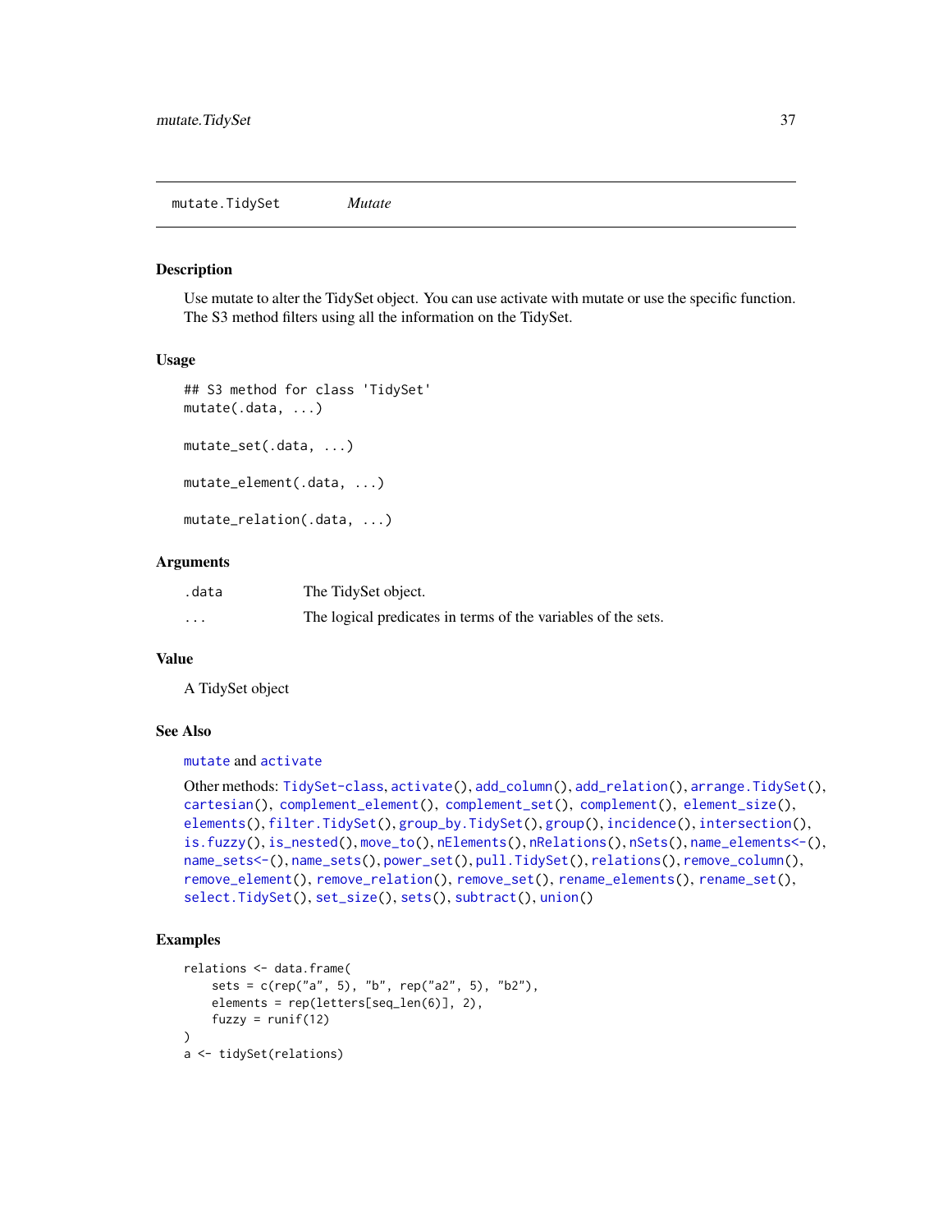## mutate.TidySet *Mutate*

### Description

Use mutate to alter the TidySet object. You can use activate with mutate or use the specific function. The S3 method filters using all the information on the TidySet.

### Usage

```
## S3 method for class 'TidySet'
mutate(.data, ...)

mutate_set(.data, ...)

mutate_element(.data, ...)

mutate_relation(.data, ...)
```

### Arguments

| | |
|---|---|
| `.data` | The TidySet object. |
| `...` | The logical predicates in terms of the variables of the sets. |

### Value

A TidySet object

### See Also

`mutate` and `activate`

Other methods: `TidySet-class`, `activate()`, `add_column()`, `add_relation()`, `arrange.TidySet()`, `cartesian()`, `complement_element()`, `complement_set()`, `complement()`, `element_size()`, `elements()`, `filter.TidySet()`, `group_by.TidySet()`, `group()`, `incidence()`, `intersection()`, `is.fuzzy()`, `is_nested()`, `move_to()`, `nElements()`, `nRelations()`, `nSets()`, `name_elements<-()`, `name_sets<-()`, `name_sets()`, `power_set()`, `pull.TidySet()`, `relations()`, `remove_column()`, `remove_element()`, `remove_relation()`, `remove_set()`, `rename_elements()`, `rename_set()`, `select.TidySet()`, `set_size()`, `sets()`, `subtract()`, `union()`

### Examples

```
relations <- data.frame(
    sets = c(rep("a", 5), "b", rep("a2", 5), "b2"),
    elements = rep(letters[seq_len(6)], 2),
    fuzzy = runif(12)
)
a <- tidySet(relations)
```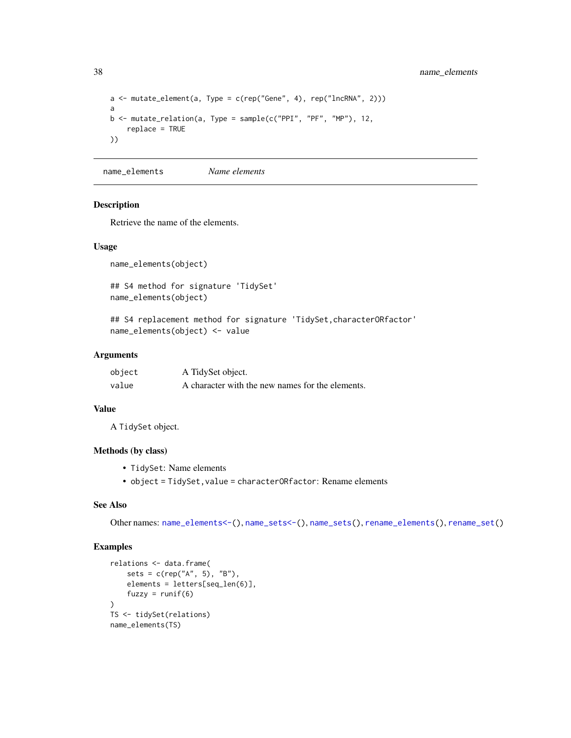```
a <- mutate_element(a, Type = c(rep("Gene", 4), rep("lncRNA", 2)))
a
b <- mutate_relation(a, Type = sample(c("PPI", "PF", "MP"), 12,
    replace = TRUE
))
```

---

## name_elements *Name elements*

---

### Description

Retrieve the name of the elements.

### Usage

```
name_elements(object)

## S4 method for signature 'TidySet'
name_elements(object)

## S4 replacement method for signature 'TidySet,characterORfactor'
name_elements(object) <- value
```

### Arguments

| | |
|---|---|
| `object` | A TidySet object. |
| `value` | A character with the new names for the elements. |

### Value

A `TidySet` object.

### Methods (by class)

- `TidySet`: Name elements
- `object = TidySet,value = characterORfactor`: Rename elements

### See Also

Other names: `name_elements<-()`, `name_sets<-()`, `name_sets()`, `rename_elements()`, `rename_set()`

### Examples

```
relations <- data.frame(
    sets = c(rep("A", 5), "B"),
    elements = letters[seq_len(6)],
    fuzzy = runif(6)
)
TS <- tidySet(relations)
name_elements(TS)
```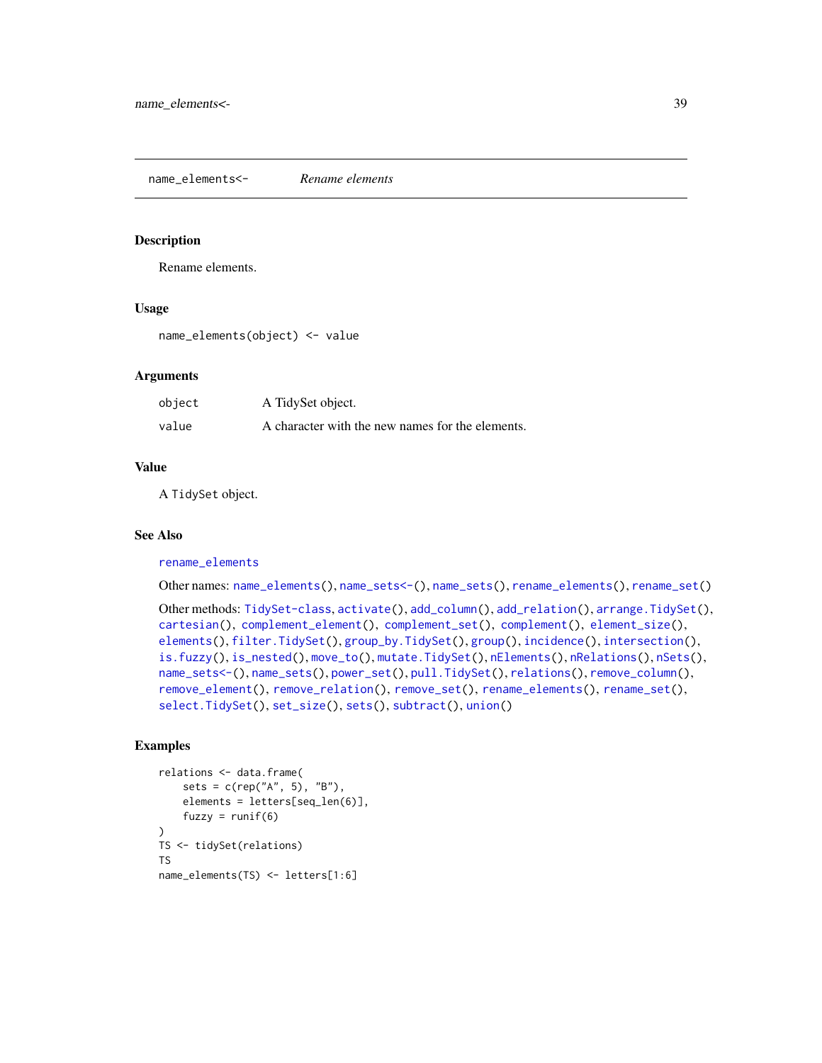## name_elements<- *Rename elements*

### Description

Rename elements.

### Usage

```
name_elements(object) <- value
```

### Arguments

| | |
|---|---|
| object | A TidySet object. |
| value | A character with the new names for the elements. |

### Value

A TidySet object.

### See Also

rename_elements

Other names: name_elements(), name_sets<-(), name_sets(), rename_elements(), rename_set()

Other methods: TidySet-class, activate(), add_column(), add_relation(), arrange.TidySet(), cartesian(), complement_element(), complement_set(), complement(), element_size(), elements(), filter.TidySet(), group_by.TidySet(), group(), incidence(), intersection(), is.fuzzy(), is_nested(), move_to(), mutate.TidySet(), nElements(), nRelations(), nSets(), name_sets<-(), name_sets(), power_set(), pull.TidySet(), relations(), remove_column(), remove_element(), remove_relation(), remove_set(), rename_elements(), rename_set(), select.TidySet(), set_size(), sets(), subtract(), union()

### Examples

```
relations <- data.frame(
    sets = c(rep("A", 5), "B"),
    elements = letters[seq_len(6)],
    fuzzy = runif(6)
)
TS <- tidySet(relations)
TS
name_elements(TS) <- letters[1:6]
```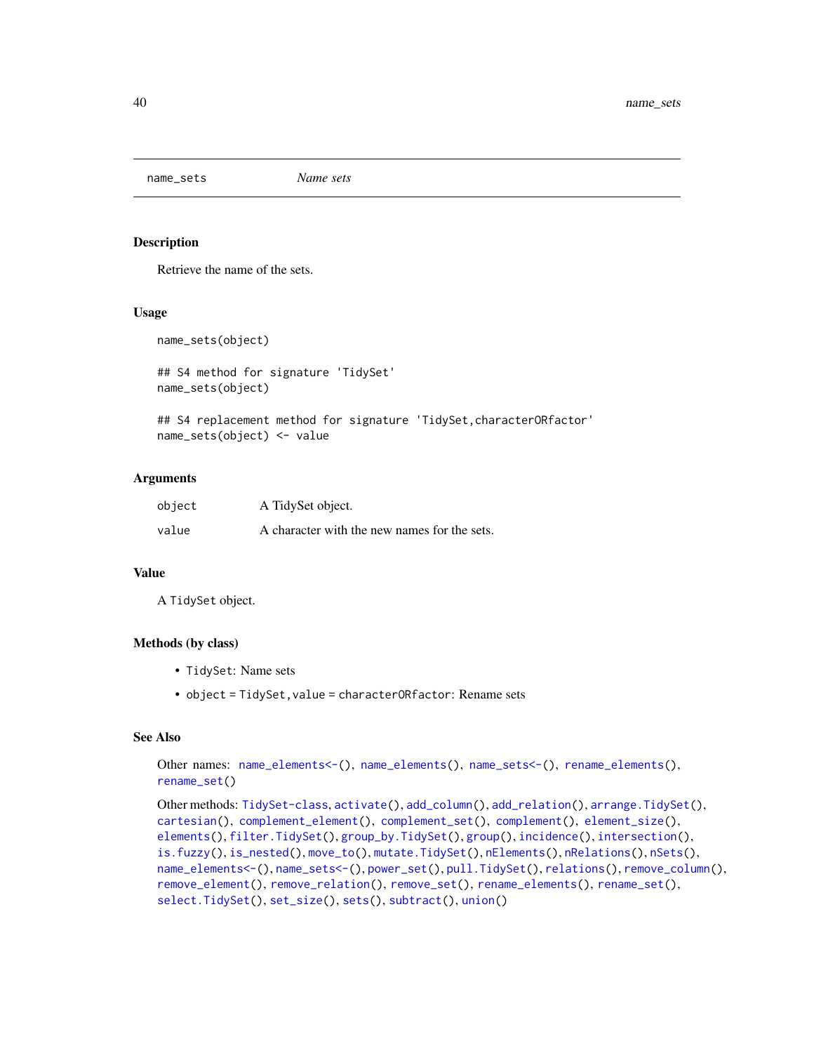# name_sets *Name sets*

## Description

Retrieve the name of the sets.

## Usage

```
name_sets(object)

## S4 method for signature 'TidySet'
name_sets(object)

## S4 replacement method for signature 'TidySet,characterORfactor'
name_sets(object) <- value
```

## Arguments

| | |
|---|---|
| object | A TidySet object. |
| value | A character with the new names for the sets. |

## Value

A `TidySet` object.

## Methods (by class)

- `TidySet`: Name sets
- `object = TidySet,value = characterORfactor`: Rename sets

## See Also

Other names: `name_elements<-()`, `name_elements()`, `name_sets<-()`, `rename_elements()`, `rename_set()`

Other methods: `TidySet-class`, `activate()`, `add_column()`, `add_relation()`, `arrange.TidySet()`, `cartesian()`, `complement_element()`, `complement_set()`, `complement()`, `element_size()`, `elements()`, `filter.TidySet()`, `group_by.TidySet()`, `group()`, `incidence()`, `intersection()`, `is.fuzzy()`, `is_nested()`, `move_to()`, `mutate.TidySet()`, `nElements()`, `nRelations()`, `nSets()`, `name_elements<-()`, `name_sets<-()`, `power_set()`, `pull.TidySet()`, `relations()`, `remove_column()`, `remove_element()`, `remove_relation()`, `remove_set()`, `rename_elements()`, `rename_set()`, `select.TidySet()`, `set_size()`, `sets()`, `subtract()`, `union()`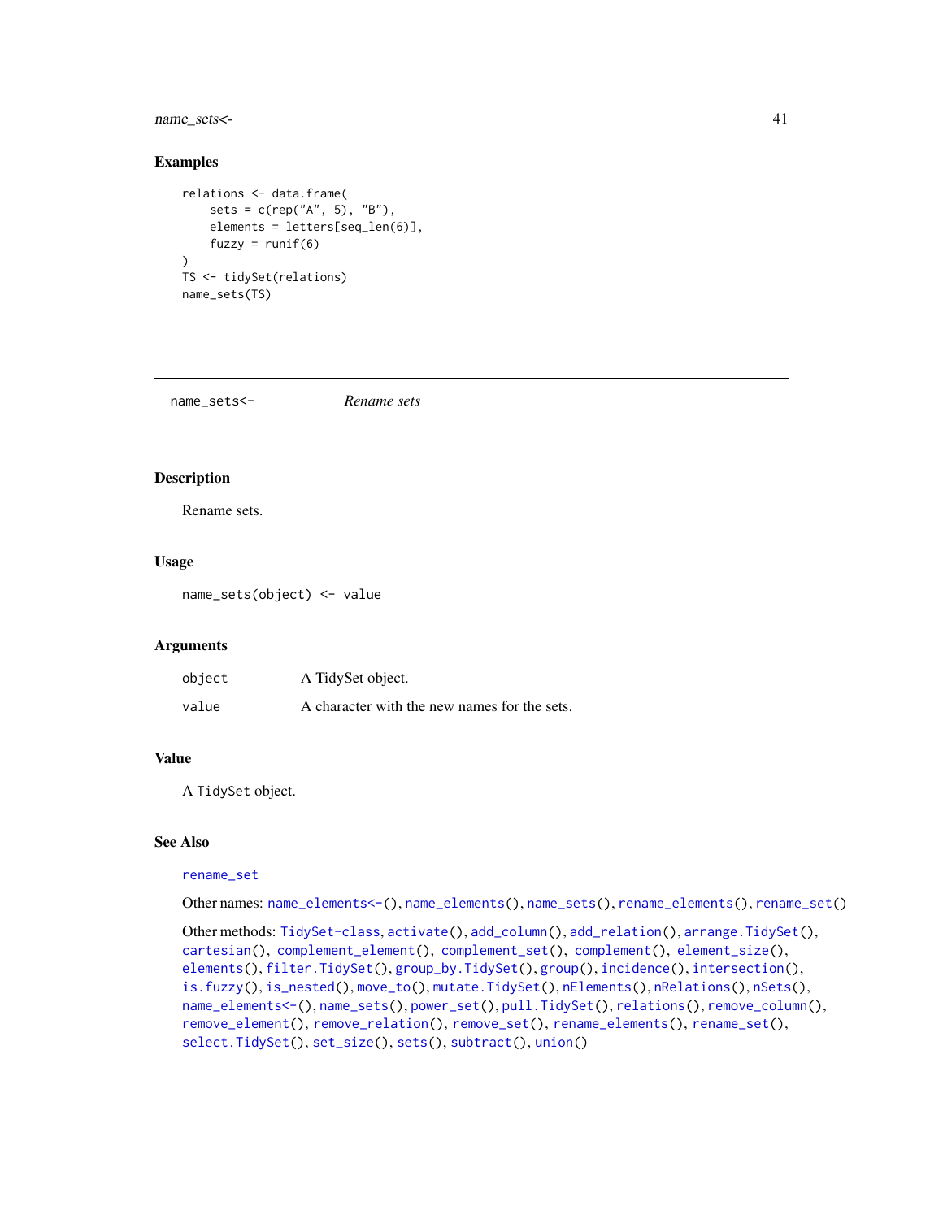## Examples

```
relations <- data.frame(
    sets = c(rep("A", 5), "B"),
    elements = letters[seq_len(6)],
    fuzzy = runif(6)
)
TS <- tidySet(relations)
name_sets(TS)
```

---

# name_sets<-    *Rename sets*

---

## Description

Rename sets.

## Usage

```
name_sets(object) <- value
```

## Arguments

| | |
|---|---|
| object | A TidySet object. |
| value | A character with the new names for the sets. |

## Value

A TidySet object.

## See Also

rename_set

Other names: name_elements<-(), name_elements(), name_sets(), rename_elements(), rename_set()

Other methods: TidySet-class, activate(), add_column(), add_relation(), arrange.TidySet(), cartesian(), complement_element(), complement_set(), complement(), element_size(), elements(), filter.TidySet(), group_by.TidySet(), group(), incidence(), intersection(), is.fuzzy(), is_nested(), move_to(), mutate.TidySet(), nElements(), nRelations(), nSets(), name_elements<-(), name_sets(), power_set(), pull.TidySet(), relations(), remove_column(), remove_element(), remove_relation(), remove_set(), rename_elements(), rename_set(), select.TidySet(), set_size(), sets(), subtract(), union()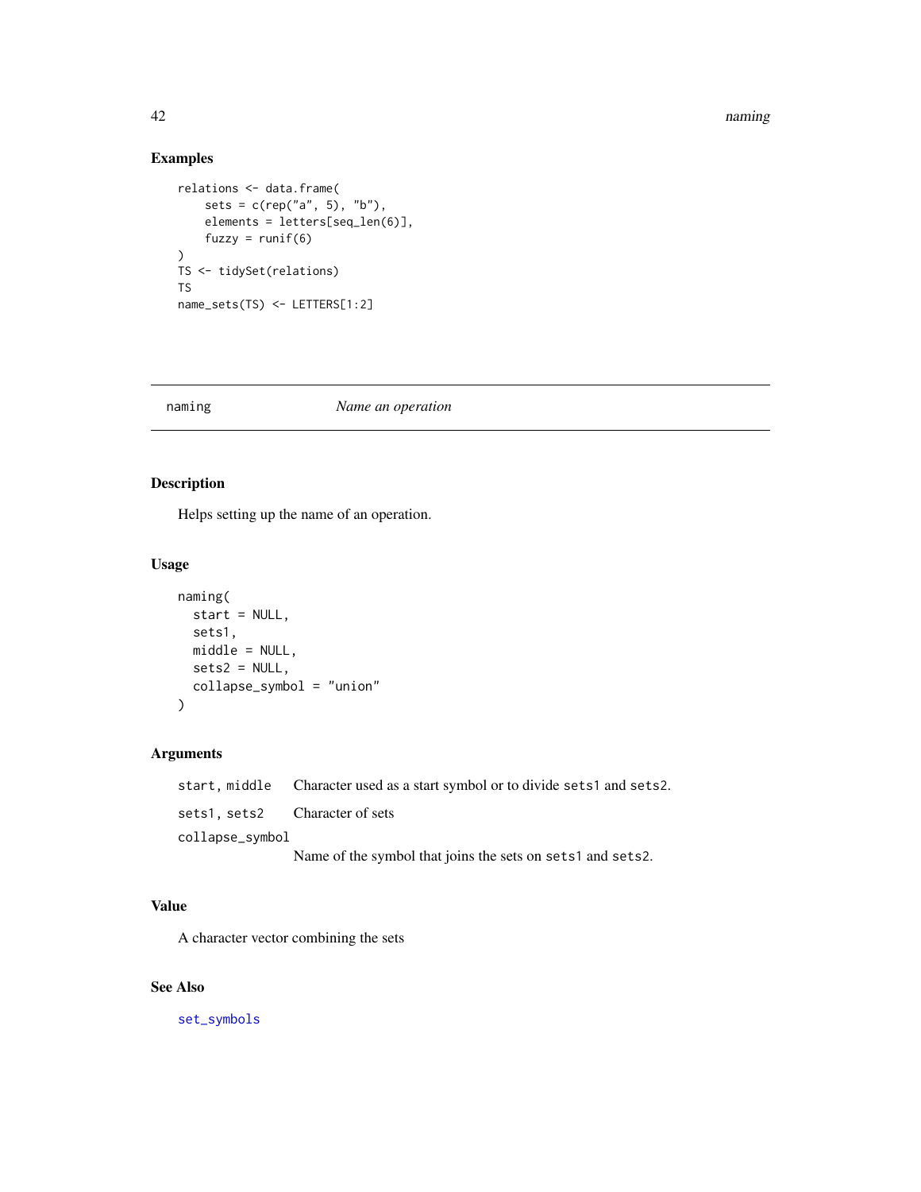## Examples

```
relations <- data.frame(
    sets = c(rep("a", 5), "b"),
    elements = letters[seq_len(6)],
    fuzzy = runif(6)
)
TS <- tidySet(relations)
TS
name_sets(TS) <- LETTERS[1:2]
```

---

## naming — *Name an operation*

---

### Description

Helps setting up the name of an operation.

### Usage

```
naming(
  start = NULL,
  sets1,
  middle = NULL,
  sets2 = NULL,
  collapse_symbol = "union"
)
```

### Arguments

| | |
|---|---|
| `start, middle` | Character used as a start symbol or to divide `sets1` and `sets2`. |
| `sets1, sets2` | Character of sets |
| `collapse_symbol` | Name of the symbol that joins the sets on `sets1` and `sets2`. |

### Value

A character vector combining the sets

### See Also

`set_symbols`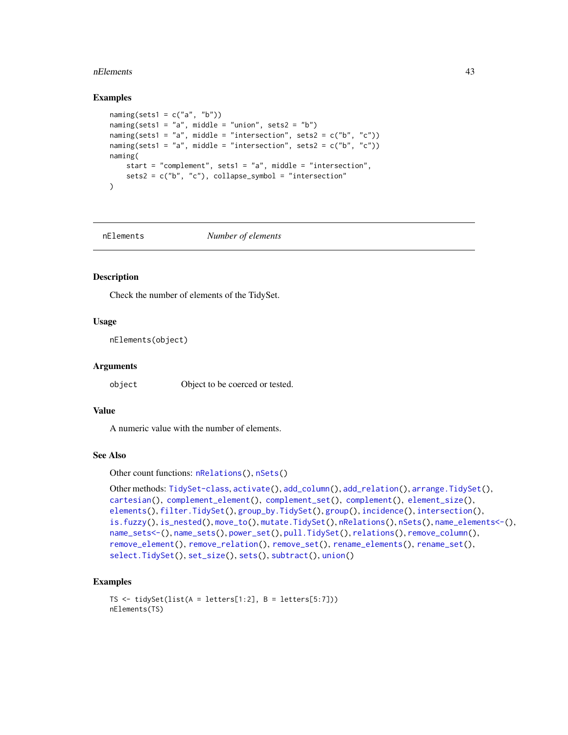## Examples

```
naming(sets1 = c("a", "b"))
naming(sets1 = "a", middle = "union", sets2 = "b")
naming(sets1 = "a", middle = "intersection", sets2 = c("b", "c"))
naming(sets1 = "a", middle = "intersection", sets2 = c("b", "c"))
naming(
    start = "complement", sets1 = "a", middle = "intersection",
    sets2 = c("b", "c"), collapse_symbol = "intersection"
)
```

---

# nElements *Number of elements*

---

## Description

Check the number of elements of the TidySet.

## Usage

```
nElements(object)
```

## Arguments

| | |
|---|---|
| object | Object to be coerced or tested. |

## Value

A numeric value with the number of elements.

## See Also

Other count functions: `nRelations()`, `nSets()`

Other methods: `TidySet-class`, `activate()`, `add_column()`, `add_relation()`, `arrange.TidySet()`, `cartesian()`, `complement_element()`, `complement_set()`, `complement()`, `element_size()`, `elements()`, `filter.TidySet()`, `group_by.TidySet()`, `group()`, `incidence()`, `intersection()`, `is.fuzzy()`, `is_nested()`, `move_to()`, `mutate.TidySet()`, `nRelations()`, `nSets()`, `name_elements<-()`, `name_sets<-()`, `name_sets()`, `power_set()`, `pull.TidySet()`, `relations()`, `remove_column()`, `remove_element()`, `remove_relation()`, `remove_set()`, `rename_elements()`, `rename_set()`, `select.TidySet()`, `set_size()`, `sets()`, `subtract()`, `union()`

## Examples

```
TS <- tidySet(list(A = letters[1:2], B = letters[5:7]))
nElements(TS)
```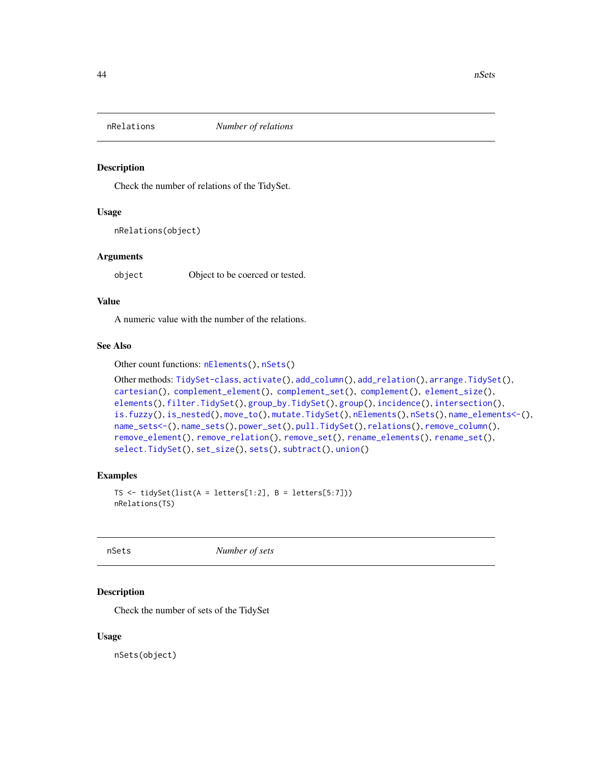## nRelations *Number of relations*

### Description

Check the number of relations of the TidySet.

### Usage

```
nRelations(object)
```

### Arguments

| | |
|---|---|
| object | Object to be coerced or tested. |

### Value

A numeric value with the number of the relations.

### See Also

Other count functions: nElements(), nSets()

Other methods: TidySet-class, activate(), add_column(), add_relation(), arrange.TidySet(), cartesian(), complement_element(), complement_set(), complement(), element_size(), elements(), filter.TidySet(), group_by.TidySet(), group(), incidence(), intersection(), is.fuzzy(), is_nested(), move_to(), mutate.TidySet(), nElements(), nSets(), name_elements<-(), name_sets<-(), name_sets(), power_set(), pull.TidySet(), relations(), remove_column(), remove_element(), remove_relation(), remove_set(), rename_elements(), rename_set(), select.TidySet(), set_size(), sets(), subtract(), union()

### Examples

```
TS <- tidySet(list(A = letters[1:2], B = letters[5:7]))
nRelations(TS)
```

## nSets *Number of sets*

### Description

Check the number of sets of the TidySet

### Usage

```
nSets(object)
```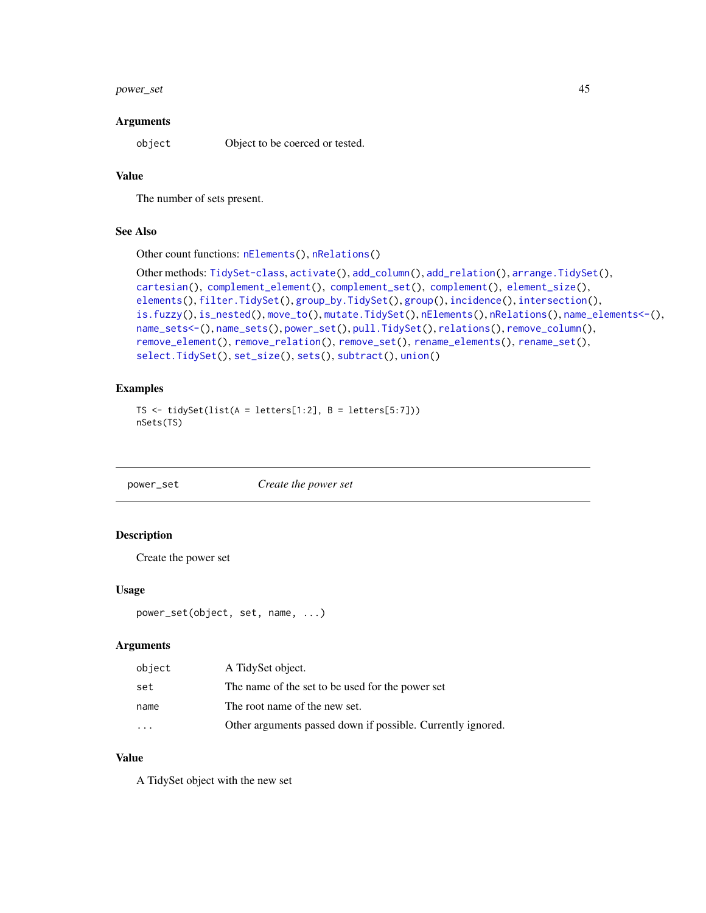### Arguments

| | |
|---|---|
| `object` | Object to be coerced or tested. |

### Value

The number of sets present.

### See Also

Other count functions: `nElements()`, `nRelations()`

Other methods: `TidySet-class`, `activate()`, `add_column()`, `add_relation()`, `arrange.TidySet()`, `cartesian()`, `complement_element()`, `complement_set()`, `complement()`, `element_size()`, `elements()`, `filter.TidySet()`, `group_by.TidySet()`, `group()`, `incidence()`, `intersection()`, `is.fuzzy()`, `is_nested()`, `move_to()`, `mutate.TidySet()`, `nElements()`, `nRelations()`, `name_elements<-()`, `name_sets<-()`, `name_sets()`, `power_set()`, `pull.TidySet()`, `relations()`, `remove_column()`, `remove_element()`, `remove_relation()`, `remove_set()`, `rename_elements()`, `rename_set()`, `select.TidySet()`, `set_size()`, `sets()`, `subtract()`, `union()`

### Examples

```
TS <- tidySet(list(A = letters[1:2], B = letters[5:7]))
nSets(TS)
```

---

## power_set — *Create the power set*

---

### Description

Create the power set

### Usage

```
power_set(object, set, name, ...)
```

### Arguments

| | |
|---|---|
| `object` | A TidySet object. |
| `set` | The name of the set to be used for the power set |
| `name` | The root name of the new set. |
| `...` | Other arguments passed down if possible. Currently ignored. |

### Value

A TidySet object with the new set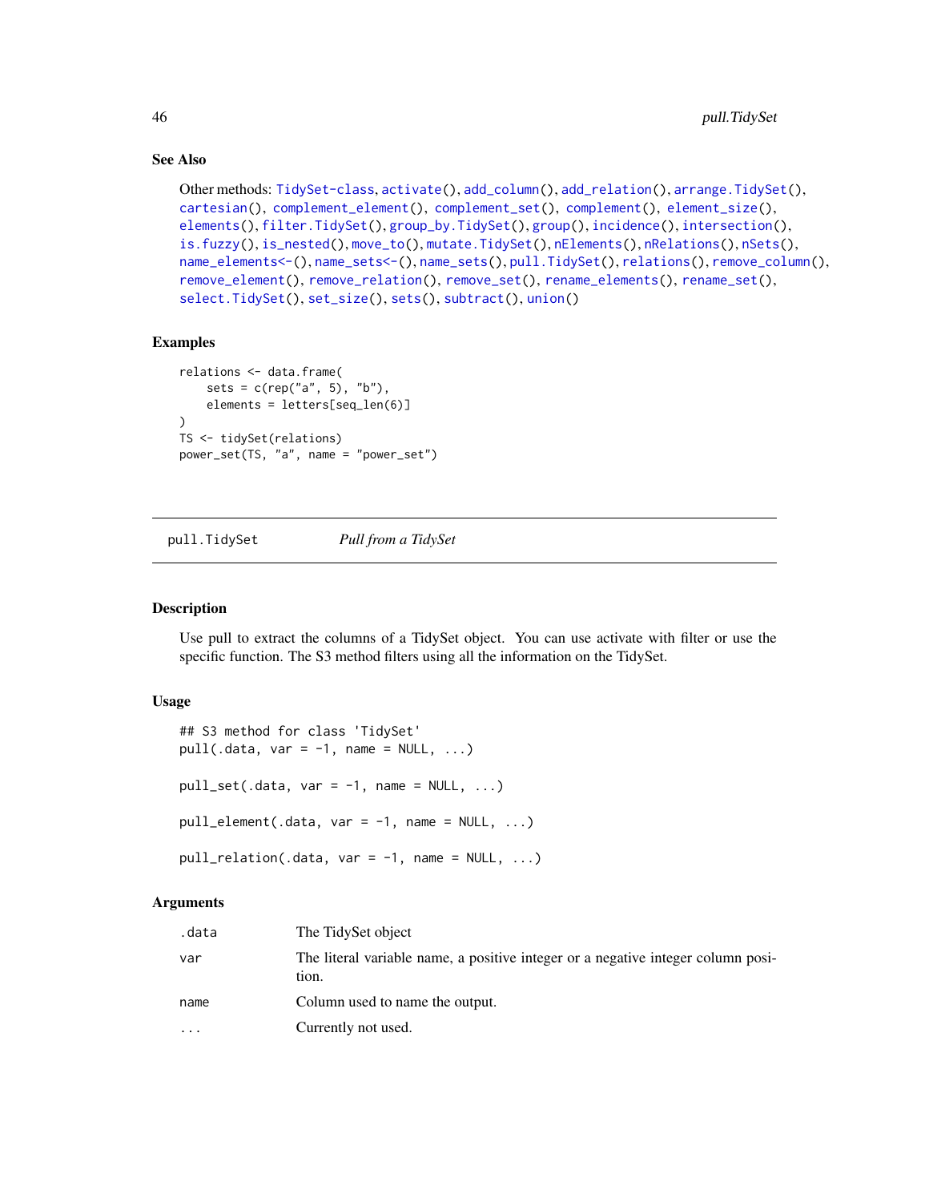### See Also

Other methods: `TidySet-class`, `activate()`, `add_column()`, `add_relation()`, `arrange.TidySet()`, `cartesian()`, `complement_element()`, `complement_set()`, `complement()`, `element_size()`, `elements()`, `filter.TidySet()`, `group_by.TidySet()`, `group()`, `incidence()`, `intersection()`, `is.fuzzy()`, `is_nested()`, `move_to()`, `mutate.TidySet()`, `nElements()`, `nRelations()`, `nSets()`, `name_elements<-()`, `name_sets<-()`, `name_sets()`, `pull.TidySet()`, `relations()`, `remove_column()`, `remove_element()`, `remove_relation()`, `remove_set()`, `rename_elements()`, `rename_set()`, `select.TidySet()`, `set_size()`, `sets()`, `subtract()`, `union()`

### Examples

```
relations <- data.frame(
    sets = c(rep("a", 5), "b"),
    elements = letters[seq_len(6)]
)
TS <- tidySet(relations)
power_set(TS, "a", name = "power_set")
```

---

## pull.TidySet *Pull from a TidySet*

---

### Description

Use pull to extract the columns of a TidySet object. You can use activate with filter or use the specific function. The S3 method filters using all the information on the TidySet.

### Usage

```
## S3 method for class 'TidySet'
pull(.data, var = -1, name = NULL, ...)

pull_set(.data, var = -1, name = NULL, ...)

pull_element(.data, var = -1, name = NULL, ...)

pull_relation(.data, var = -1, name = NULL, ...)
```

### Arguments

| | |
|---|---|
| `.data` | The TidySet object |
| `var` | The literal variable name, a positive integer or a negative integer column position. |
| `name` | Column used to name the output. |
| `...` | Currently not used. |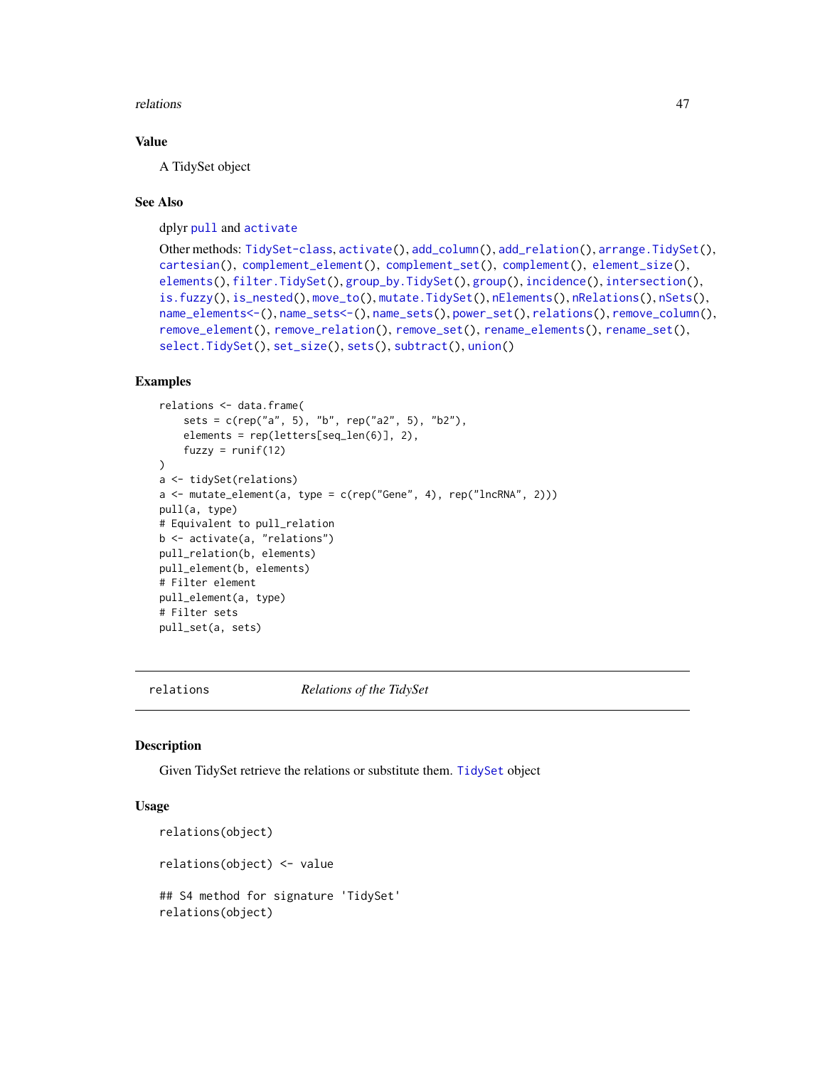### Value

A TidySet object

### See Also

dplyr pull and activate

Other methods: TidySet-class, activate(), add_column(), add_relation(), arrange.TidySet(), cartesian(), complement_element(), complement_set(), complement(), element_size(), elements(), filter.TidySet(), group_by.TidySet(), group(), incidence(), intersection(), is.fuzzy(), is_nested(), move_to(), mutate.TidySet(), nElements(), nRelations(), nSets(), name_elements<-(), name_sets<-(), name_sets(), power_set(), relations(), remove_column(), remove_element(), remove_relation(), remove_set(), rename_elements(), rename_set(), select.TidySet(), set_size(), sets(), subtract(), union()

### Examples

```
relations <- data.frame(
    sets = c(rep("a", 5), "b", rep("a2", 5), "b2"),
    elements = rep(letters[seq_len(6)], 2),
    fuzzy = runif(12)
)
a <- tidySet(relations)
a <- mutate_element(a, type = c(rep("Gene", 4), rep("lncRNA", 2)))
pull(a, type)
# Equivalent to pull_relation
b <- activate(a, "relations")
pull_relation(b, elements)
pull_element(b, elements)
# Filter element
pull_element(a, type)
# Filter sets
pull_set(a, sets)
```

---

## relations — *Relations of the TidySet*

### Description

Given TidySet retrieve the relations or substitute them. TidySet object

### Usage

```
relations(object)

relations(object) <- value

## S4 method for signature 'TidySet'
relations(object)
```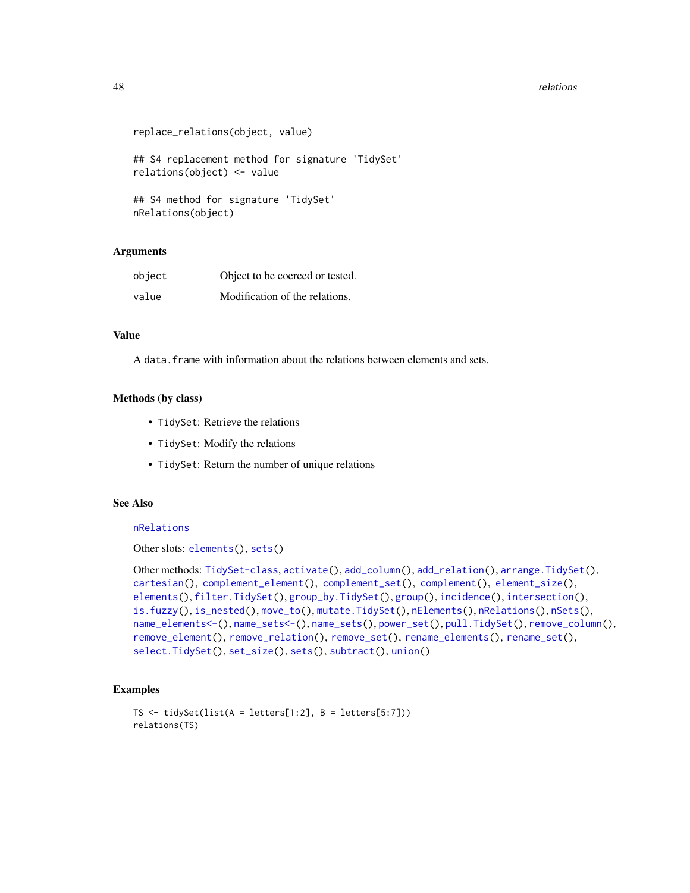```
replace_relations(object, value)

## S4 replacement method for signature 'TidySet'
relations(object) <- value

## S4 method for signature 'TidySet'
nRelations(object)
```

## Arguments

| | |
|---|---|
| object | Object to be coerced or tested. |
| value | Modification of the relations. |

## Value

A data.frame with information about the relations between elements and sets.

## Methods (by class)

- TidySet: Retrieve the relations
- TidySet: Modify the relations
- TidySet: Return the number of unique relations

## See Also

nRelations

Other slots: elements(), sets()

Other methods: TidySet-class, activate(), add_column(), add_relation(), arrange.TidySet(), cartesian(), complement_element(), complement_set(), complement(), element_size(), elements(), filter.TidySet(), group_by.TidySet(), group(), incidence(), intersection(), is.fuzzy(), is_nested(), move_to(), mutate.TidySet(), nElements(), nRelations(), nSets(), name_elements<-(), name_sets<-(), name_sets(), power_set(), pull.TidySet(), remove_column(), remove_element(), remove_relation(), remove_set(), rename_elements(), rename_set(), select.TidySet(), set_size(), sets(), subtract(), union()

## Examples

```
TS <- tidySet(list(A = letters[1:2], B = letters[5:7]))
relations(TS)
```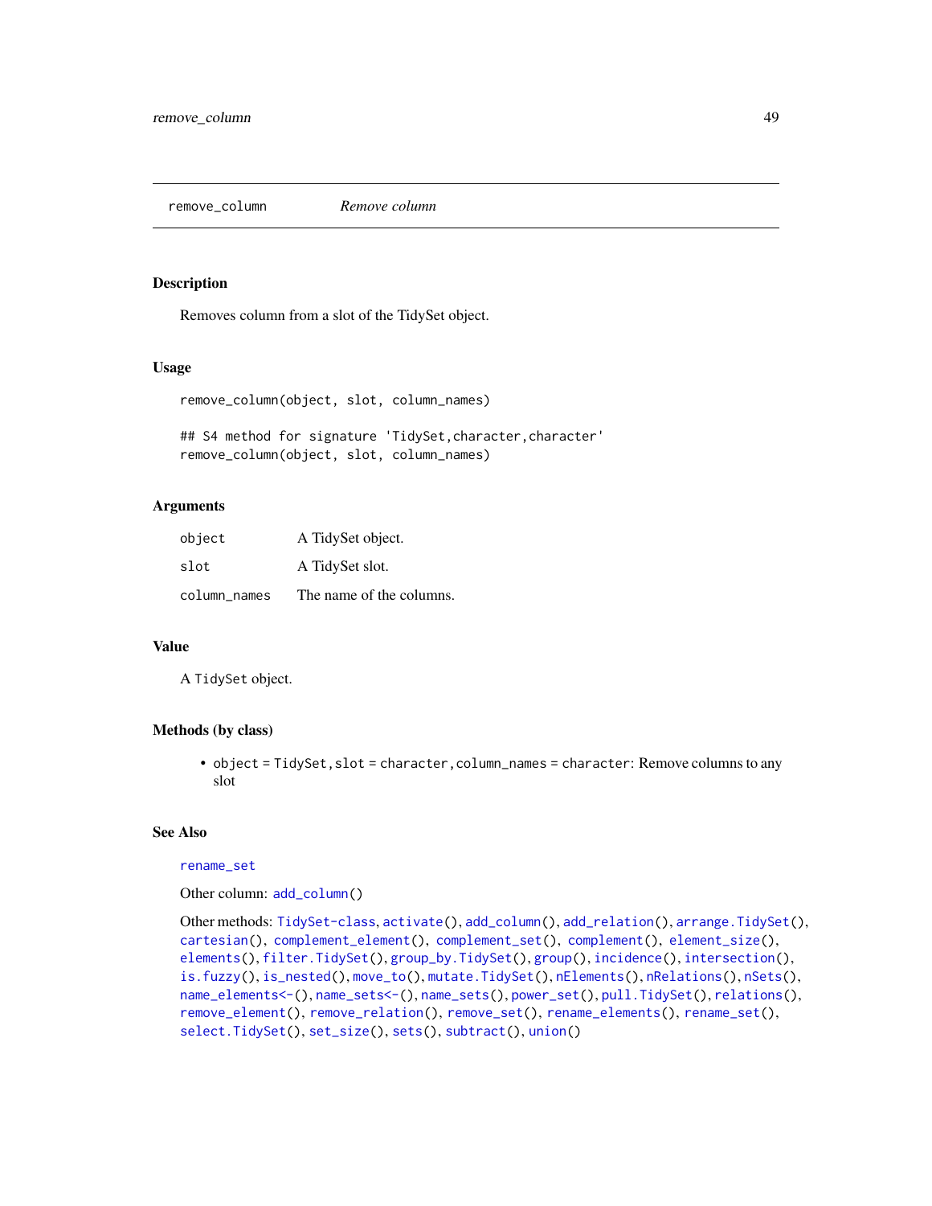remove_column    *Remove column*

## Description

Removes column from a slot of the TidySet object.

## Usage

```
remove_column(object, slot, column_names)

## S4 method for signature 'TidySet,character,character'
remove_column(object, slot, column_names)
```

## Arguments

| | |
|---|---|
| object | A TidySet object. |
| slot | A TidySet slot. |
| column_names | The name of the columns. |

## Value

A TidySet object.

## Methods (by class)

- object = TidySet, slot = character, column_names = character: Remove columns to any slot

## See Also

rename_set

Other column: add_column()

Other methods: TidySet-class, activate(), add_column(), add_relation(), arrange.TidySet(), cartesian(), complement_element(), complement_set(), complement(), element_size(), elements(), filter.TidySet(), group_by.TidySet(), group(), incidence(), intersection(), is.fuzzy(), is_nested(), move_to(), mutate.TidySet(), nElements(), nRelations(), nSets(), name_elements<-(), name_sets<-(), name_sets(), power_set(), pull.TidySet(), relations(), remove_element(), remove_relation(), remove_set(), rename_elements(), rename_set(), select.TidySet(), set_size(), sets(), subtract(), union()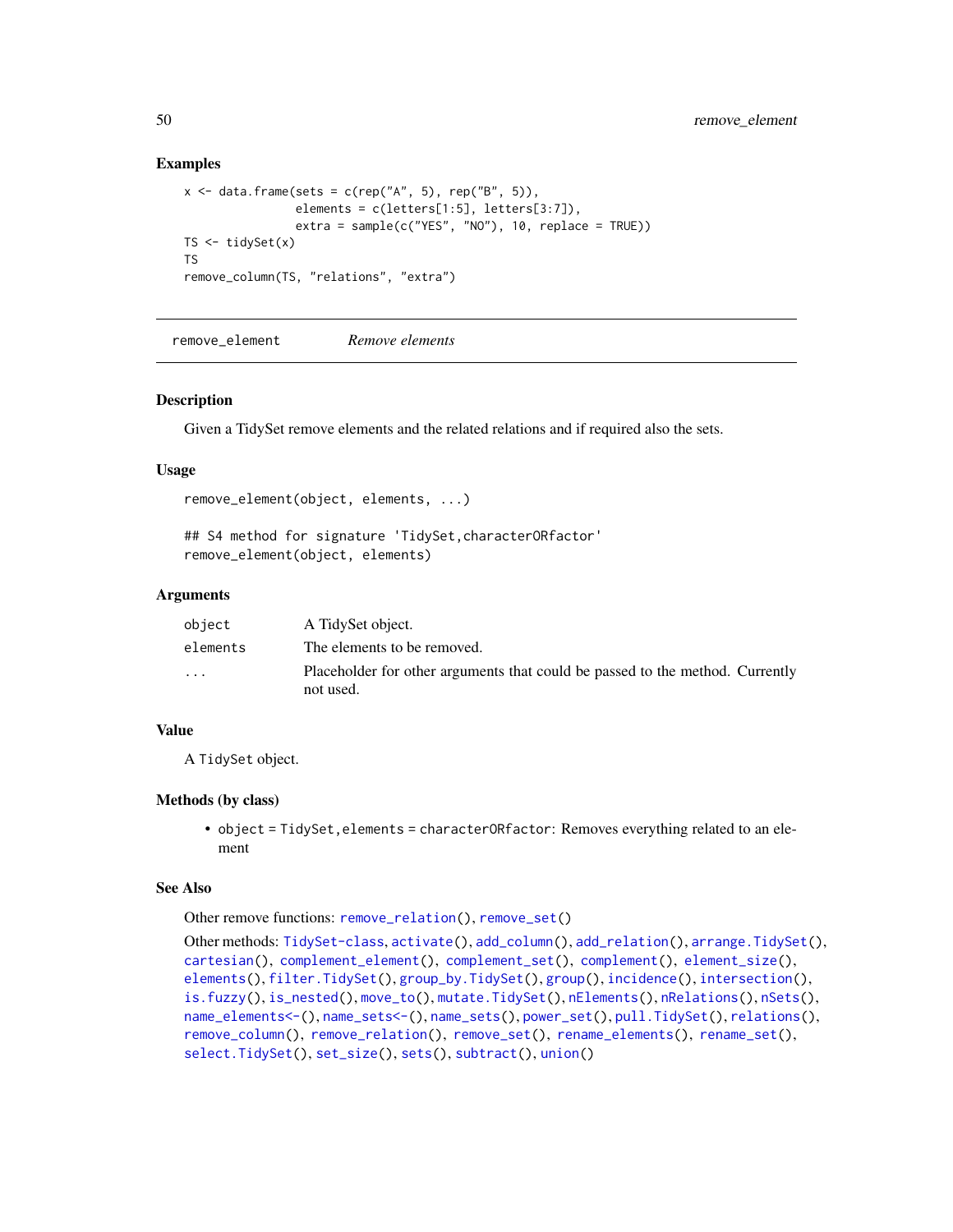### Examples

```
x <- data.frame(sets = c(rep("A", 5), rep("B", 5)),
                elements = c(letters[1:5], letters[3:7]),
                extra = sample(c("YES", "NO"), 10, replace = TRUE))
TS <- tidySet(x)
TS
remove_column(TS, "relations", "extra")
```

---

## remove_element *Remove elements*

### Description

Given a TidySet remove elements and the related relations and if required also the sets.

### Usage

```
remove_element(object, elements, ...)

## S4 method for signature 'TidySet,characterORfactor'
remove_element(object, elements)
```

### Arguments

| | |
|---|---|
| `object` | A TidySet object. |
| `elements` | The elements to be removed. |
| `...` | Placeholder for other arguments that could be passed to the method. Currently not used. |

### Value

A `TidySet` object.

### Methods (by class)

- `object = TidySet,elements = characterORfactor`: Removes everything related to an element

### See Also

Other remove functions: `remove_relation()`, `remove_set()`

Other methods: `TidySet-class`, `activate()`, `add_column()`, `add_relation()`, `arrange.TidySet()`, `cartesian()`, `complement_element()`, `complement_set()`, `complement()`, `element_size()`, `elements()`, `filter.TidySet()`, `group_by.TidySet()`, `group()`, `incidence()`, `intersection()`, `is.fuzzy()`, `is_nested()`, `move_to()`, `mutate.TidySet()`, `nElements()`, `nRelations()`, `nSets()`, `name_elements<-()`, `name_sets<-()`, `name_sets()`, `power_set()`, `pull.TidySet()`, `relations()`, `remove_column()`, `remove_relation()`, `remove_set()`, `rename_elements()`, `rename_set()`, `select.TidySet()`, `set_size()`, `sets()`, `subtract()`, `union()`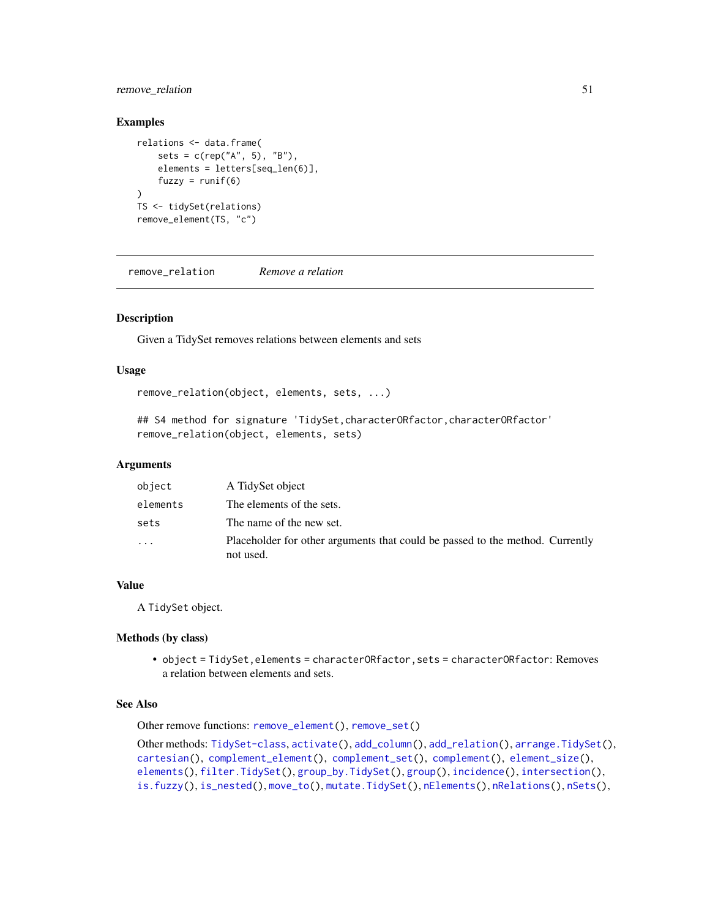## Examples

```
relations <- data.frame(
    sets = c(rep("A", 5), "B"),
    elements = letters[seq_len(6)],
    fuzzy = runif(6)
)
TS <- tidySet(relations)
remove_element(TS, "c")
```

---

# remove_relation *Remove a relation*

---

## Description

Given a TidySet removes relations between elements and sets

## Usage

```
remove_relation(object, elements, sets, ...)

## S4 method for signature 'TidySet,characterORfactor,characterORfactor'
remove_relation(object, elements, sets)
```

## Arguments

| | |
|---|---|
| `object` | A TidySet object |
| `elements` | The elements of the sets. |
| `sets` | The name of the new set. |
| `...` | Placeholder for other arguments that could be passed to the method. Currently not used. |

## Value

A `TidySet` object.

## Methods (by class)

- `object = TidySet, elements = characterORfactor, sets = characterORfactor`: Removes a relation between elements and sets.

## See Also

Other remove functions: `remove_element()`, `remove_set()`

Other methods: `TidySet-class`, `activate()`, `add_column()`, `add_relation()`, `arrange.TidySet()`, `cartesian()`, `complement_element()`, `complement_set()`, `complement()`, `element_size()`, `elements()`, `filter.TidySet()`, `group_by.TidySet()`, `group()`, `incidence()`, `intersection()`, `is.fuzzy()`, `is_nested()`, `move_to()`, `mutate.TidySet()`, `nElements()`, `nRelations()`, `nSets()`,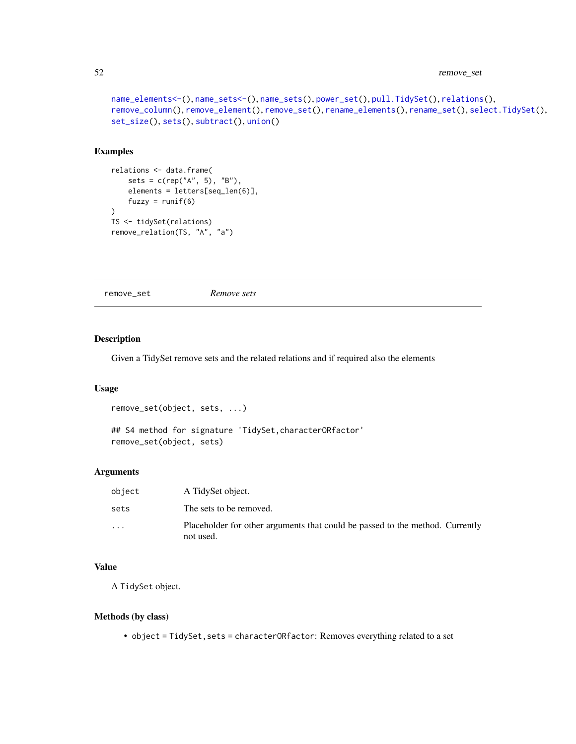name_elements<-(), name_sets<-(), name_sets(), power_set(), pull.TidySet(), relations(), remove_column(), remove_element(), remove_set(), rename_elements(), rename_set(), select.TidySet(), set_size(), sets(), subtract(), union()

### Examples

```
relations <- data.frame(
    sets = c(rep("A", 5), "B"),
    elements = letters[seq_len(6)],
    fuzzy = runif(6)
)
TS <- tidySet(relations)
remove_relation(TS, "A", "a")
```

---

## remove_set    *Remove sets*

---

### Description

Given a TidySet remove sets and the related relations and if required also the elements

### Usage

```
remove_set(object, sets, ...)

## S4 method for signature 'TidySet,characterORfactor'
remove_set(object, sets)
```

### Arguments

| | |
|---|---|
| object | A TidySet object. |
| sets | The sets to be removed. |
| ... | Placeholder for other arguments that could be passed to the method. Currently not used. |

### Value

A TidySet object.

### Methods (by class)

- object = TidySet, sets = characterORfactor: Removes everything related to a set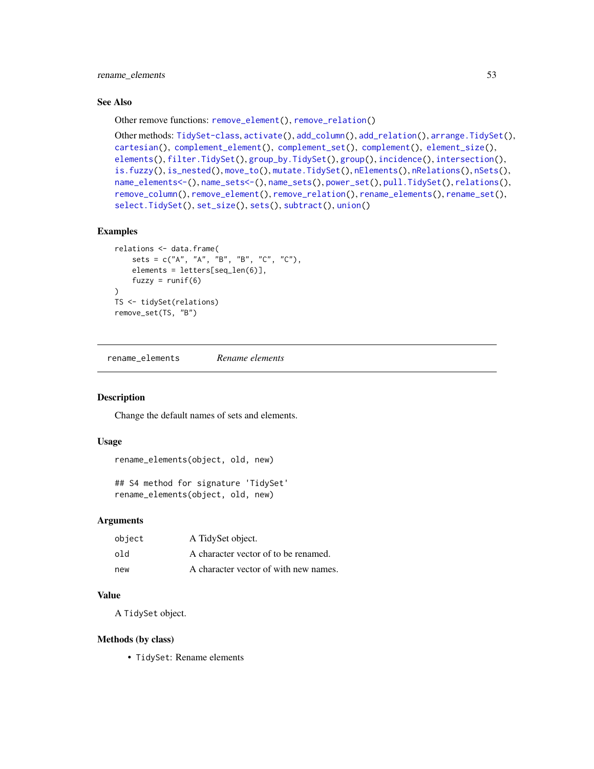### See Also

Other remove functions: `remove_element()`, `remove_relation()`

Other methods: `TidySet-class`, `activate()`, `add_column()`, `add_relation()`, `arrange.TidySet()`, `cartesian()`, `complement_element()`, `complement_set()`, `complement()`, `element_size()`, `elements()`, `filter.TidySet()`, `group_by.TidySet()`, `group()`, `incidence()`, `intersection()`, `is.fuzzy()`, `is_nested()`, `move_to()`, `mutate.TidySet()`, `nElements()`, `nRelations()`, `nSets()`, `name_elements<-()`, `name_sets<-()`, `name_sets()`, `power_set()`, `pull.TidySet()`, `relations()`, `remove_column()`, `remove_element()`, `remove_relation()`, `rename_elements()`, `rename_set()`, `select.TidySet()`, `set_size()`, `sets()`, `subtract()`, `union()`

### Examples

```
relations <- data.frame(
    sets = c("A", "A", "B", "B", "C", "C"),
    elements = letters[seq_len(6)],
    fuzzy = runif(6)
)
TS <- tidySet(relations)
remove_set(TS, "B")
```

---

## rename_elements    *Rename elements*

### Description

Change the default names of sets and elements.

### Usage

```
rename_elements(object, old, new)

## S4 method for signature 'TidySet'
rename_elements(object, old, new)
```

### Arguments

| | |
|---|---|
| `object` | A TidySet object. |
| `old` | A character vector of to be renamed. |
| `new` | A character vector of with new names. |

### Value

A `TidySet` object.

### Methods (by class)

- `TidySet`: Rename elements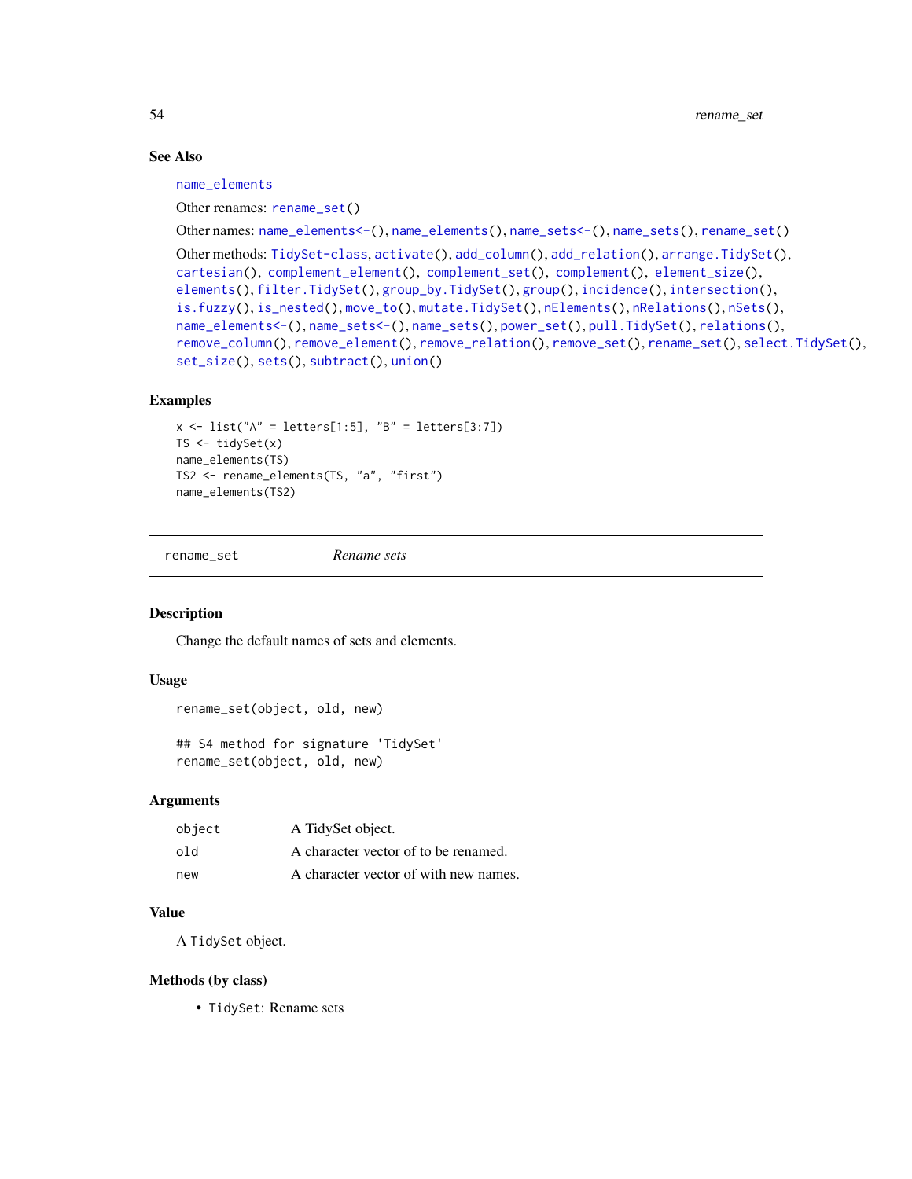### See Also

name_elements

Other renames: rename_set()

Other names: name_elements<-(), name_elements(), name_sets<-(), name_sets(), rename_set()

Other methods: TidySet-class, activate(), add_column(), add_relation(), arrange.TidySet(), cartesian(), complement_element(), complement_set(), complement(), element_size(), elements(), filter.TidySet(), group_by.TidySet(), group(), incidence(), intersection(), is.fuzzy(), is_nested(), move_to(), mutate.TidySet(), nElements(), nRelations(), nSets(), name_elements<-(), name_sets<-(), name_sets(), power_set(), pull.TidySet(), relations(), remove_column(), remove_element(), remove_relation(), remove_set(), rename_set(), select.TidySet(), set_size(), sets(), subtract(), union()

### Examples

```
x <- list("A" = letters[1:5], "B" = letters[3:7])
TS <- tidySet(x)
name_elements(TS)
TS2 <- rename_elements(TS, "a", "first")
name_elements(TS2)
```

---

## rename_set — *Rename sets*

---

### Description

Change the default names of sets and elements.

### Usage

```
rename_set(object, old, new)

## S4 method for signature 'TidySet'
rename_set(object, old, new)
```

### Arguments

| | |
|---|---|
| object | A TidySet object. |
| old | A character vector of to be renamed. |
| new | A character vector of with new names. |

### Value

A TidySet object.

### Methods (by class)

- TidySet: Rename sets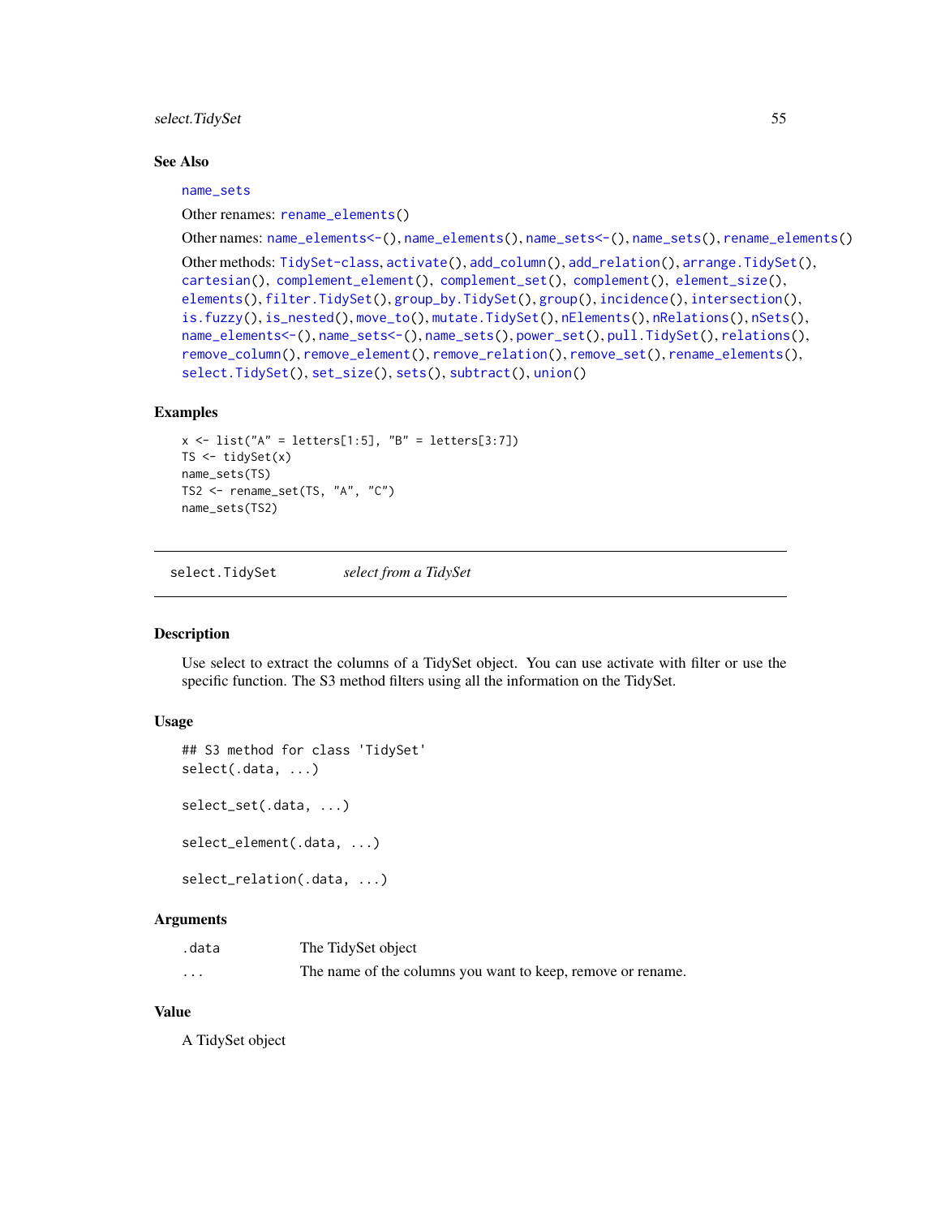### See Also

name_sets

Other renames: rename_elements()

Other names: name_elements<-(), name_elements(), name_sets<-(), name_sets(), rename_elements()

Other methods: TidySet-class, activate(), add_column(), add_relation(), arrange.TidySet(), cartesian(), complement_element(), complement_set(), complement(), element_size(), elements(), filter.TidySet(), group_by.TidySet(), group(), incidence(), intersection(), is.fuzzy(), is_nested(), move_to(), mutate.TidySet(), nElements(), nRelations(), nSets(), name_elements<-(), name_sets<-(), name_sets(), power_set(), pull.TidySet(), relations(), remove_column(), remove_element(), remove_relation(), remove_set(), rename_elements(), select.TidySet(), set_size(), sets(), subtract(), union()

### Examples

```
x <- list("A" = letters[1:5], "B" = letters[3:7])
TS <- tidySet(x)
name_sets(TS)
TS2 <- rename_set(TS, "A", "C")
name_sets(TS2)
```

---

## select.TidySet    *select from a TidySet*

### Description

Use select to extract the columns of a TidySet object. You can use activate with filter or use the specific function. The S3 method filters using all the information on the TidySet.

### Usage

```
## S3 method for class 'TidySet'
select(.data, ...)

select_set(.data, ...)

select_element(.data, ...)

select_relation(.data, ...)
```

### Arguments

| | |
|---|---|
| .data | The TidySet object |
| ... | The name of the columns you want to keep, remove or rename. |

### Value

A TidySet object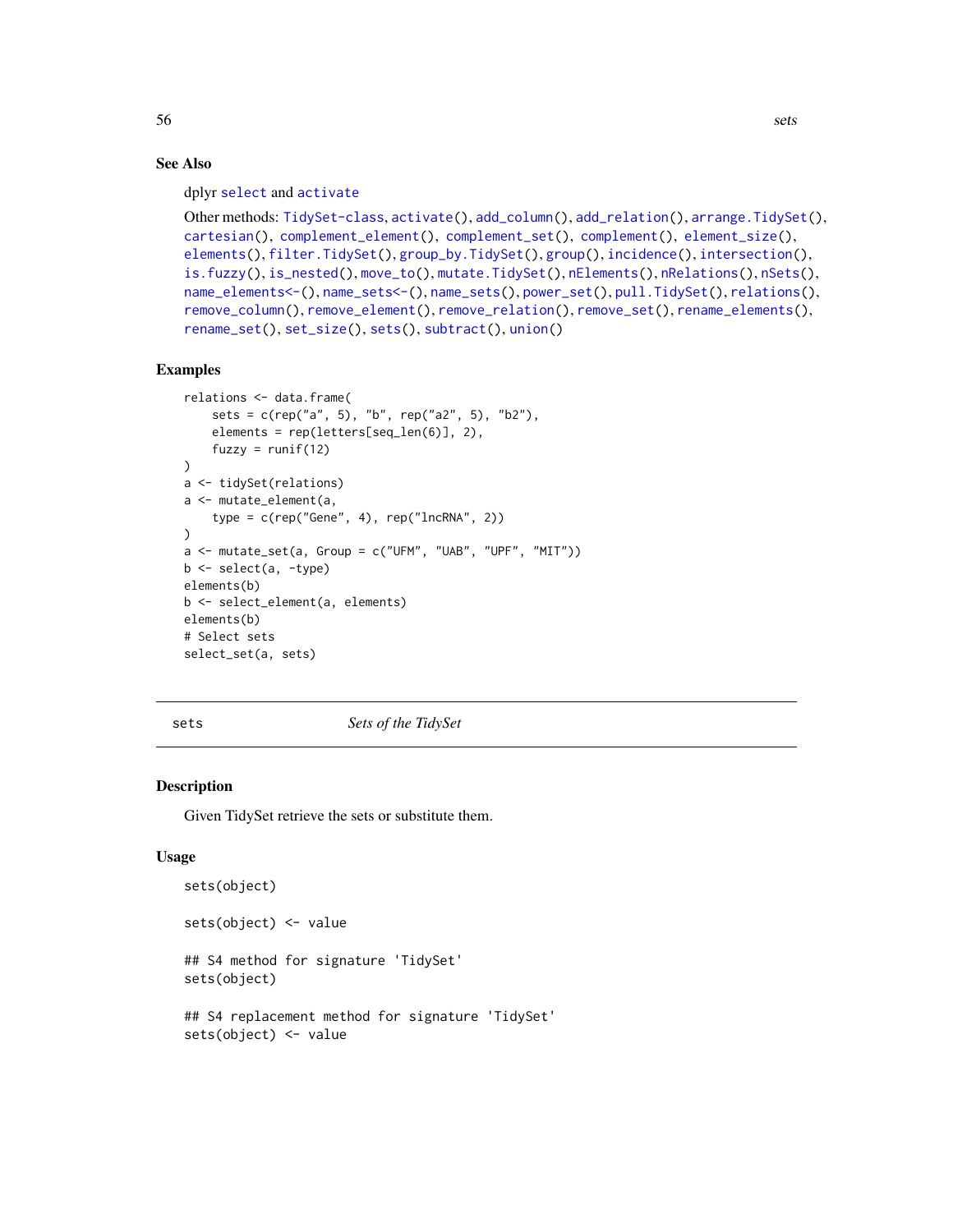### See Also

dplyr `select` and `activate`

Other methods: `TidySet-class`, `activate()`, `add_column()`, `add_relation()`, `arrange.TidySet()`, `cartesian()`, `complement_element()`, `complement_set()`, `complement()`, `element_size()`, `elements()`, `filter.TidySet()`, `group_by.TidySet()`, `group()`, `incidence()`, `intersection()`, `is.fuzzy()`, `is_nested()`, `move_to()`, `mutate.TidySet()`, `nElements()`, `nRelations()`, `nSets()`, `name_elements<-()`, `name_sets<-()`, `name_sets()`, `power_set()`, `pull.TidySet()`, `relations()`, `remove_column()`, `remove_element()`, `remove_relation()`, `remove_set()`, `rename_elements()`, `rename_set()`, `set_size()`, `sets()`, `subtract()`, `union()`

### Examples

```
relations <- data.frame(
    sets = c(rep("a", 5), "b", rep("a2", 5), "b2"),
    elements = rep(letters[seq_len(6)], 2),
    fuzzy = runif(12)
)
a <- tidySet(relations)
a <- mutate_element(a,
    type = c(rep("Gene", 4), rep("lncRNA", 2))
)
a <- mutate_set(a, Group = c("UFM", "UAB", "UPF", "MIT"))
b <- select(a, -type)
elements(b)
b <- select_element(a, elements)
elements(b)
# Select sets
select_set(a, sets)
```

---

## sets — *Sets of the TidySet*

### Description

Given TidySet retrieve the sets or substitute them.

### Usage

```
sets(object)

sets(object) <- value

## S4 method for signature 'TidySet'
sets(object)

## S4 replacement method for signature 'TidySet'
sets(object) <- value
```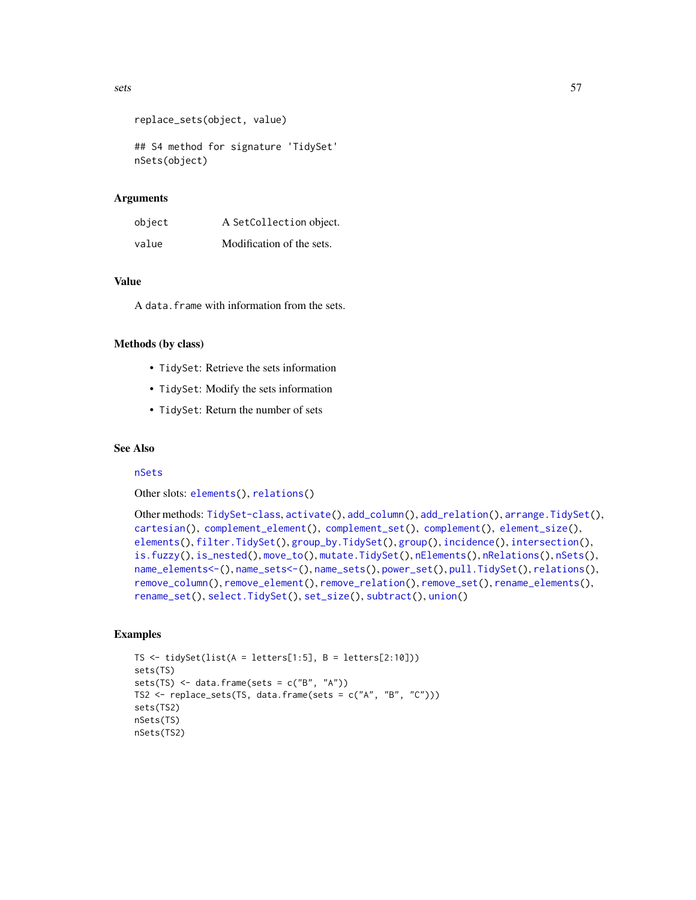```
replace_sets(object, value)

## S4 method for signature 'TidySet'
nSets(object)
```

### Arguments

| | |
|---|---|
| object | A SetCollection object. |
| value | Modification of the sets. |

### Value

A data.frame with information from the sets.

### Methods (by class)

- TidySet: Retrieve the sets information
- TidySet: Modify the sets information
- TidySet: Return the number of sets

### See Also

nSets

Other slots: elements(), relations()

Other methods: TidySet-class, activate(), add_column(), add_relation(), arrange.TidySet(), cartesian(), complement_element(), complement_set(), complement(), element_size(), elements(), filter.TidySet(), group_by.TidySet(), group(), incidence(), intersection(), is.fuzzy(), is_nested(), move_to(), mutate.TidySet(), nElements(), nRelations(), nSets(), name_elements<-(), name_sets<-(), name_sets(), power_set(), pull.TidySet(), relations(), remove_column(), remove_element(), remove_relation(), remove_set(), rename_elements(), rename_set(), select.TidySet(), set_size(), subtract(), union()

### Examples

```
TS <- tidySet(list(A = letters[1:5], B = letters[2:10]))
sets(TS)
sets(TS) <- data.frame(sets = c("B", "A"))
TS2 <- replace_sets(TS, data.frame(sets = c("A", "B", "C")))
sets(TS2)
nSets(TS)
nSets(TS2)
```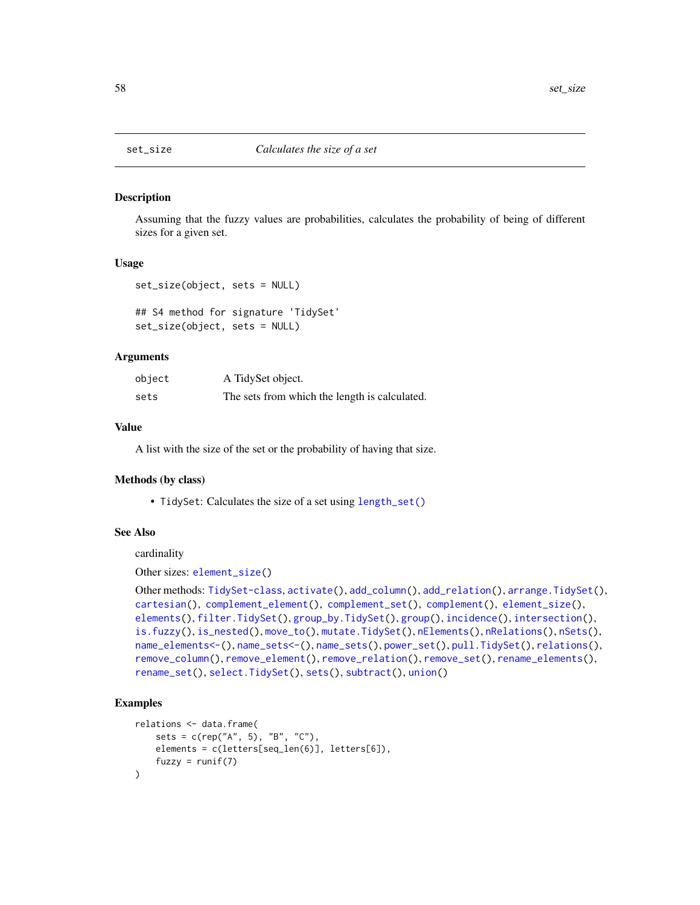## set_size — *Calculates the size of a set*

### Description

Assuming that the fuzzy values are probabilities, calculates the probability of being of different sizes for a given set.

### Usage

```
set_size(object, sets = NULL)

## S4 method for signature 'TidySet'
set_size(object, sets = NULL)
```

### Arguments

| | |
|---|---|
| object | A TidySet object. |
| sets | The sets from which the length is calculated. |

### Value

A list with the size of the set or the probability of having that size.

### Methods (by class)

- TidySet: Calculates the size of a set using length_set()

### See Also

cardinality

Other sizes: element_size()

Other methods: TidySet-class, activate(), add_column(), add_relation(), arrange.TidySet(), cartesian(), complement_element(), complement_set(), complement(), element_size(), elements(), filter.TidySet(), group_by.TidySet(), group(), incidence(), intersection(), is.fuzzy(), is_nested(), move_to(), mutate.TidySet(), nElements(), nRelations(), nSets(), name_elements<-(), name_sets<-(), name_sets(), power_set(), pull.TidySet(), relations(), remove_column(), remove_element(), remove_relation(), remove_set(), rename_elements(), rename_set(), select.TidySet(), sets(), subtract(), union()

### Examples

```
relations <- data.frame(
    sets = c(rep("A", 5), "B", "C"),
    elements = c(letters[seq_len(6)], letters[6]),
    fuzzy = runif(7)
)
```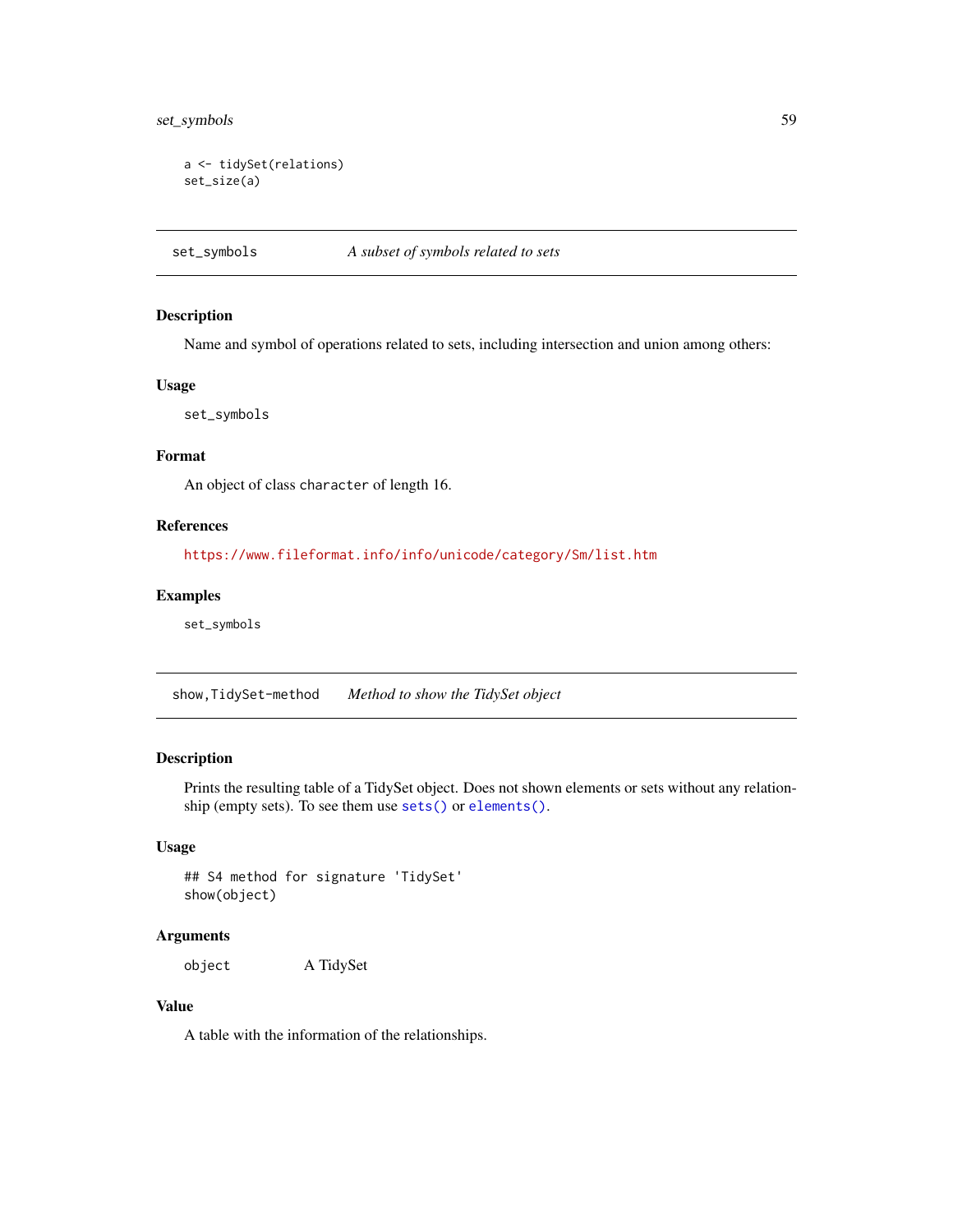```
a <- tidySet(relations)
set_size(a)
```

## set_symbols — *A subset of symbols related to sets*

### Description

Name and symbol of operations related to sets, including intersection and union among others:

### Usage

```
set_symbols
```

### Format

An object of class `character` of length 16.

### References

https://www.fileformat.info/info/unicode/category/Sm/list.htm

### Examples

```
set_symbols
```

## show,TidySet-method — *Method to show the TidySet object*

### Description

Prints the resulting table of a TidySet object. Does not shown elements or sets without any relationship (empty sets). To see them use `sets()` or `elements()`.

### Usage

```
## S4 method for signature 'TidySet'
show(object)
```

### Arguments

| | |
|---|---|
| `object` | A TidySet |

### Value

A table with the information of the relationships.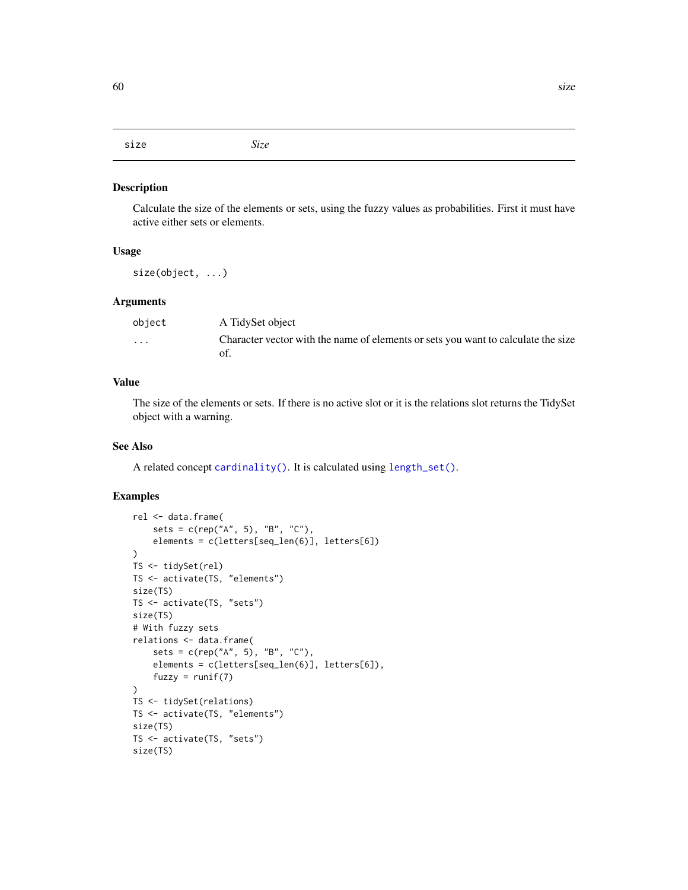# size

*Size*

## Description

Calculate the size of the elements or sets, using the fuzzy values as probabilities. First it must have active either sets or elements.

## Usage

```
size(object, ...)
```

## Arguments

| | |
|---|---|
| object | A TidySet object |
| ... | Character vector with the name of elements or sets you want to calculate the size of. |

## Value

The size of the elements or sets. If there is no active slot or it is the relations slot returns the TidySet object with a warning.

## See Also

A related concept `cardinality()`. It is calculated using `length_set()`.

## Examples

```
rel <- data.frame(
    sets = c(rep("A", 5), "B", "C"),
    elements = c(letters[seq_len(6)], letters[6])
)
TS <- tidySet(rel)
TS <- activate(TS, "elements")
size(TS)
TS <- activate(TS, "sets")
size(TS)
# With fuzzy sets
relations <- data.frame(
    sets = c(rep("A", 5), "B", "C"),
    elements = c(letters[seq_len(6)], letters[6]),
    fuzzy = runif(7)
)
TS <- tidySet(relations)
TS <- activate(TS, "elements")
size(TS)
TS <- activate(TS, "sets")
size(TS)
```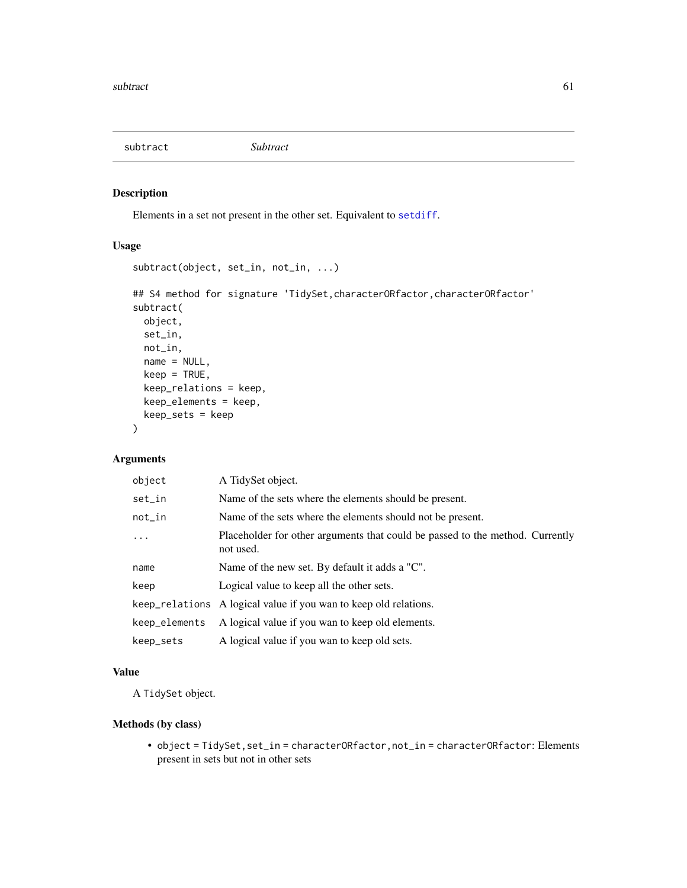# subtract — *Subtract*

## Description

Elements in a set not present in the other set. Equivalent to setdiff.

## Usage

```
subtract(object, set_in, not_in, ...)

## S4 method for signature 'TidySet,characterORfactor,characterORfactor'
subtract(
  object,
  set_in,
  not_in,
  name = NULL,
  keep = TRUE,
  keep_relations = keep,
  keep_elements = keep,
  keep_sets = keep
)
```

## Arguments

| | |
|---|---|
| object | A TidySet object. |
| set_in | Name of the sets where the elements should be present. |
| not_in | Name of the sets where the elements should not be present. |
| ... | Placeholder for other arguments that could be passed to the method. Currently not used. |
| name | Name of the new set. By default it adds a "C". |
| keep | Logical value to keep all the other sets. |
| keep_relations | A logical value if you wan to keep old relations. |
| keep_elements | A logical value if you wan to keep old elements. |
| keep_sets | A logical value if you wan to keep old sets. |

## Value

A TidySet object.

## Methods (by class)

- object = TidySet, set_in = characterORfactor, not_in = characterORfactor: Elements present in sets but not in other sets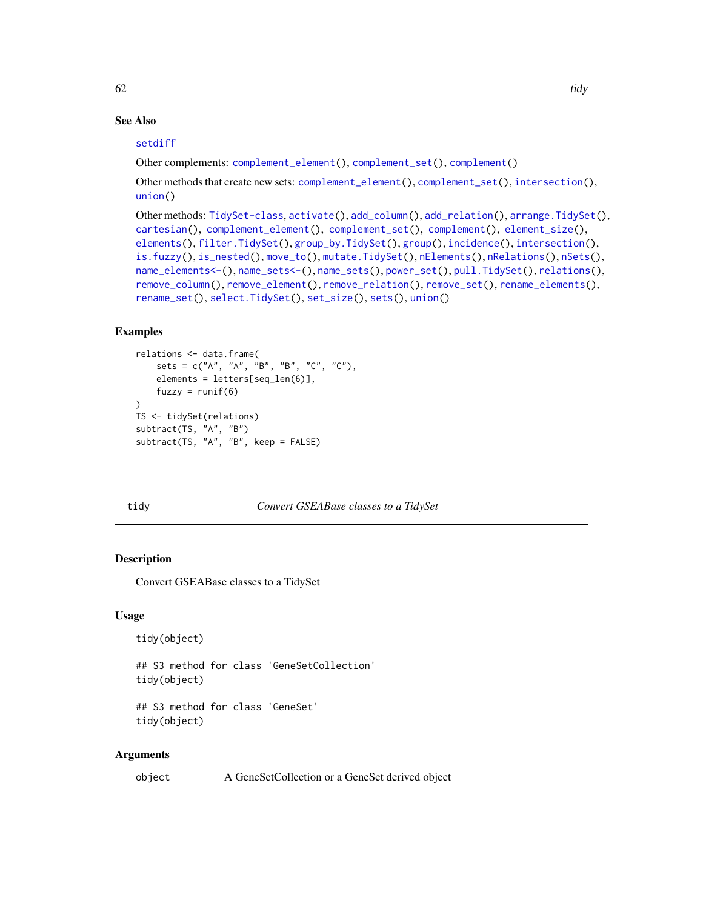### See Also

setdiff

Other complements: complement_element(), complement_set(), complement()

Other methods that create new sets: complement_element(), complement_set(), intersection(), union()

Other methods: TidySet-class, activate(), add_column(), add_relation(), arrange.TidySet(), cartesian(), complement_element(), complement_set(), complement(), element_size(), elements(), filter.TidySet(), group_by.TidySet(), group(), incidence(), intersection(), is.fuzzy(), is_nested(), move_to(), mutate.TidySet(), nElements(), nRelations(), nSets(), name_elements<-(), name_sets<-(), name_sets(), power_set(), pull.TidySet(), relations(), remove_column(), remove_element(), remove_relation(), remove_set(), rename_elements(), rename_set(), select.TidySet(), set_size(), sets(), union()

### Examples

```
relations <- data.frame(
    sets = c("A", "A", "B", "B", "C", "C"),
    elements = letters[seq_len(6)],
    fuzzy = runif(6)
)
TS <- tidySet(relations)
subtract(TS, "A", "B")
subtract(TS, "A", "B", keep = FALSE)
```

---

## tidy — *Convert GSEABase classes to a TidySet*

### Description

Convert GSEABase classes to a TidySet

### Usage

```
tidy(object)

## S3 method for class 'GeneSetCollection'
tidy(object)

## S3 method for class 'GeneSet'
tidy(object)
```

### Arguments

| | |
|---|---|
| object | A GeneSetCollection or a GeneSet derived object |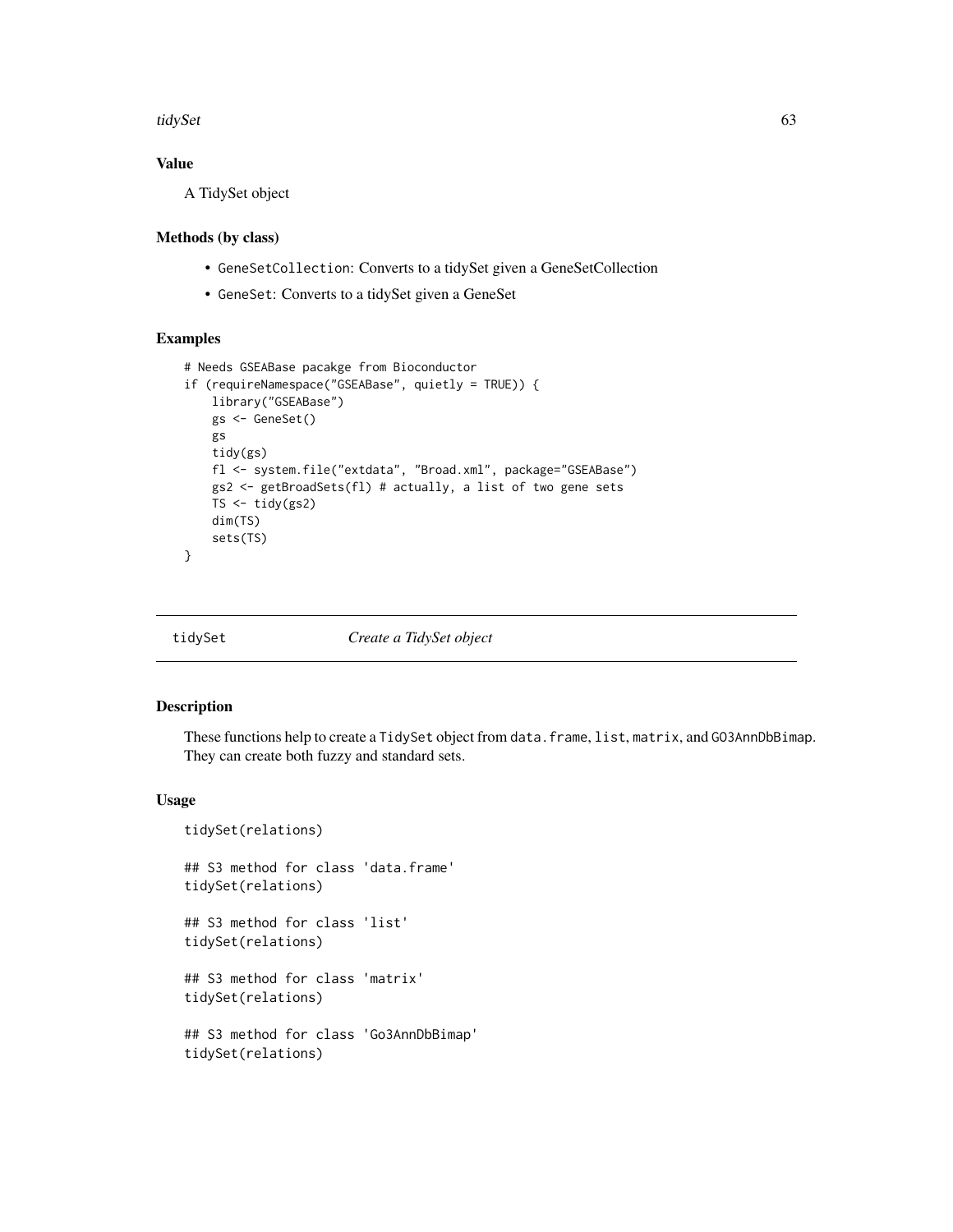### Value

A TidySet object

### Methods (by class)

- GeneSetCollection: Converts to a tidySet given a GeneSetCollection
- GeneSet: Converts to a tidySet given a GeneSet

### Examples

```
# Needs GSEABase pacakge from Bioconductor
if (requireNamespace("GSEABase", quietly = TRUE)) {
    library("GSEABase")
    gs <- GeneSet()
    gs
    tidy(gs)
    fl <- system.file("extdata", "Broad.xml", package="GSEABase")
    gs2 <- getBroadSets(fl) # actually, a list of two gene sets
    TS <- tidy(gs2)
    dim(TS)
    sets(TS)
}
```

---

## tidySet *Create a TidySet object*

### Description

These functions help to create a TidySet object from data.frame, list, matrix, and GO3AnnDbBimap. They can create both fuzzy and standard sets.

### Usage

```
tidySet(relations)

## S3 method for class 'data.frame'
tidySet(relations)

## S3 method for class 'list'
tidySet(relations)

## S3 method for class 'matrix'
tidySet(relations)

## S3 method for class 'Go3AnnDbBimap'
tidySet(relations)
```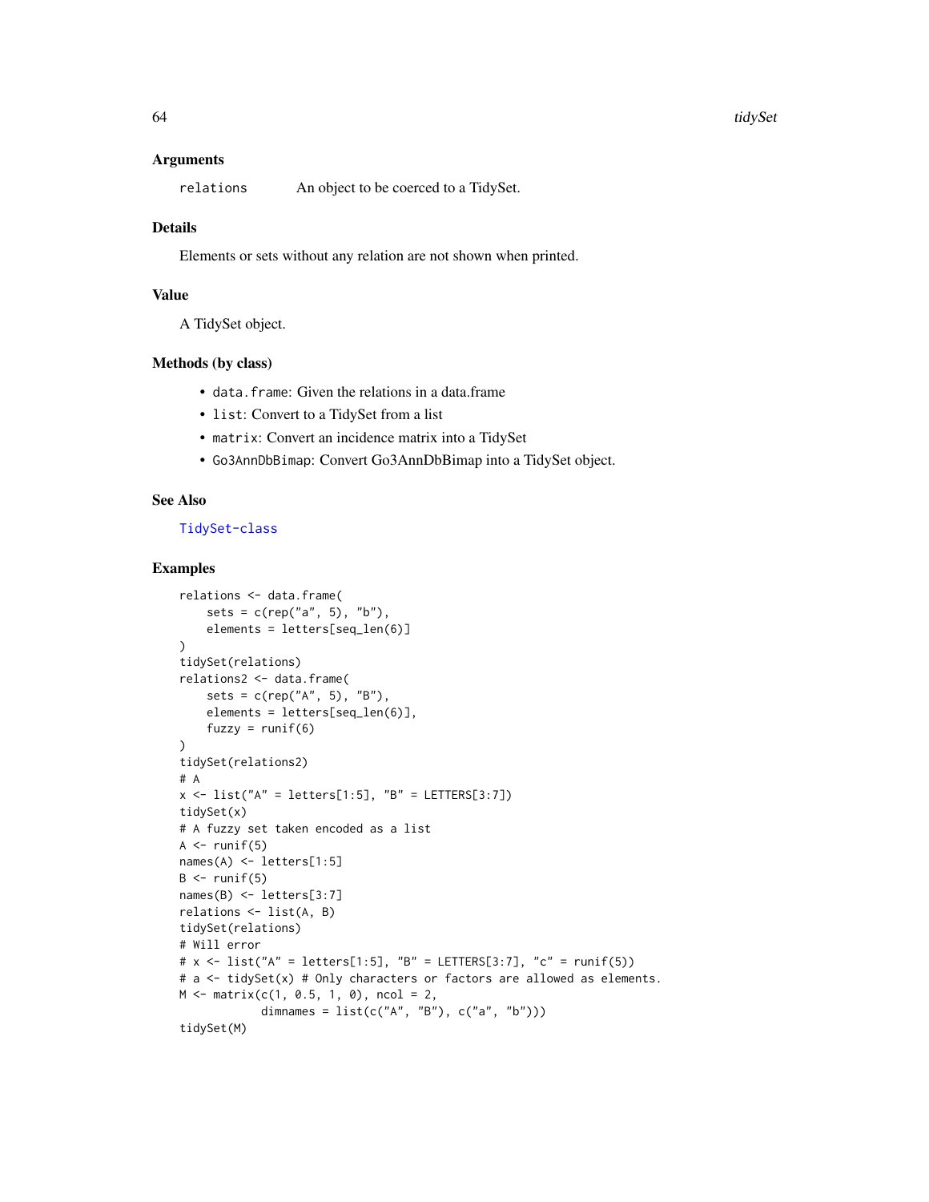### Arguments

`relations` An object to be coerced to a TidySet.

### Details

Elements or sets without any relation are not shown when printed.

### Value

A TidySet object.

### Methods (by class)

- `data.frame`: Given the relations in a data.frame
- `list`: Convert to a TidySet from a list
- `matrix`: Convert an incidence matrix into a TidySet
- `Go3AnnDbBimap`: Convert Go3AnnDbBimap into a TidySet object.

### See Also

TidySet-class

### Examples

```
relations <- data.frame(
    sets = c(rep("a", 5), "b"),
    elements = letters[seq_len(6)]
)
tidySet(relations)
relations2 <- data.frame(
    sets = c(rep("A", 5), "B"),
    elements = letters[seq_len(6)],
    fuzzy = runif(6)
)
tidySet(relations2)
# A
x <- list("A" = letters[1:5], "B" = LETTERS[3:7])
tidySet(x)
# A fuzzy set taken encoded as a list
A <- runif(5)
names(A) <- letters[1:5]
B <- runif(5)
names(B) <- letters[3:7]
relations <- list(A, B)
tidySet(relations)
# Will error
# x <- list("A" = letters[1:5], "B" = LETTERS[3:7], "c" = runif(5))
# a <- tidySet(x) # Only characters or factors are allowed as elements.
M <- matrix(c(1, 0.5, 1, 0), ncol = 2,
            dimnames = list(c("A", "B"), c("a", "b")))
tidySet(M)
```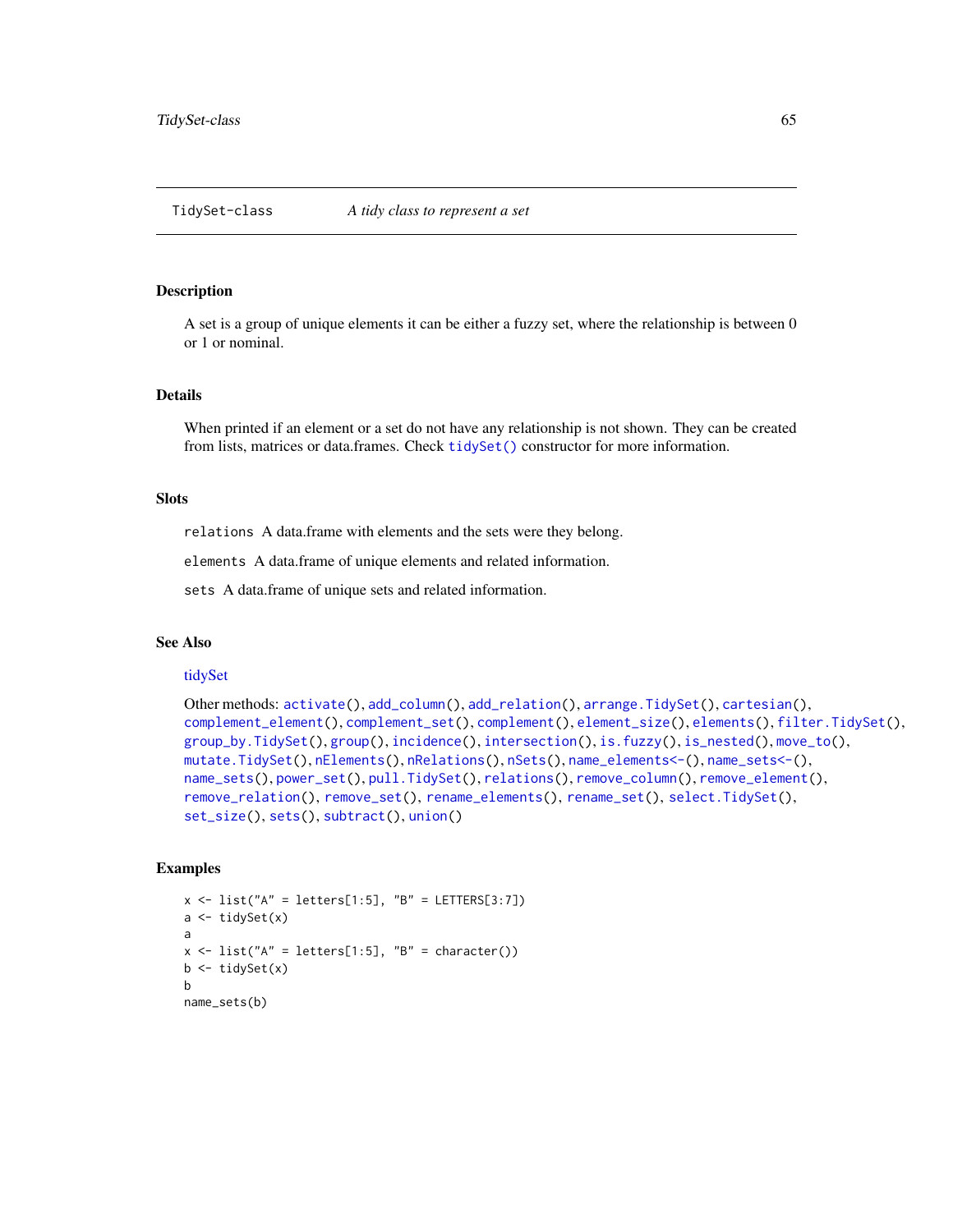## TidySet-class    *A tidy class to represent a set*

### Description

A set is a group of unique elements it can be either a fuzzy set, where the relationship is between 0 or 1 or nominal.

### Details

When printed if an element or a set do not have any relationship is not shown. They can be created from lists, matrices or data.frames. Check `tidySet()` constructor for more information.

### Slots

`relations` A data.frame with elements and the sets were they belong.

`elements` A data.frame of unique elements and related information.

`sets` A data.frame of unique sets and related information.

### See Also

tidySet

Other methods: `activate()`, `add_column()`, `add_relation()`, `arrange.TidySet()`, `cartesian()`, `complement_element()`, `complement_set()`, `complement()`, `element_size()`, `elements()`, `filter.TidySet()`, `group_by.TidySet()`, `group()`, `incidence()`, `intersection()`, `is.fuzzy()`, `is_nested()`, `move_to()`, `mutate.TidySet()`, `nElements()`, `nRelations()`, `nSets()`, `name_elements<-()`, `name_sets<-()`, `name_sets()`, `power_set()`, `pull.TidySet()`, `relations()`, `remove_column()`, `remove_element()`, `remove_relation()`, `remove_set()`, `rename_elements()`, `rename_set()`, `select.TidySet()`, `set_size()`, `sets()`, `subtract()`, `union()`

### Examples

```
x <- list("A" = letters[1:5], "B" = LETTERS[3:7])
a <- tidySet(x)
a
x <- list("A" = letters[1:5], "B" = character())
b <- tidySet(x)
b
name_sets(b)
```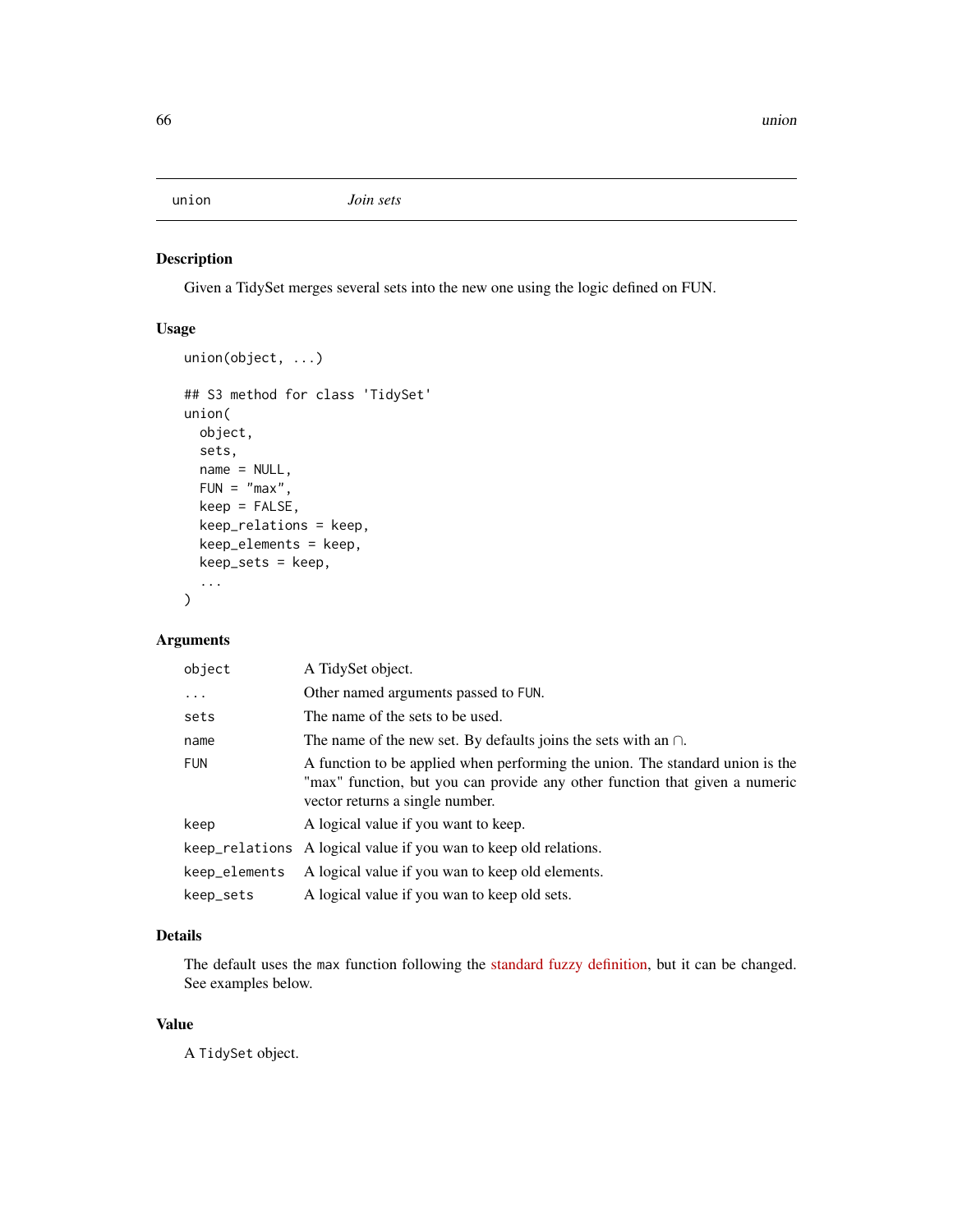## union — *Join sets*

### Description

Given a TidySet merges several sets into the new one using the logic defined on FUN.

### Usage

```
union(object, ...)

## S3 method for class 'TidySet'
union(
  object,
  sets,
  name = NULL,
  FUN = "max",
  keep = FALSE,
  keep_relations = keep,
  keep_elements = keep,
  keep_sets = keep,
  ...
)
```

### Arguments

| | |
|---|---|
| `object` | A TidySet object. |
| `...` | Other named arguments passed to `FUN`. |
| `sets` | The name of the sets to be used. |
| `name` | The name of the new set. By defaults joins the sets with an ∩. |
| `FUN` | A function to be applied when performing the union. The standard union is the "max" function, but you can provide any other function that given a numeric vector returns a single number. |
| `keep` | A logical value if you want to keep. |
| `keep_relations` | A logical value if you wan to keep old relations. |
| `keep_elements` | A logical value if you wan to keep old elements. |
| `keep_sets` | A logical value if you wan to keep old sets. |

### Details

The default uses the `max` function following the standard fuzzy definition, but it can be changed. See examples below.

### Value

A `TidySet` object.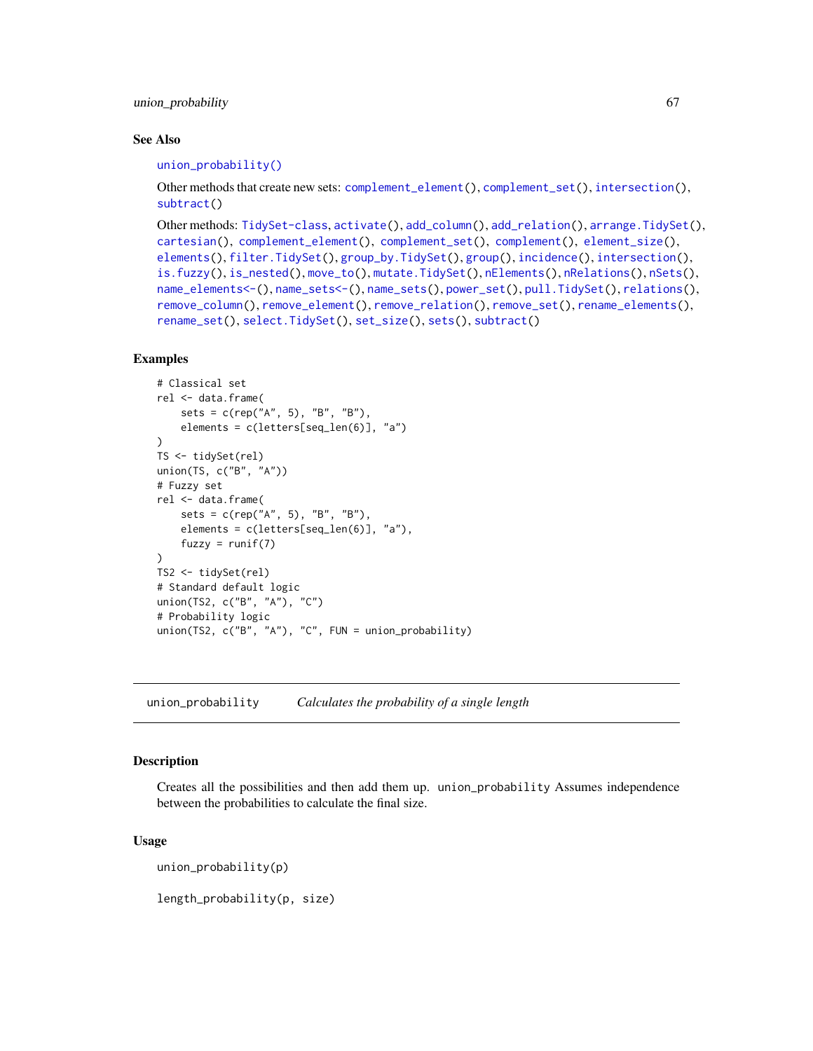## See Also

union_probability()

Other methods that create new sets: complement_element(), complement_set(), intersection(), subtract()

Other methods: TidySet-class, activate(), add_column(), add_relation(), arrange.TidySet(), cartesian(), complement_element(), complement_set(), complement(), element_size(), elements(), filter.TidySet(), group_by.TidySet(), group(), incidence(), intersection(), is.fuzzy(), is_nested(), move_to(), mutate.TidySet(), nElements(), nRelations(), nSets(), name_elements<-(), name_sets<-(), name_sets(), power_set(), pull.TidySet(), relations(), remove_column(), remove_element(), remove_relation(), remove_set(), rename_elements(), rename_set(), select.TidySet(), set_size(), sets(), subtract()

## Examples

```
# Classical set
rel <- data.frame(
    sets = c(rep("A", 5), "B", "B"),
    elements = c(letters[seq_len(6)], "a")
)
TS <- tidySet(rel)
union(TS, c("B", "A"))
# Fuzzy set
rel <- data.frame(
    sets = c(rep("A", 5), "B", "B"),
    elements = c(letters[seq_len(6)], "a"),
    fuzzy = runif(7)
)
TS2 <- tidySet(rel)
# Standard default logic
union(TS2, c("B", "A"), "C")
# Probability logic
union(TS2, c("B", "A"), "C", FUN = union_probability)
```

---

# union_probability &emsp; *Calculates the probability of a single length*

---

## Description

Creates all the possibilities and then add them up. `union_probability` Assumes independence between the probabilities to calculate the final size.

## Usage

```
union_probability(p)

length_probability(p, size)
```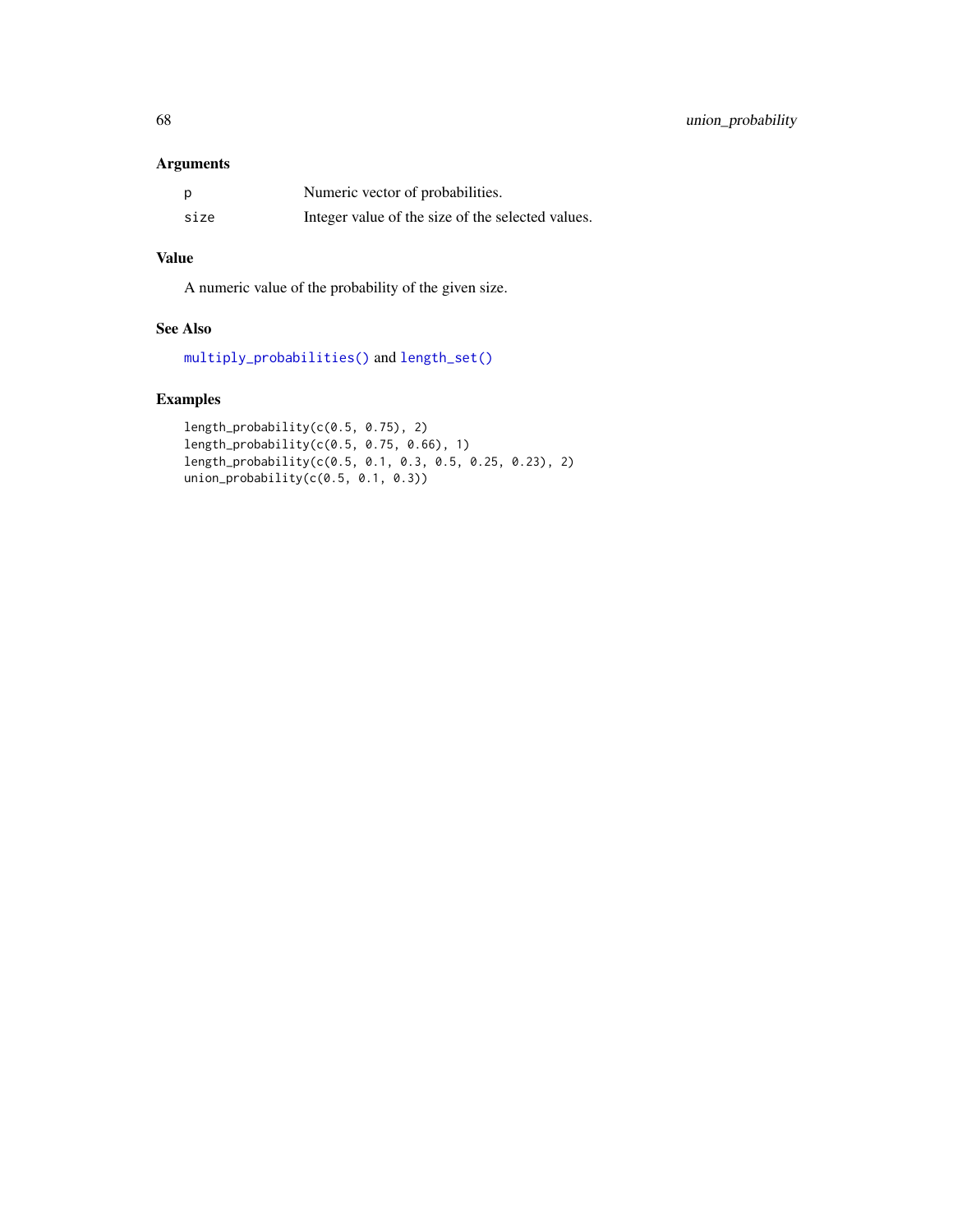### Arguments

| | |
|---|---|
| p | Numeric vector of probabilities. |
| size | Integer value of the size of the selected values. |

### Value

A numeric value of the probability of the given size.

### See Also

`multiply_probabilities()` and `length_set()`

### Examples

```
length_probability(c(0.5, 0.75), 2)
length_probability(c(0.5, 0.75, 0.66), 1)
length_probability(c(0.5, 0.1, 0.3, 0.5, 0.25, 0.23), 2)
union_probability(c(0.5, 0.1, 0.3))
```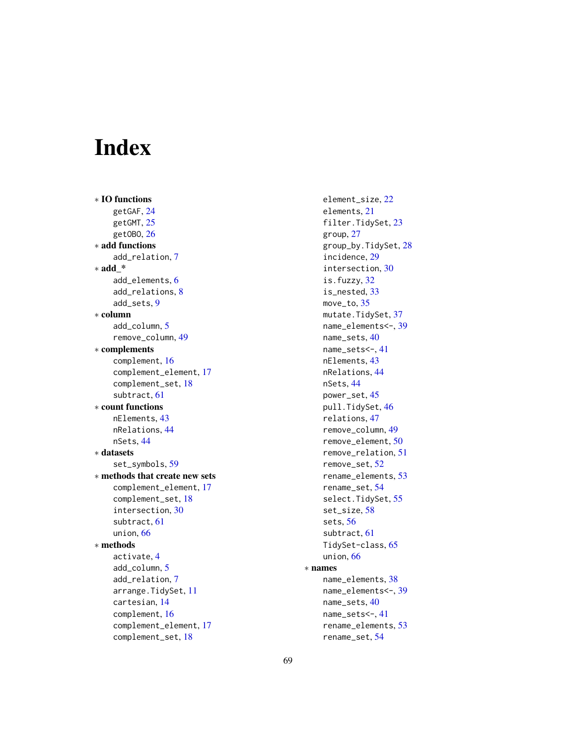# Index

∗ **IO functions**
- getGAF, 24
- getGMT, 25
- getOBO, 26

∗ **add functions**
- add_relation, 7

∗ **add_***
- add_elements, 6
- add_relations, 8
- add_sets, 9

∗ **column**
- add_column, 5
- remove_column, 49

∗ **complements**
- complement, 16
- complement_element, 17
- complement_set, 18
- subtract, 61

∗ **count functions**
- nElements, 43
- nRelations, 44
- nSets, 44

∗ **datasets**
- set_symbols, 59

∗ **methods that create new sets**
- complement_element, 17
- complement_set, 18
- intersection, 30
- subtract, 61
- union, 66

∗ **methods**
- activate, 4
- add_column, 5
- add_relation, 7
- arrange.TidySet, 11
- cartesian, 14
- complement, 16
- complement_element, 17
- complement_set, 18
- element_size, 22
- elements, 21
- filter.TidySet, 23
- group, 27
- group_by.TidySet, 28
- incidence, 29
- intersection, 30
- is.fuzzy, 32
- is_nested, 33
- move_to, 35
- mutate.TidySet, 37
- name_elements<-, 39
- name_sets, 40
- name_sets<-, 41
- nElements, 43
- nRelations, 44
- nSets, 44
- power_set, 45
- pull.TidySet, 46
- relations, 47
- remove_column, 49
- remove_element, 50
- remove_relation, 51
- remove_set, 52
- rename_elements, 53
- rename_set, 54
- select.TidySet, 55
- set_size, 58
- sets, 56
- subtract, 61
- TidySet-class, 65
- union, 66

∗ **names**
- name_elements, 38
- name_elements<-, 39
- name_sets, 40
- name_sets<-, 41
- rename_elements, 53
- rename_set, 54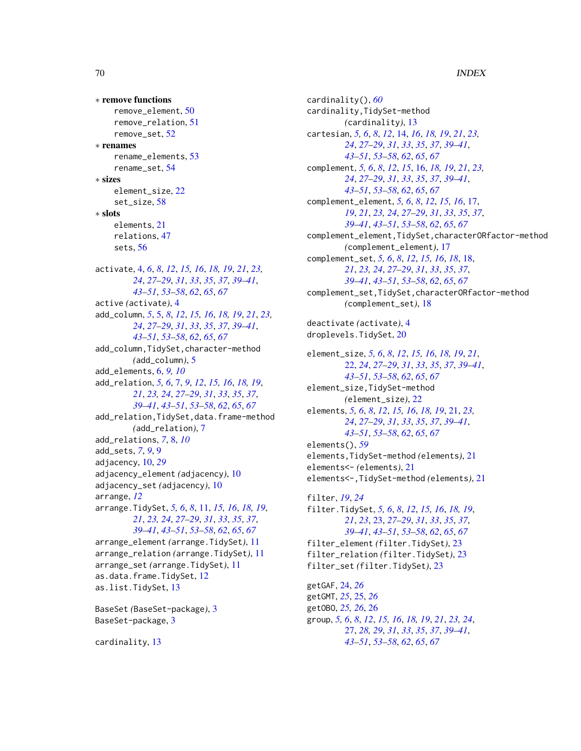∗ **remove functions**
    remove_element, 50
    remove_relation, 51
    remove_set, 52
∗ **renames**
    rename_elements, 53
    rename_set, 54
∗ **sizes**
    element_size, 22
    set_size, 58
∗ **slots**
    elements, 21
    relations, 47
    sets, 56

activate, 4, *6*, *8*, *12*, *15, 16*, *18, 19*, *21*, *23, 24*, *27–29*, *31*, *33*, *35*, *37*, *39–41*, *43–51*, *53–58*, *62*, *65*, *67*
active (activate), 4
add_column, *5*, 5, *8*, *12*, *15, 16*, *18, 19*, *21*, *23, 24*, *27–29*, *31*, *33*, *35*, *37*, *39–41*, *43–51*, *53–58*, *62*, *65*, *67*
add_column,TidySet,character-method (add_column), 5
add_elements, 6, *9, 10*
add_relation, *5, 6*, 7, *9*, *12*, *15, 16*, *18, 19*, *21*, *23, 24*, *27–29*, *31*, *33*, *35*, *37*, *39–41*, *43–51*, *53–58*, *62*, *65*, *67*
add_relation,TidySet,data.frame-method (add_relation), 7
add_relations, *7*, 8, *10*
add_sets, *7*, *9*, 9
adjacency, 10, *29*
adjacency_element (adjacency), 10
adjacency_set (adjacency), 10
arrange, *12*
arrange.TidySet, *5, 6*, *8*, 11, *15, 16*, *18, 19*, *21*, *23, 24*, *27–29*, *31*, *33*, *35*, *37*, *39–41*, *43–51*, *53–58*, *62*, *65*, *67*
arrange_element (arrange.TidySet), 11
arrange_relation (arrange.TidySet), 11
arrange_set (arrange.TidySet), 11
as.data.frame.TidySet, 12
as.list.TidySet, 13

BaseSet (BaseSet-package), 3
BaseSet-package, 3

cardinality, 13
cardinality(), *60*
cardinality,TidySet-method (cardinality), 13
cartesian, *5, 6*, *8*, *12*, 14, *16*, *18, 19*, *21*, *23, 24*, *27–29*, *31*, *33*, *35*, *37*, *39–41*, *43–51*, *53–58*, *62*, *65*, *67*
complement, *5, 6*, *8*, *12*, *15*, 16, *18, 19*, *21*, *23, 24*, *27–29*, *31*, *33*, *35*, *37*, *39–41*, *43–51*, *53–58*, *62*, *65*, *67*
complement_element, *5, 6*, *8*, *12*, *15, 16*, 17, *19*, *21*, *23, 24*, *27–29*, *31*, *33*, *35*, *37*, *39–41*, *43–51*, *53–58*, *62*, *65*, *67*
complement_element,TidySet,characterORfactor-method (complement_element), 17
complement_set, *5, 6*, *8*, *12*, *15, 16*, *18*, 18, *21*, *23, 24*, *27–29*, *31*, *33*, *35*, *37*, *39–41*, *43–51*, *53–58*, *62*, *65*, *67*
complement_set,TidySet,characterORfactor-method (complement_set), 18

deactivate (activate), 4
droplevels.TidySet, 20

element_size, *5, 6*, *8*, *12*, *15, 16*, *18, 19*, *21*, 22, *24*, *27–29*, *31*, *33*, *35*, *37*, *39–41*, *43–51*, *53–58*, *62*, *65*, *67*
element_size,TidySet-method (element_size), 22
elements, *5, 6*, *8*, *12*, *15, 16*, *18, 19*, 21, *23, 24*, *27–29*, *31*, *33*, *35*, *37*, *39–41*, *43–51*, *53–58*, *62*, *65*, *67*
elements(), *59*
elements,TidySet-method (elements), 21
elements<- (elements), 21
elements<-,TidySet-method (elements), 21

filter, *19*, *24*
filter.TidySet, *5, 6*, *8*, *12*, *15, 16*, *18, 19*, *21*, *23*, 23, *27–29*, *31*, *33*, *35*, *37*, *39–41*, *43–51*, *53–58*, *62*, *65*, *67*
filter_element (filter.TidySet), 23
filter_relation (filter.TidySet), 23
filter_set (filter.TidySet), 23

getGAF, 24, *26*
getGMT, *25*, 25, *26*
getOBO, *25, 26*, 26
group, *5, 6*, *8*, *12*, *15, 16*, *18, 19*, *21*, *23, 24*, 27, *28, 29*, *31*, *33*, *35*, *37*, *39–41*, *43–51*, *53–58*, *62*, *65*, *67*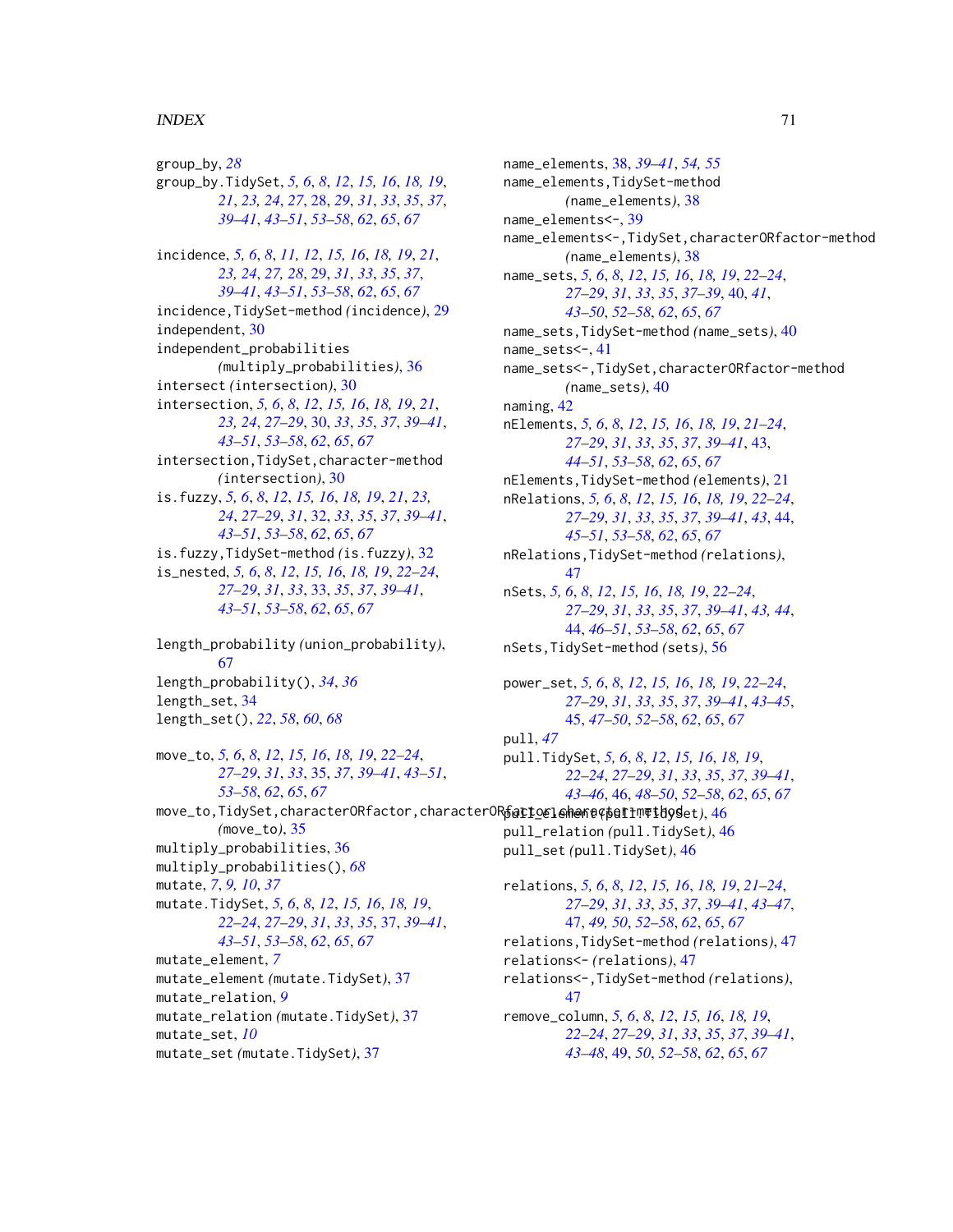group_by, *28*
group_by.TidySet, *5, 6*, *8*, *12*, *15, 16*, *18, 19*, *21*, *23, 24*, *27*, 28, *29*, *31*, *33*, *35*, *37*, *39–41*, *43–51*, *53–58*, *62*, *65*, *67*

incidence, *5, 6*, *8*, *11, 12*, *15, 16*, *18, 19*, *21*, *23, 24*, *27, 28*, 29, *31*, *33*, *35*, *37*, *39–41*, *43–51*, *53–58*, *62*, *65*, *67*
incidence,TidySet-method *(*incidence*)*, 29
independent, 30
independent_probabilities *(*multiply_probabilities*)*, 36
intersect *(*intersection*)*, 30
intersection, *5, 6*, *8*, *12*, *15, 16*, *18, 19*, *21*, *23, 24*, *27–29*, 30, *33*, *35*, *37*, *39–41*, *43–51*, *53–58*, *62*, *65*, *67*
intersection,TidySet,character-method *(*intersection*)*, 30
is.fuzzy, *5, 6*, *8*, *12*, *15, 16*, *18, 19*, *21*, *23, 24*, *27–29*, *31*, 32, *33*, *35*, *37*, *39–41*, *43–51*, *53–58*, *62*, *65*, *67*
is.fuzzy,TidySet-method *(*is.fuzzy*)*, 32
is_nested, *5, 6*, *8*, *12*, *15, 16*, *18, 19*, *22–24*, *27–29*, *31*, *33*, 33, *35*, *37*, *39–41*, *43–51*, *53–58*, *62*, *65*, *67*

length_probability *(*union_probability*)*, 67
length_probability(), *34*, *36*
length_set, 34
length_set(), *22*, *58*, *60*, *68*

move_to, *5, 6*, *8*, *12*, *15, 16*, *18, 19*, *22–24*, *27–29*, *31*, *33*, 35, *37*, *39–41*, *43–51*, *53–58*, *62*, *65*, *67*
move_to,TidySet,characterORfactor,characterORfactor,character-method *(*move_to*)*, 35
multiply_probabilities, 36
multiply_probabilities(), *68*
mutate, *7*, *9*, *10*, *37*
mutate.TidySet, *5, 6*, *8*, *12*, *15, 16*, *18, 19*, *22–24*, *27–29*, *31*, *33*, *35*, 37, *39–41*, *43–51*, *53–58*, *62*, *65*, *67*
mutate_element, *7*
mutate_element *(*mutate.TidySet*)*, 37
mutate_relation, *9*
mutate_relation *(*mutate.TidySet*)*, 37
mutate_set, *10*
mutate_set *(*mutate.TidySet*)*, 37

name_elements, 38, *39–41*, *54, 55*
name_elements,TidySet-method *(*name_elements*)*, 38
name_elements<-, 39
name_elements<-,TidySet,characterORfactor-method *(*name_elements*)*, 38
name_sets, *5, 6*, *8*, *12*, *15, 16*, *18, 19*, *22–24*, *27–29*, *31*, *33*, *35*, *37–39*, 40, *41*, *43–50*, *52–58*, *62*, *65*, *67*
name_sets,TidySet-method *(*name_sets*)*, 40
name_sets<-, 41
name_sets<-,TidySet,characterORfactor-method *(*name_sets*)*, 40
naming, 42
nElements, *5, 6*, *8*, *12*, *15, 16*, *18, 19*, *21–24*, *27–29*, *31*, *33*, *35*, *37*, *39–41*, 43, *44–51*, *53–58*, *62*, *65*, *67*
nElements,TidySet-method *(*elements*)*, 21
nRelations, *5, 6*, *8*, *12*, *15, 16*, *18, 19*, *22–24*, *27–29*, *31*, *33*, *35*, *37*, *39–41*, *43*, 44, *45–51*, *53–58*, *62*, *65*, *67*
nRelations,TidySet-method *(*relations*)*, 47
nSets, *5, 6*, *8*, *12*, *15, 16*, *18, 19*, *22–24*, *27–29*, *31*, *33*, *35*, *37*, *39–41*, *43, 44*, 44, *46–51*, *53–58*, *62*, *65*, *67*
nSets,TidySet-method *(*sets*)*, 56

power_set, *5, 6*, *8*, *12*, *15, 16*, *18, 19*, *22–24*, *27–29*, *31*, *33*, *35*, *37*, *39–41*, *43–45*, 45, *47–50*, *52–58*, *62*, *65*, *67*
pull, *47*
pull.TidySet, *5, 6*, *8*, *12*, *15, 16*, *18, 19*, *22–24*, *27–29*, *31*, *33*, *35*, *37*, *39–41*, *43–46*, 46, *48–50*, *52–58*, *62*, *65*, *67*
pull_element *(*pull.TidySet*)*, 46
pull_relation *(*pull.TidySet*)*, 46
pull_set *(*pull.TidySet*)*, 46

relations, *5, 6*, *8*, *12*, *15, 16*, *18, 19*, *21–24*, *27–29*, *31*, *33*, *35*, *37*, *39–41*, *43–47*, 47, *49, 50*, *52–58*, *62*, *65*, *67*
relations,TidySet-method *(*relations*)*, 47
relations<- *(*relations*)*, 47
relations<-,TidySet-method *(*relations*)*, 47
remove_column, *5, 6*, *8*, *12*, *15, 16*, *18, 19*, *22–24*, *27–29*, *31*, *33*, *35*, *37*, *39–41*, *43–48*, 49, *50*, *52–58*, *62*, *65*, *67*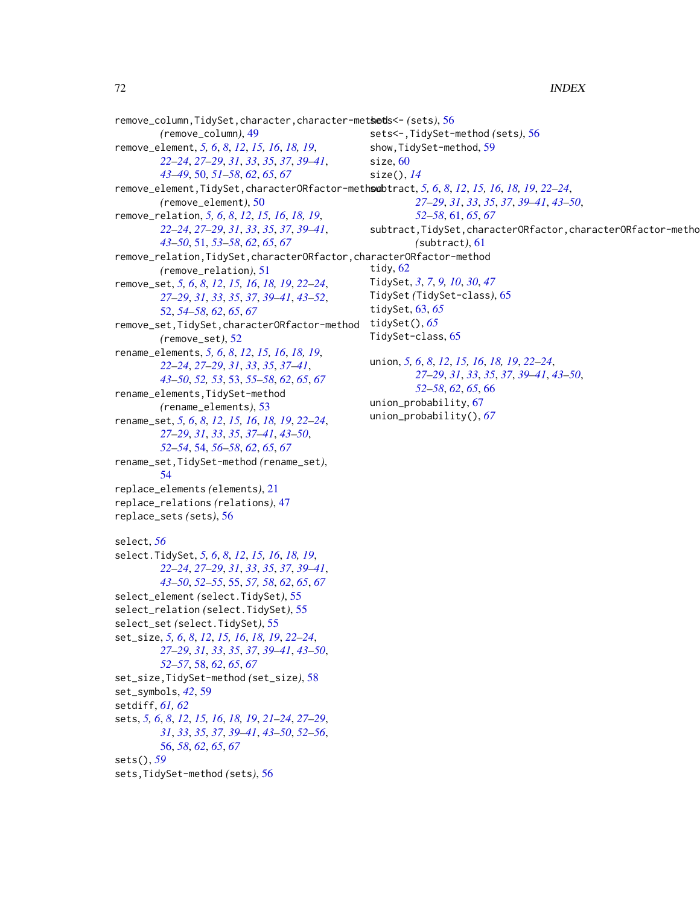remove_column,TidySet,character,character-method
  *(*remove_column*)*, 49
remove_element, *5, 6*, *8*, *12*, *15, 16*, *18, 19*, *22–24*, *27–29*, *31*, *33*, *35*, *37*, *39–41*, *43–49*, 50, *51–58*, *62*, *65*, *67*
remove_element,TidySet,characterORfactor-method
  *(*remove_element*)*, 50
remove_relation, *5, 6*, *8*, *12*, *15, 16*, *18, 19*, *22–24*, *27–29*, *31*, *33*, *35*, *37*, *39–41*, *43–50*, 51, *53–58*, *62*, *65*, *67*
remove_relation,TidySet,characterORfactor,characterORfactor-method
  *(*remove_relation*)*, 51
remove_set, *5, 6*, *8*, *12*, *15, 16*, *18, 19*, *22–24*, *27–29*, *31*, *33*, *35*, *37*, *39–41*, *43–52*, 52, *54–58*, *62*, *65*, *67*
remove_set,TidySet,characterORfactor-method
  *(*remove_set*)*, 52
rename_elements, *5, 6*, *8*, *12*, *15, 16*, *18, 19*, *22–24*, *27–29*, *31*, *33*, *35*, *37–41*, *43–50*, *52, 53*, 53, *55–58*, *62*, *65*, *67*
rename_elements,TidySet-method
  *(*rename_elements*)*, 53
rename_set, *5, 6*, *8*, *12*, *15, 16*, *18, 19*, *22–24*, *27–29*, *31*, *33*, *35*, *37–41*, *43–50*, *52–54*, 54, *56–58*, *62*, *65*, *67*
rename_set,TidySet-method *(*rename_set*)*, 54
replace_elements *(*elements*)*, 21
replace_relations *(*relations*)*, 47
replace_sets *(*sets*)*, 56

select, *56*
select.TidySet, *5, 6*, *8*, *12*, *15, 16*, *18, 19*, *22–24*, *27–29*, *31*, *33*, *35*, *37*, *39–41*, *43–50*, *52–55*, 55, *57, 58*, *62*, *65*, *67*
select_element *(*select.TidySet*)*, 55
select_relation *(*select.TidySet*)*, 55
select_set *(*select.TidySet*)*, 55
set_size, *5, 6*, *8*, *12*, *15, 16*, *18, 19*, *22–24*, *27–29*, *31*, *33*, *35*, *37*, *39–41*, *43–50*, *52–57*, 58, *62*, *65*, *67*
set_size,TidySet-method *(*set_size*)*, 58
set_symbols, *42*, 59
setdiff, *61, 62*
sets, *5, 6*, *8*, *12*, *15, 16*, *18, 19*, *21–24*, *27–29*, *31*, *33*, *35*, *37*, *39–41*, *43–50*, *52–56*, 56, *58*, *62*, *65*, *67*
sets(), *59*
sets,TidySet-method *(*sets*)*, 56
sets<- *(*sets*)*, 56
sets<-,TidySet-method *(*sets*)*, 56
show,TidySet-method, 59
size, 60
size(), *14*
subtract, *5, 6*, *8*, *12*, *15, 16*, *18, 19*, *22–24*, *27–29*, *31*, *33*, *35*, *37*, *39–41*, *43–50*, *52–58*, 61, *65*, *67*
subtract,TidySet,characterORfactor,characterORfactor-method
  *(*subtract*)*, 61

tidy, 62
TidySet, *3*, *7*, *9, 10*, *30*, *47*
TidySet *(*TidySet-class*)*, 65
tidySet, 63, *65*
tidySet(), *65*
TidySet-class, 65

union, *5, 6*, *8*, *12*, *15, 16*, *18, 19*, *22–24*, *27–29*, *31*, *33*, *35*, *37*, *39–41*, *43–50*, *52–58*, *62*, *65*, 66
union_probability, 67
union_probability(), *67*